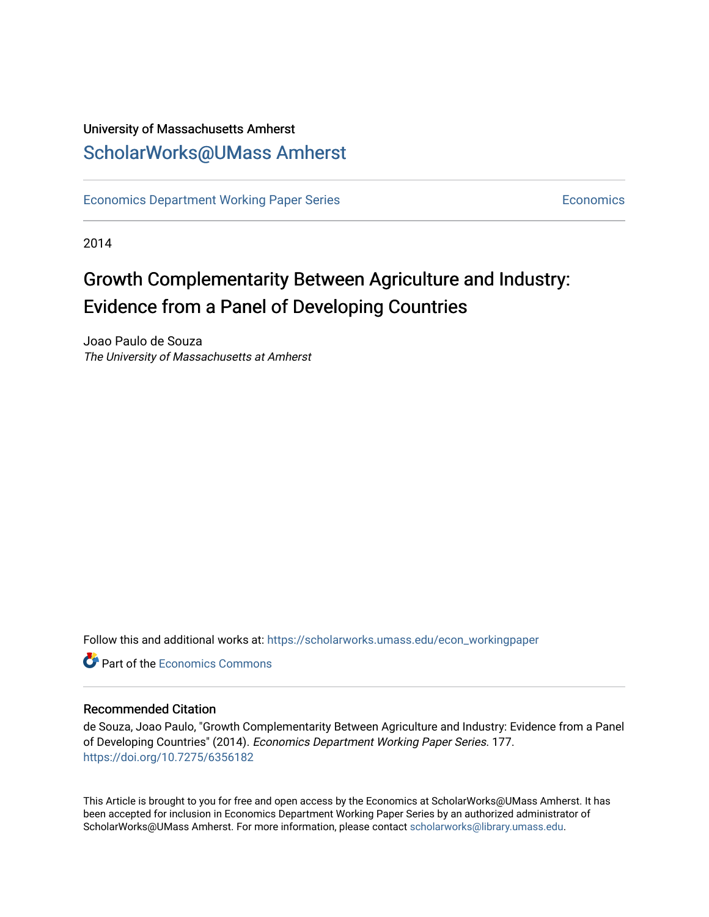University of Massachusetts Amherst

# ScholarWorks@UMass Amherst

Economics Department Working Paper Series | Economics

2014

## Growth Complementarity Between Agriculture and Industry: Evidence from a Panel of Developing Countries

Joao Paulo de Souza
*The University of Massachusetts at Amherst*

Follow this and additional works at: https://scholarworks.umass.edu/econ_workingpaper

Part of the Economics Commons

### Recommended Citation

de Souza, Joao Paulo, "Growth Complementarity Between Agriculture and Industry: Evidence from a Panel of Developing Countries" (2014). *Economics Department Working Paper Series*. 177.
https://doi.org/10.7275/6356182

This Article is brought to you for free and open access by the Economics at ScholarWorks@UMass Amherst. It has been accepted for inclusion in Economics Department Working Paper Series by an authorized administrator of ScholarWorks@UMass Amherst. For more information, please contact scholarworks@library.umass.edu.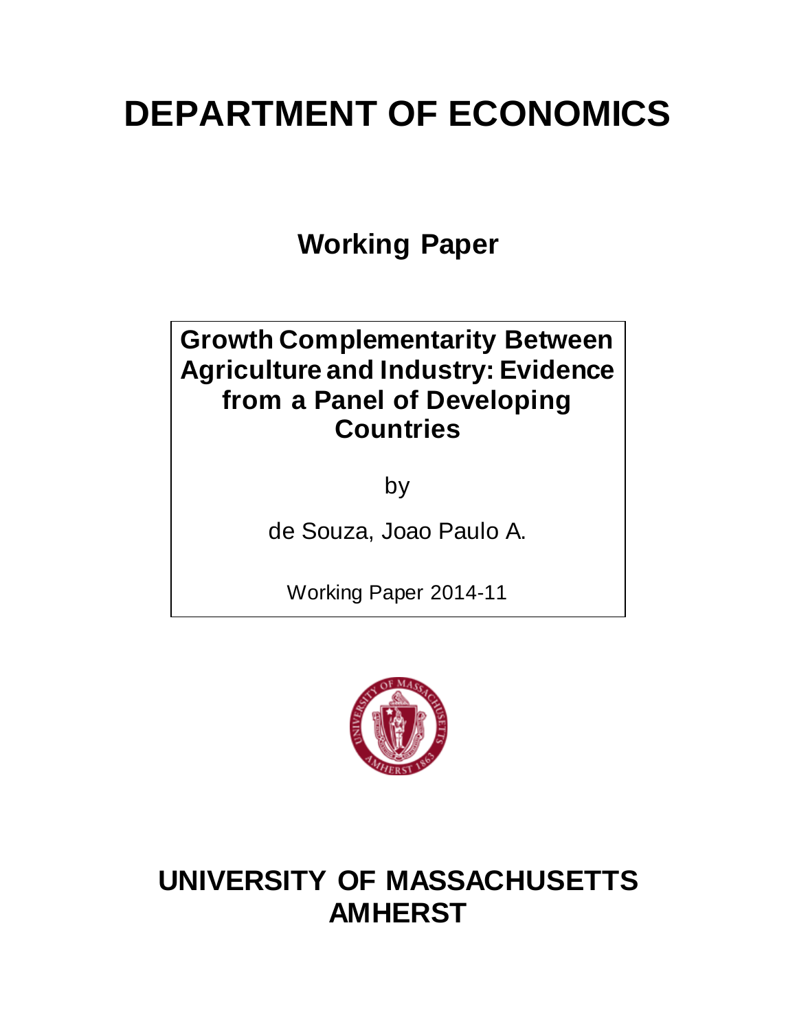# DEPARTMENT OF ECONOMICS

## Working Paper

**Growth Complementarity Between Agriculture and Industry: Evidence from a Panel of Developing Countries**

by

de Souza, Joao Paulo A.

Working Paper 2014-11

# UNIVERSITY OF MASSACHUSETTS AMHERST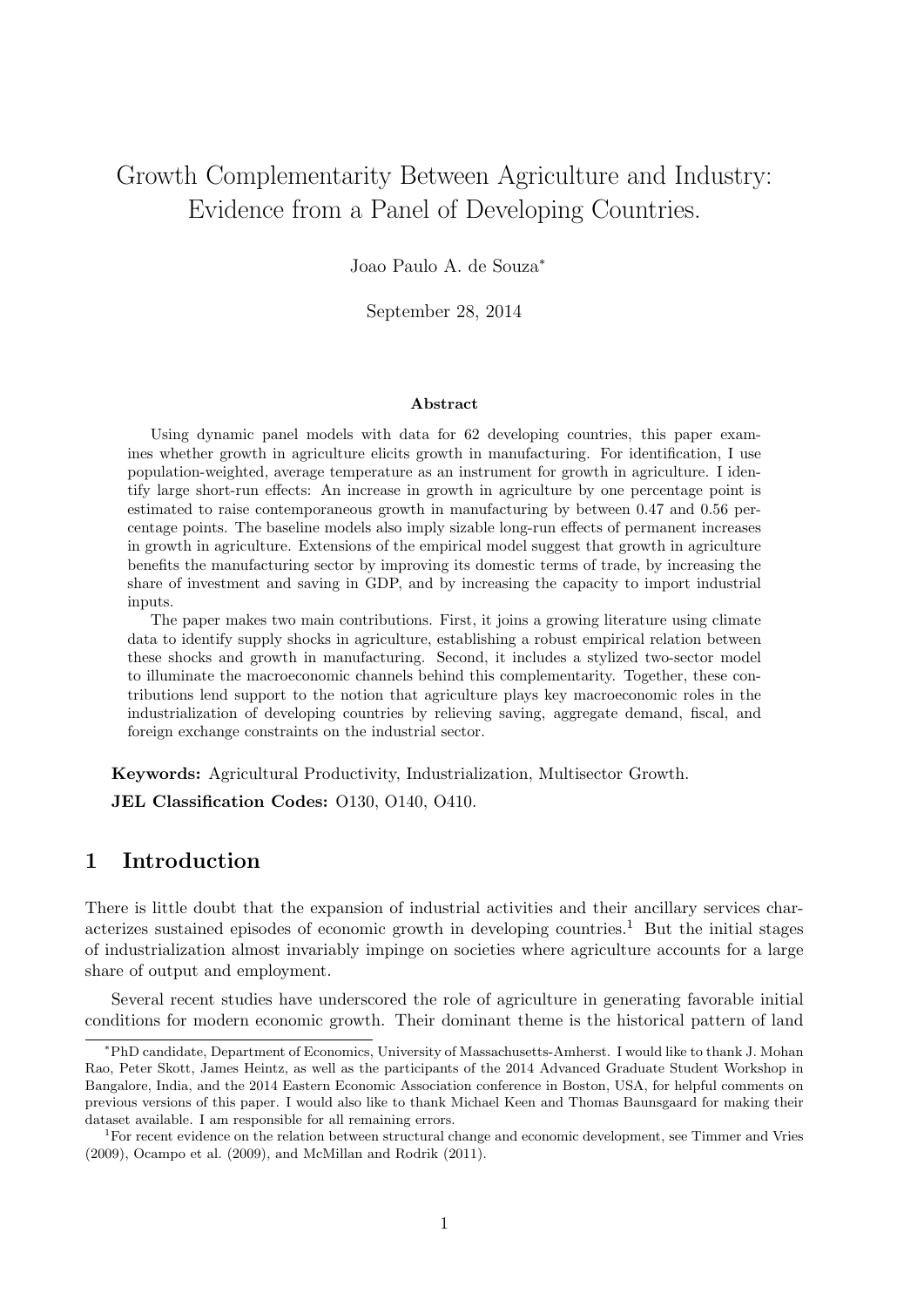# Growth Complementarity Between Agriculture and Industry: Evidence from a Panel of Developing Countries.

Joao Paulo A. de Souza*

September 28, 2014

### Abstract

Using dynamic panel models with data for 62 developing countries, this paper examines whether growth in agriculture elicits growth in manufacturing. For identification, I use population-weighted, average temperature as an instrument for growth in agriculture. I identify large short-run effects: An increase in growth in agriculture by one percentage point is estimated to raise contemporaneous growth in manufacturing by between 0.47 and 0.56 percentage points. The baseline models also imply sizable long-run effects of permanent increases in growth in agriculture. Extensions of the empirical model suggest that growth in agriculture benefits the manufacturing sector by improving its domestic terms of trade, by increasing the share of investment and saving in GDP, and by increasing the capacity to import industrial inputs.

The paper makes two main contributions. First, it joins a growing literature using climate data to identify supply shocks in agriculture, establishing a robust empirical relation between these shocks and growth in manufacturing. Second, it includes a stylized two-sector model to illuminate the macroeconomic channels behind this complementarity. Together, these contributions lend support to the notion that agriculture plays key macroeconomic roles in the industrialization of developing countries by relieving saving, aggregate demand, fiscal, and foreign exchange constraints on the industrial sector.

**Keywords:** Agricultural Productivity, Industrialization, Multisector Growth.

**JEL Classification Codes:** O130, O140, O410.

## 1 Introduction

There is little doubt that the expansion of industrial activities and their ancillary services characterizes sustained episodes of economic growth in developing countries.[1] But the initial stages of industrialization almost invariably impinge on societies where agriculture accounts for a large share of output and employment.

Several recent studies have underscored the role of agriculture in generating favorable initial conditions for modern economic growth. Their dominant theme is the historical pattern of land

---

*PhD candidate, Department of Economics, University of Massachusetts-Amherst. I would like to thank J. Mohan Rao, Peter Skott, James Heintz, as well as the participants of the 2014 Advanced Graduate Student Workshop in Bangalore, India, and the 2014 Eastern Economic Association conference in Boston, USA, for helpful comments on previous versions of this paper. I would also like to thank Michael Keen and Thomas Baunsgaard for making their dataset available. I am responsible for all remaining errors.

[1]For recent evidence on the relation between structural change and economic development, see Timmer and Vries (2009), Ocampo et al. (2009), and McMillan and Rodrik (2011).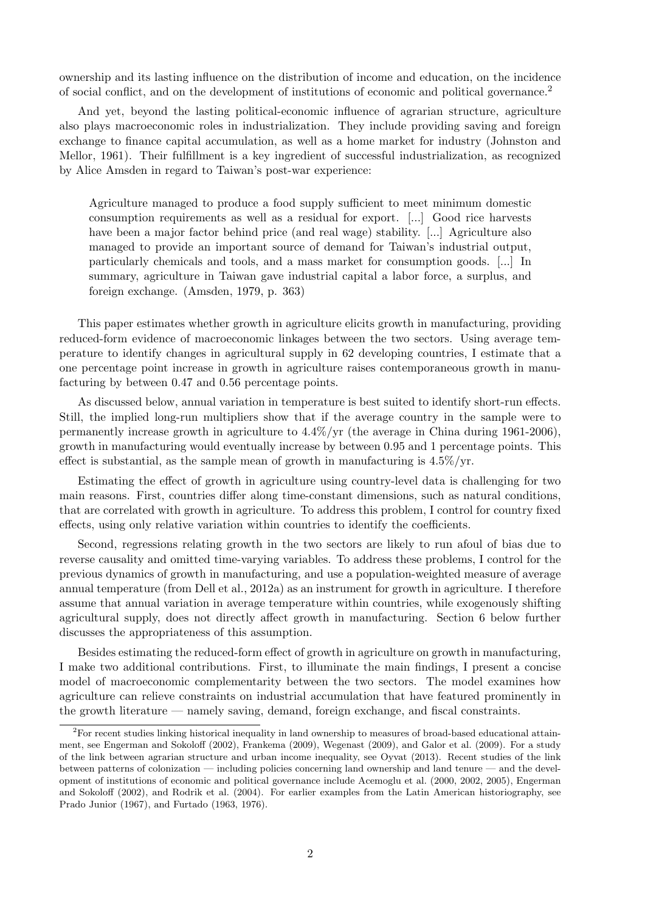ownership and its lasting influence on the distribution of income and education, on the incidence of social conflict, and on the development of institutions of economic and political governance.[2]

And yet, beyond the lasting political-economic influence of agrarian structure, agriculture also plays macroeconomic roles in industrialization. They include providing saving and foreign exchange to finance capital accumulation, as well as a home market for industry (Johnston and Mellor, 1961). Their fulfillment is a key ingredient of successful industrialization, as recognized by Alice Amsden in regard to Taiwan's post-war experience:

> Agriculture managed to produce a food supply sufficient to meet minimum domestic consumption requirements as well as a residual for export. [...] Good rice harvests have been a major factor behind price (and real wage) stability. [...] Agriculture also managed to provide an important source of demand for Taiwan's industrial output, particularly chemicals and tools, and a mass market for consumption goods. [...] In summary, agriculture in Taiwan gave industrial capital a labor force, a surplus, and foreign exchange. (Amsden, 1979, p. 363)

This paper estimates whether growth in agriculture elicits growth in manufacturing, providing reduced-form evidence of macroeconomic linkages between the two sectors. Using average temperature to identify changes in agricultural supply in 62 developing countries, I estimate that a one percentage point increase in growth in agriculture raises contemporaneous growth in manufacturing by between 0.47 and 0.56 percentage points.

As discussed below, annual variation in temperature is best suited to identify short-run effects. Still, the implied long-run multipliers show that if the average country in the sample were to permanently increase growth in agriculture to 4.4%/yr (the average in China during 1961-2006), growth in manufacturing would eventually increase by between 0.95 and 1 percentage points. This effect is substantial, as the sample mean of growth in manufacturing is 4.5%/yr.

Estimating the effect of growth in agriculture using country-level data is challenging for two main reasons. First, countries differ along time-constant dimensions, such as natural conditions, that are correlated with growth in agriculture. To address this problem, I control for country fixed effects, using only relative variation within countries to identify the coefficients.

Second, regressions relating growth in the two sectors are likely to run afoul of bias due to reverse causality and omitted time-varying variables. To address these problems, I control for the previous dynamics of growth in manufacturing, and use a population-weighted measure of average annual temperature (from Dell et al., 2012a) as an instrument for growth in agriculture. I therefore assume that annual variation in average temperature within countries, while exogenously shifting agricultural supply, does not directly affect growth in manufacturing. Section 6 below further discusses the appropriateness of this assumption.

Besides estimating the reduced-form effect of growth in agriculture on growth in manufacturing, I make two additional contributions. First, to illuminate the main findings, I present a concise model of macroeconomic complementarity between the two sectors. The model examines how agriculture can relieve constraints on industrial accumulation that have featured prominently in the growth literature — namely saving, demand, foreign exchange, and fiscal constraints.

[2] For recent studies linking historical inequality in land ownership to measures of broad-based educational attainment, see Engerman and Sokoloff (2002), Frankema (2009), Wegenast (2009), and Galor et al. (2009). For a study of the link between agrarian structure and urban income inequality, see Oyvat (2013). Recent studies of the link between patterns of colonization — including policies concerning land ownership and land tenure — and the development of institutions of economic and political governance include Acemoglu et al. (2000, 2002, 2005), Engerman and Sokoloff (2002), and Rodrik et al. (2004). For earlier examples from the Latin American historiography, see Prado Junior (1967), and Furtado (1963, 1976).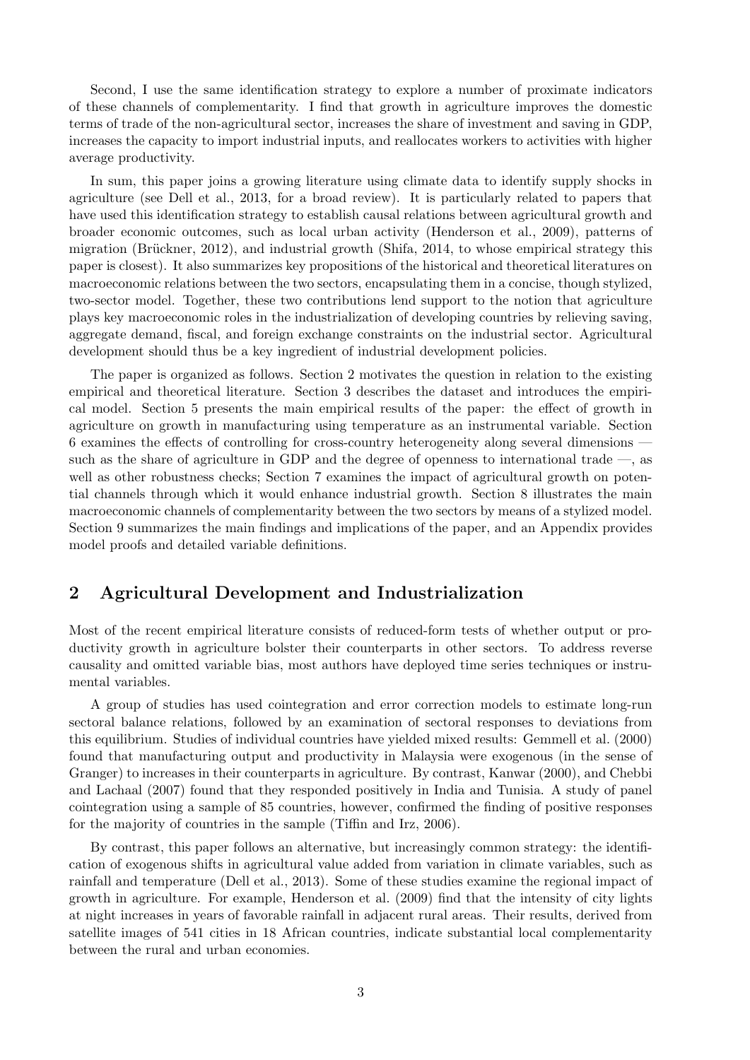Second, I use the same identification strategy to explore a number of proximate indicators of these channels of complementarity. I find that growth in agriculture improves the domestic terms of trade of the non-agricultural sector, increases the share of investment and saving in GDP, increases the capacity to import industrial inputs, and reallocates workers to activities with higher average productivity.

In sum, this paper joins a growing literature using climate data to identify supply shocks in agriculture (see Dell et al., 2013, for a broad review). It is particularly related to papers that have used this identification strategy to establish causal relations between agricultural growth and broader economic outcomes, such as local urban activity (Henderson et al., 2009), patterns of migration (Brückner, 2012), and industrial growth (Shifa, 2014, to whose empirical strategy this paper is closest). It also summarizes key propositions of the historical and theoretical literatures on macroeconomic relations between the two sectors, encapsulating them in a concise, though stylized, two-sector model. Together, these two contributions lend support to the notion that agriculture plays key macroeconomic roles in the industrialization of developing countries by relieving saving, aggregate demand, fiscal, and foreign exchange constraints on the industrial sector. Agricultural development should thus be a key ingredient of industrial development policies.

The paper is organized as follows. Section 2 motivates the question in relation to the existing empirical and theoretical literature. Section 3 describes the dataset and introduces the empirical model. Section 5 presents the main empirical results of the paper: the effect of growth in agriculture on growth in manufacturing using temperature as an instrumental variable. Section 6 examines the effects of controlling for cross-country heterogeneity along several dimensions — such as the share of agriculture in GDP and the degree of openness to international trade —, as well as other robustness checks; Section 7 examines the impact of agricultural growth on potential channels through which it would enhance industrial growth. Section 8 illustrates the main macroeconomic channels of complementarity between the two sectors by means of a stylized model. Section 9 summarizes the main findings and implications of the paper, and an Appendix provides model proofs and detailed variable definitions.

## 2 Agricultural Development and Industrialization

Most of the recent empirical literature consists of reduced-form tests of whether output or productivity growth in agriculture bolster their counterparts in other sectors. To address reverse causality and omitted variable bias, most authors have deployed time series techniques or instrumental variables.

A group of studies has used cointegration and error correction models to estimate long-run sectoral balance relations, followed by an examination of sectoral responses to deviations from this equilibrium. Studies of individual countries have yielded mixed results: Gemmell et al. (2000) found that manufacturing output and productivity in Malaysia were exogenous (in the sense of Granger) to increases in their counterparts in agriculture. By contrast, Kanwar (2000), and Chebbi and Lachaal (2007) found that they responded positively in India and Tunisia. A study of panel cointegration using a sample of 85 countries, however, confirmed the finding of positive responses for the majority of countries in the sample (Tiffin and Irz, 2006).

By contrast, this paper follows an alternative, but increasingly common strategy: the identification of exogenous shifts in agricultural value added from variation in climate variables, such as rainfall and temperature (Dell et al., 2013). Some of these studies examine the regional impact of growth in agriculture. For example, Henderson et al. (2009) find that the intensity of city lights at night increases in years of favorable rainfall in adjacent rural areas. Their results, derived from satellite images of 541 cities in 18 African countries, indicate substantial local complementarity between the rural and urban economies.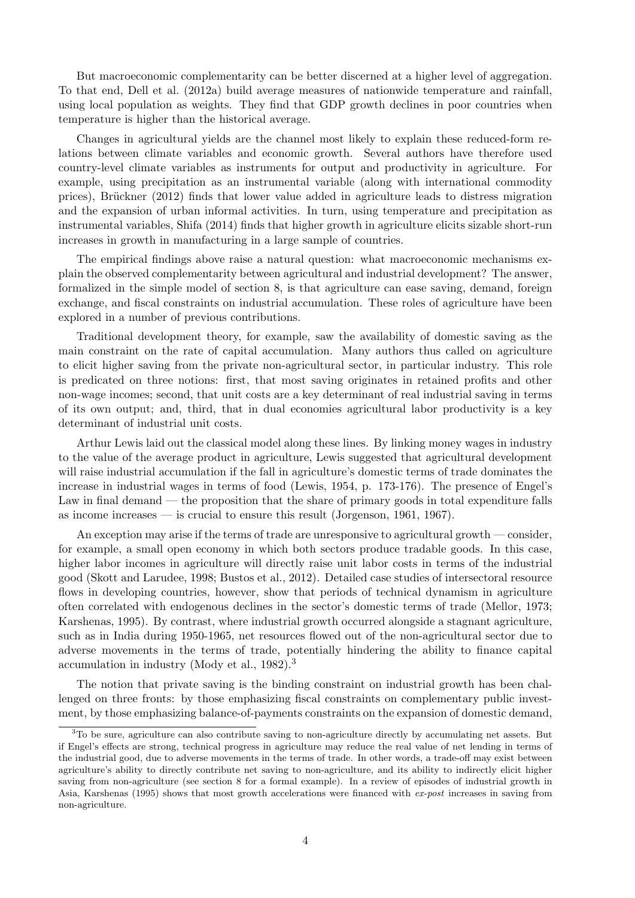But macroeconomic complementarity can be better discerned at a higher level of aggregation. To that end, Dell et al. (2012a) build average measures of nationwide temperature and rainfall, using local population as weights. They find that GDP growth declines in poor countries when temperature is higher than the historical average.

Changes in agricultural yields are the channel most likely to explain these reduced-form relations between climate variables and economic growth. Several authors have therefore used country-level climate variables as instruments for output and productivity in agriculture. For example, using precipitation as an instrumental variable (along with international commodity prices), Brückner (2012) finds that lower value added in agriculture leads to distress migration and the expansion of urban informal activities. In turn, using temperature and precipitation as instrumental variables, Shifa (2014) finds that higher growth in agriculture elicits sizable short-run increases in growth in manufacturing in a large sample of countries.

The empirical findings above raise a natural question: what macroeconomic mechanisms explain the observed complementarity between agricultural and industrial development? The answer, formalized in the simple model of section 8, is that agriculture can ease saving, demand, foreign exchange, and fiscal constraints on industrial accumulation. These roles of agriculture have been explored in a number of previous contributions.

Traditional development theory, for example, saw the availability of domestic saving as the main constraint on the rate of capital accumulation. Many authors thus called on agriculture to elicit higher saving from the private non-agricultural sector, in particular industry. This role is predicated on three notions: first, that most saving originates in retained profits and other non-wage incomes; second, that unit costs are a key determinant of real industrial saving in terms of its own output; and, third, that in dual economies agricultural labor productivity is a key determinant of industrial unit costs.

Arthur Lewis laid out the classical model along these lines. By linking money wages in industry to the value of the average product in agriculture, Lewis suggested that agricultural development will raise industrial accumulation if the fall in agriculture's domestic terms of trade dominates the increase in industrial wages in terms of food (Lewis, 1954, p. 173-176). The presence of Engel's Law in final demand — the proposition that the share of primary goods in total expenditure falls as income increases — is crucial to ensure this result (Jorgenson, 1961, 1967).

An exception may arise if the terms of trade are unresponsive to agricultural growth — consider, for example, a small open economy in which both sectors produce tradable goods. In this case, higher labor incomes in agriculture will directly raise unit labor costs in terms of the industrial good (Skott and Larudee, 1998; Bustos et al., 2012). Detailed case studies of intersectoral resource flows in developing countries, however, show that periods of technical dynamism in agriculture often correlated with endogenous declines in the sector's domestic terms of trade (Mellor, 1973; Karshenas, 1995). By contrast, where industrial growth occurred alongside a stagnant agriculture, such as in India during 1950-1965, net resources flowed out of the non-agricultural sector due to adverse movements in the terms of trade, potentially hindering the ability to finance capital accumulation in industry (Mody et al., 1982).[3]

The notion that private saving is the binding constraint on industrial growth has been challenged on three fronts: by those emphasizing fiscal constraints on complementary public investment, by those emphasizing balance-of-payments constraints on the expansion of domestic demand,

[3] To be sure, agriculture can also contribute saving to non-agriculture directly by accumulating net assets. But if Engel's effects are strong, technical progress in agriculture may reduce the real value of net lending in terms of the industrial good, due to adverse movements in the terms of trade. In other words, a trade-off may exist between agriculture's ability to directly contribute net saving to non-agriculture, and its ability to indirectly elicit higher saving from non-agriculture (see section 8 for a formal example). In a review of episodes of industrial growth in Asia, Karshenas (1995) shows that most growth accelerations were financed with *ex-post* increases in saving from non-agriculture.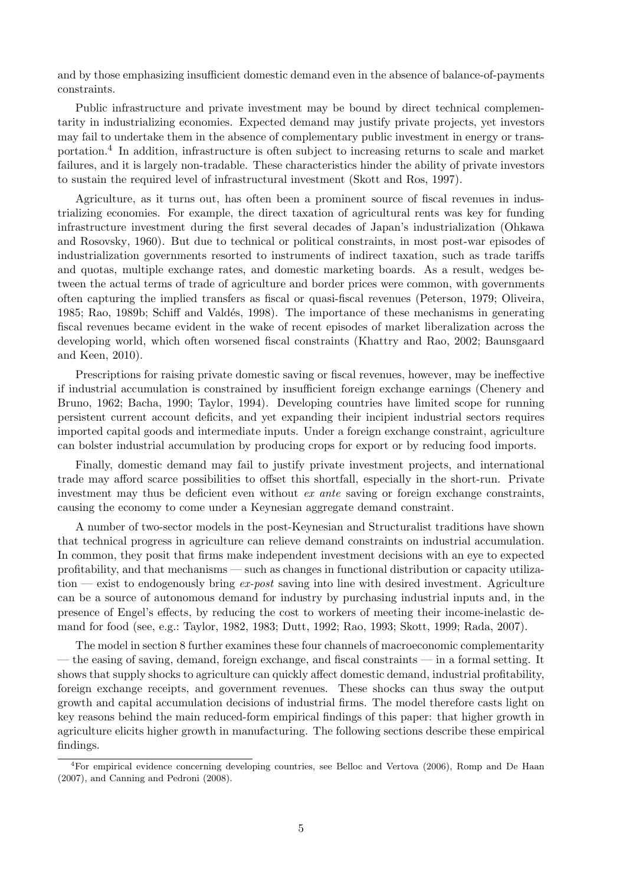and by those emphasizing insufficient domestic demand even in the absence of balance-of-payments constraints.

Public infrastructure and private investment may be bound by direct technical complementarity in industrializing economies. Expected demand may justify private projects, yet investors may fail to undertake them in the absence of complementary public investment in energy or transportation.[4] In addition, infrastructure is often subject to increasing returns to scale and market failures, and it is largely non-tradable. These characteristics hinder the ability of private investors to sustain the required level of infrastructural investment (Skott and Ros, 1997).

Agriculture, as it turns out, has often been a prominent source of fiscal revenues in industrializing economies. For example, the direct taxation of agricultural rents was key for funding infrastructure investment during the first several decades of Japan's industrialization (Ohkawa and Rosovsky, 1960). But due to technical or political constraints, in most post-war episodes of industrialization governments resorted to instruments of indirect taxation, such as trade tariffs and quotas, multiple exchange rates, and domestic marketing boards. As a result, wedges between the actual terms of trade of agriculture and border prices were common, with governments often capturing the implied transfers as fiscal or quasi-fiscal revenues (Peterson, 1979; Oliveira, 1985; Rao, 1989b; Schiff and Valdés, 1998). The importance of these mechanisms in generating fiscal revenues became evident in the wake of recent episodes of market liberalization across the developing world, which often worsened fiscal constraints (Khattry and Rao, 2002; Baunsgaard and Keen, 2010).

Prescriptions for raising private domestic saving or fiscal revenues, however, may be ineffective if industrial accumulation is constrained by insufficient foreign exchange earnings (Chenery and Bruno, 1962; Bacha, 1990; Taylor, 1994). Developing countries have limited scope for running persistent current account deficits, and yet expanding their incipient industrial sectors requires imported capital goods and intermediate inputs. Under a foreign exchange constraint, agriculture can bolster industrial accumulation by producing crops for export or by reducing food imports.

Finally, domestic demand may fail to justify private investment projects, and international trade may afford scarce possibilities to offset this shortfall, especially in the short-run. Private investment may thus be deficient even without *ex ante* saving or foreign exchange constraints, causing the economy to come under a Keynesian aggregate demand constraint.

A number of two-sector models in the post-Keynesian and Structuralist traditions have shown that technical progress in agriculture can relieve demand constraints on industrial accumulation. In common, they posit that firms make independent investment decisions with an eye to expected profitability, and that mechanisms — such as changes in functional distribution or capacity utilization — exist to endogenously bring *ex-post* saving into line with desired investment. Agriculture can be a source of autonomous demand for industry by purchasing industrial inputs and, in the presence of Engel's effects, by reducing the cost to workers of meeting their income-inelastic demand for food (see, e.g.: Taylor, 1982, 1983; Dutt, 1992; Rao, 1993; Skott, 1999; Rada, 2007).

The model in section 8 further examines these four channels of macroeconomic complementarity — the easing of saving, demand, foreign exchange, and fiscal constraints — in a formal setting. It shows that supply shocks to agriculture can quickly affect domestic demand, industrial profitability, foreign exchange receipts, and government revenues. These shocks can thus sway the output growth and capital accumulation decisions of industrial firms. The model therefore casts light on key reasons behind the main reduced-form empirical findings of this paper: that higher growth in agriculture elicits higher growth in manufacturing. The following sections describe these empirical findings.

[4] For empirical evidence concerning developing countries, see Belloc and Vertova (2006), Romp and De Haan (2007), and Canning and Pedroni (2008).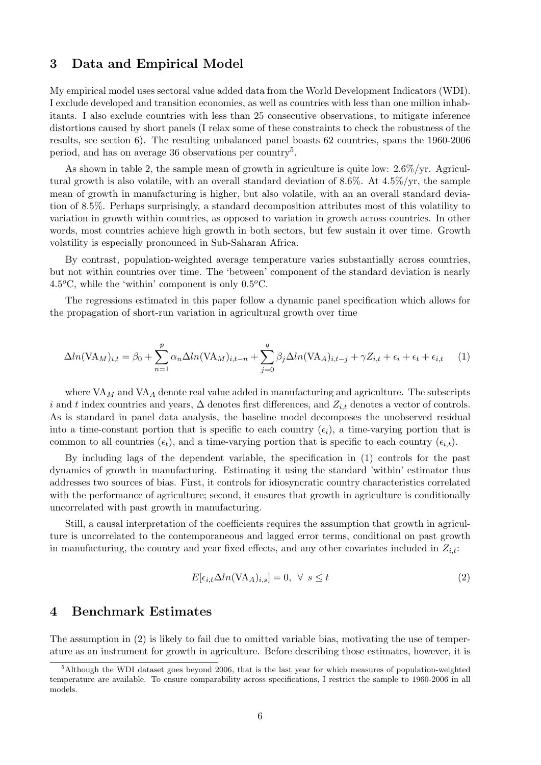## 3 Data and Empirical Model

My empirical model uses sectoral value added data from the World Development Indicators (WDI). I exclude developed and transition economies, as well as countries with less than one million inhabitants. I also exclude countries with less than 25 consecutive observations, to mitigate inference distortions caused by short panels (I relax some of these constraints to check the robustness of the results, see section 6). The resulting unbalanced panel boasts 62 countries, spans the 1960-2006 period, and has on average 36 observations per country[5].

As shown in table 2, the sample mean of growth in agriculture is quite low: 2.6%/yr. Agricultural growth is also volatile, with an overall standard deviation of 8.6%. At 4.5%/yr, the sample mean of growth in manufacturing is higher, but also volatile, with an an overall standard deviation of 8.5%. Perhaps surprisingly, a standard decomposition attributes most of this volatility to variation in growth within countries, as opposed to variation in growth across countries. In other words, most countries achieve high growth in both sectors, but few sustain it over time. Growth volatility is especially pronounced in Sub-Saharan Africa.

By contrast, population-weighted average temperature varies substantially across countries, but not within countries over time. The 'between' component of the standard deviation is nearly 4.5$^o$C, while the 'within' component is only 0.5$^o$C.

The regressions estimated in this paper follow a dynamic panel specification which allows for the propagation of short-run variation in agricultural growth over time

$$\Delta ln(\text{VA}_M)_{i,t} = \beta_0 + \sum_{n=1}^{p} \alpha_n \Delta ln(\text{VA}_M)_{i,t-n} + \sum_{j=0}^{q} \beta_j \Delta ln(\text{VA}_A)_{i,t-j} + \gamma Z_{i,t} + \epsilon_i + \epsilon_t + \epsilon_{i,t} \quad (1)$$

where $\text{VA}_M$ and $\text{VA}_A$ denote real value added in manufacturing and agriculture. The subscripts $i$ and $t$ index countries and years, $\Delta$ denotes first differences, and $Z_{i,t}$ denotes a vector of controls. As is standard in panel data analysis, the baseline model decomposes the unobserved residual into a time-constant portion that is specific to each country ($\epsilon_i$), a time-varying portion that is common to all countries ($\epsilon_t$), and a time-varying portion that is specific to each country ($\epsilon_{i,t}$).

By including lags of the dependent variable, the specification in (1) controls for the past dynamics of growth in manufacturing. Estimating it using the standard 'within' estimator thus addresses two sources of bias. First, it controls for idiosyncratic country characteristics correlated with the performance of agriculture; second, it ensures that growth in agriculture is conditionally uncorrelated with past growth in manufacturing.

Still, a causal interpretation of the coefficients requires the assumption that growth in agriculture is uncorrelated to the contemporaneous and lagged error terms, conditional on past growth in manufacturing, the country and year fixed effects, and any other covariates included in $Z_{i,t}$:

$$E[\epsilon_{i,t} \Delta ln(\text{VA}_A)_{i,s}] = 0, \ \forall \ s \leq t \quad (2)$$

## 4 Benchmark Estimates

The assumption in (2) is likely to fail due to omitted variable bias, motivating the use of temperature as an instrument for growth in agriculture. Before describing those estimates, however, it is

[5] Although the WDI dataset goes beyond 2006, that is the last year for which measures of population-weighted temperature are available. To ensure comparability across specifications, I restrict the sample to 1960-2006 in all models.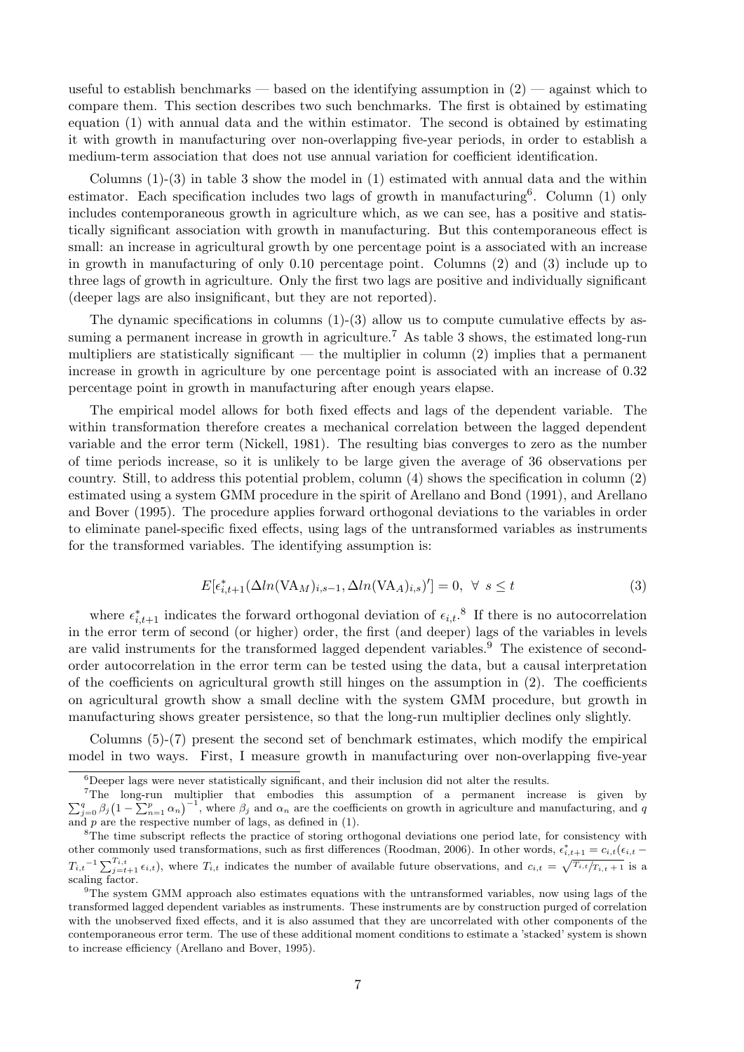useful to establish benchmarks — based on the identifying assumption in (2) — against which to compare them. This section describes two such benchmarks. The first is obtained by estimating equation (1) with annual data and the within estimator. The second is obtained by estimating it with growth in manufacturing over non-overlapping five-year periods, in order to establish a medium-term association that does not use annual variation for coefficient identification.

Columns (1)-(3) in table 3 show the model in (1) estimated with annual data and the within estimator. Each specification includes two lags of growth in manufacturing[6]. Column (1) only includes contemporaneous growth in agriculture which, as we can see, has a positive and statistically significant association with growth in manufacturing. But this contemporaneous effect is small: an increase in agricultural growth by one percentage point is a associated with an increase in growth in manufacturing of only 0.10 percentage point. Columns (2) and (3) include up to three lags of growth in agriculture. Only the first two lags are positive and individually significant (deeper lags are also insignificant, but they are not reported).

The dynamic specifications in columns (1)-(3) allow us to compute cumulative effects by assuming a permanent increase in growth in agriculture.[7] As table 3 shows, the estimated long-run multipliers are statistically significant — the multiplier in column (2) implies that a permanent increase in growth in agriculture by one percentage point is associated with an increase of 0.32 percentage point in growth in manufacturing after enough years elapse.

The empirical model allows for both fixed effects and lags of the dependent variable. The within transformation therefore creates a mechanical correlation between the lagged dependent variable and the error term (Nickell, 1981). The resulting bias converges to zero as the number of time periods increase, so it is unlikely to be large given the average of 36 observations per country. Still, to address this potential problem, column (4) shows the specification in column (2) estimated using a system GMM procedure in the spirit of Arellano and Bond (1991), and Arellano and Bover (1995). The procedure applies forward orthogonal deviations to the variables in order to eliminate panel-specific fixed effects, using lags of the untransformed variables as instruments for the transformed variables. The identifying assumption is:

$$E[\epsilon^*_{i,t+1}(\Delta ln(\mathrm{VA}_M)_{i,s-1}, \Delta ln(\mathrm{VA}_A)_{i,s})'] = 0, \ \forall \ s \leq t \tag{3}$$

where $\epsilon^*_{i,t+1}$ indicates the forward orthogonal deviation of $\epsilon_{i,t}$.[8] If there is no autocorrelation in the error term of second (or higher) order, the first (and deeper) lags of the variables in levels are valid instruments for the transformed lagged dependent variables.[9] The existence of second-order autocorrelation in the error term can be tested using the data, but a causal interpretation of the coefficients on agricultural growth still hinges on the assumption in (2). The coefficients on agricultural growth show a small decline with the system GMM procedure, but growth in manufacturing shows greater persistence, so that the long-run multiplier declines only slightly.

Columns (5)-(7) present the second set of benchmark estimates, which modify the empirical model in two ways. First, I measure growth in manufacturing over non-overlapping five-year

---

[6] Deeper lags were never statistically significant, and their inclusion did not alter the results.

[7] The long-run multiplier that embodies this assumption of a permanent increase is given by $\sum_{j=0}^{q} \beta_j \big(1 - \sum_{n=1}^{p} \alpha_n\big)^{-1}$, where $\beta_j$ and $\alpha_n$ are the coefficients on growth in agriculture and manufacturing, and $q$ and $p$ are the respective number of lags, as defined in (1).

[8] The time subscript reflects the practice of storing orthogonal deviations one period late, for consistency with other commonly used transformations, such as first differences (Roodman, 2006). In other words, $\epsilon^*_{i,t+1} = c_{i,t}(\epsilon_{i,t} - {T_{i,t}}^{-1} \sum_{j=t+1}^{T_{i,t}} \epsilon_{i,t})$, where $T_{i,t}$ indicates the number of available future observations, and $c_{i,t} = \sqrt{T_{i,t}/T_{i,t}+1}$ is a scaling factor.

[9] The system GMM approach also estimates equations with the untransformed variables, now using lags of the transformed lagged dependent variables as instruments. These instruments are by construction purged of correlation with the unobserved fixed effects, and it is also assumed that they are uncorrelated with other components of the contemporaneous error term. The use of these additional moment conditions to estimate a 'stacked' system is shown to increase efficiency (Arellano and Bover, 1995).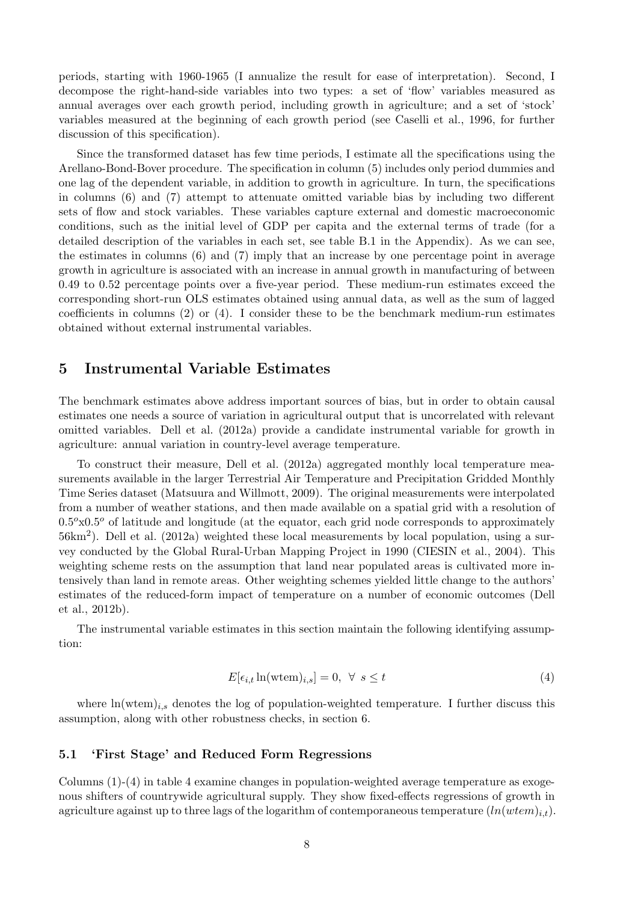periods, starting with 1960-1965 (I annualize the result for ease of interpretation). Second, I decompose the right-hand-side variables into two types: a set of 'flow' variables measured as annual averages over each growth period, including growth in agriculture; and a set of 'stock' variables measured at the beginning of each growth period (see Caselli et al., 1996, for further discussion of this specification).

Since the transformed dataset has few time periods, I estimate all the specifications using the Arellano-Bond-Bover procedure. The specification in column (5) includes only period dummies and one lag of the dependent variable, in addition to growth in agriculture. In turn, the specifications in columns (6) and (7) attempt to attenuate omitted variable bias by including two different sets of flow and stock variables. These variables capture external and domestic macroeconomic conditions, such as the initial level of GDP per capita and the external terms of trade (for a detailed description of the variables in each set, see table B.1 in the Appendix). As we can see, the estimates in columns (6) and (7) imply that an increase by one percentage point in average growth in agriculture is associated with an increase in annual growth in manufacturing of between 0.49 to 0.52 percentage points over a five-year period. These medium-run estimates exceed the corresponding short-run OLS estimates obtained using annual data, as well as the sum of lagged coefficients in columns (2) or (4). I consider these to be the benchmark medium-run estimates obtained without external instrumental variables.

## 5 Instrumental Variable Estimates

The benchmark estimates above address important sources of bias, but in order to obtain causal estimates one needs a source of variation in agricultural output that is uncorrelated with relevant omitted variables. Dell et al. (2012a) provide a candidate instrumental variable for growth in agriculture: annual variation in country-level average temperature.

To construct their measure, Dell et al. (2012a) aggregated monthly local temperature measurements available in the larger Terrestrial Air Temperature and Precipitation Gridded Monthly Time Series dataset (Matsuura and Willmott, 2009). The original measurements were interpolated from a number of weather stations, and then made available on a spatial grid with a resolution of $0.5^o$x$0.5^o$ of latitude and longitude (at the equator, each grid node corresponds to approximately 56km$^2$). Dell et al. (2012a) weighted these local measurements by local population, using a survey conducted by the Global Rural-Urban Mapping Project in 1990 (CIESIN et al., 2004). This weighting scheme rests on the assumption that land near populated areas is cultivated more intensively than land in remote areas. Other weighting schemes yielded little change to the authors' estimates of the reduced-form impact of temperature on a number of economic outcomes (Dell et al., 2012b).

The instrumental variable estimates in this section maintain the following identifying assumption:

$$E[\epsilon_{i,t} \ln(\text{wtem})_{i,s}] = 0, \;\; \forall \;\; s \leq t \tag{4}$$

where $\ln(\text{wtem})_{i,s}$ denotes the log of population-weighted temperature. I further discuss this assumption, along with other robustness checks, in section 6.

### 5.1 'First Stage' and Reduced Form Regressions

Columns (1)-(4) in table 4 examine changes in population-weighted average temperature as exogenous shifters of countrywide agricultural supply. They show fixed-effects regressions of growth in agriculture against up to three lags of the logarithm of contemporaneous temperature ($ln(wtem)_{i,t}$).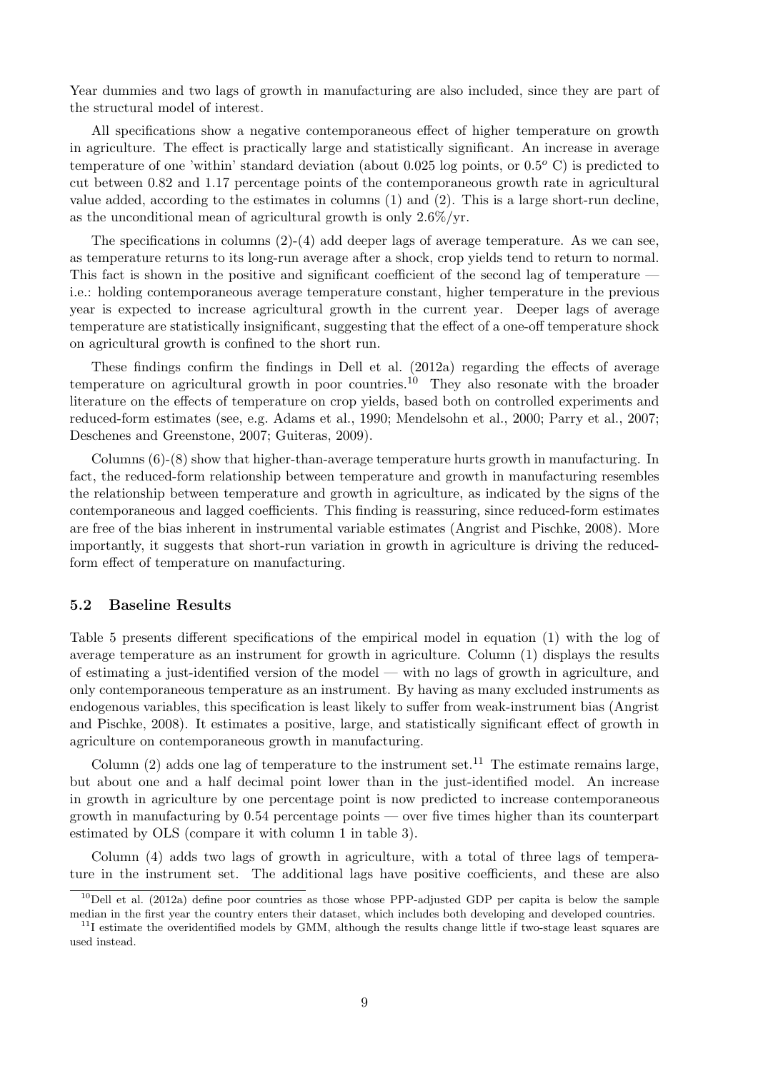Year dummies and two lags of growth in manufacturing are also included, since they are part of the structural model of interest.

All specifications show a negative contemporaneous effect of higher temperature on growth in agriculture. The effect is practically large and statistically significant. An increase in average temperature of one 'within' standard deviation (about 0.025 log points, or $0.5^o$ C) is predicted to cut between 0.82 and 1.17 percentage points of the contemporaneous growth rate in agricultural value added, according to the estimates in columns (1) and (2). This is a large short-run decline, as the unconditional mean of agricultural growth is only 2.6%/yr.

The specifications in columns (2)-(4) add deeper lags of average temperature. As we can see, as temperature returns to its long-run average after a shock, crop yields tend to return to normal. This fact is shown in the positive and significant coefficient of the second lag of temperature — i.e.: holding contemporaneous average temperature constant, higher temperature in the previous year is expected to increase agricultural growth in the current year. Deeper lags of average temperature are statistically insignificant, suggesting that the effect of a one-off temperature shock on agricultural growth is confined to the short run.

These findings confirm the findings in Dell et al. (2012a) regarding the effects of average temperature on agricultural growth in poor countries.[10] They also resonate with the broader literature on the effects of temperature on crop yields, based both on controlled experiments and reduced-form estimates (see, e.g. Adams et al., 1990; Mendelsohn et al., 2000; Parry et al., 2007; Deschenes and Greenstone, 2007; Guiteras, 2009).

Columns (6)-(8) show that higher-than-average temperature hurts growth in manufacturing. In fact, the reduced-form relationship between temperature and growth in manufacturing resembles the relationship between temperature and growth in agriculture, as indicated by the signs of the contemporaneous and lagged coefficients. This finding is reassuring, since reduced-form estimates are free of the bias inherent in instrumental variable estimates (Angrist and Pischke, 2008). More importantly, it suggests that short-run variation in growth in agriculture is driving the reduced-form effect of temperature on manufacturing.

### 5.2 Baseline Results

Table 5 presents different specifications of the empirical model in equation (1) with the log of average temperature as an instrument for growth in agriculture. Column (1) displays the results of estimating a just-identified version of the model — with no lags of growth in agriculture, and only contemporaneous temperature as an instrument. By having as many excluded instruments as endogenous variables, this specification is least likely to suffer from weak-instrument bias (Angrist and Pischke, 2008). It estimates a positive, large, and statistically significant effect of growth in agriculture on contemporaneous growth in manufacturing.

Column (2) adds one lag of temperature to the instrument set.[11] The estimate remains large, but about one and a half decimal point lower than in the just-identified model. An increase in growth in agriculture by one percentage point is now predicted to increase contemporaneous growth in manufacturing by 0.54 percentage points — over five times higher than its counterpart estimated by OLS (compare it with column 1 in table 3).

Column (4) adds two lags of growth in agriculture, with a total of three lags of temperature in the instrument set. The additional lags have positive coefficients, and these are also

[10] Dell et al. (2012a) define poor countries as those whose PPP-adjusted GDP per capita is below the sample median in the first year the country enters their dataset, which includes both developing and developed countries.

[11] I estimate the overidentified models by GMM, although the results change little if two-stage least squares are used instead.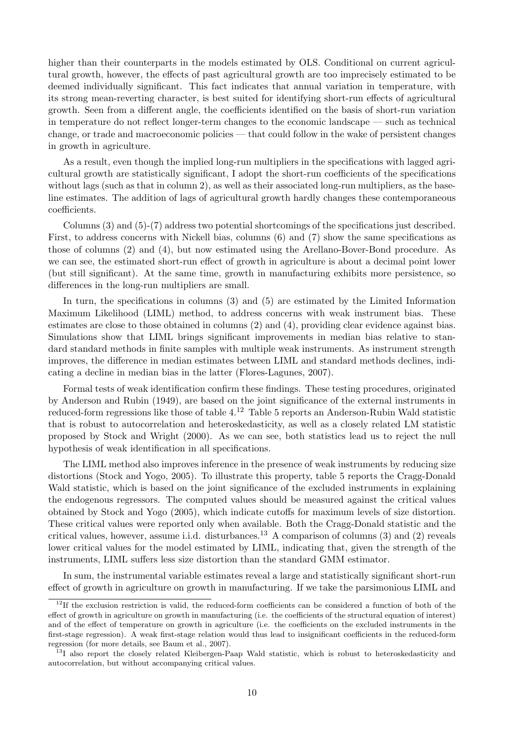higher than their counterparts in the models estimated by OLS. Conditional on current agricultural growth, however, the effects of past agricultural growth are too imprecisely estimated to be deemed individually significant. This fact indicates that annual variation in temperature, with its strong mean-reverting character, is best suited for identifying short-run effects of agricultural growth. Seen from a different angle, the coefficients identified on the basis of short-run variation in temperature do not reflect longer-term changes to the economic landscape — such as technical change, or trade and macroeconomic policies — that could follow in the wake of persistent changes in growth in agriculture.

As a result, even though the implied long-run multipliers in the specifications with lagged agricultural growth are statistically significant, I adopt the short-run coefficients of the specifications without lags (such as that in column 2), as well as their associated long-run multipliers, as the baseline estimates. The addition of lags of agricultural growth hardly changes these contemporaneous coefficients.

Columns (3) and (5)-(7) address two potential shortcomings of the specifications just described. First, to address concerns with Nickell bias, columns (6) and (7) show the same specifications as those of columns (2) and (4), but now estimated using the Arellano-Bover-Bond procedure. As we can see, the estimated short-run effect of growth in agriculture is about a decimal point lower (but still significant). At the same time, growth in manufacturing exhibits more persistence, so differences in the long-run multipliers are small.

In turn, the specifications in columns (3) and (5) are estimated by the Limited Information Maximum Likelihood (LIML) method, to address concerns with weak instrument bias. These estimates are close to those obtained in columns (2) and (4), providing clear evidence against bias. Simulations show that LIML brings significant improvements in median bias relative to standard standard methods in finite samples with multiple weak instruments. As instrument strength improves, the difference in median estimates between LIML and standard methods declines, indicating a decline in median bias in the latter (Flores-Lagunes, 2007).

Formal tests of weak identification confirm these findings. These testing procedures, originated by Anderson and Rubin (1949), are based on the joint significance of the external instruments in reduced-form regressions like those of table 4.[12] Table 5 reports an Anderson-Rubin Wald statistic that is robust to autocorrelation and heteroskedasticity, as well as a closely related LM statistic proposed by Stock and Wright (2000). As we can see, both statistics lead us to reject the null hypothesis of weak identification in all specifications.

The LIML method also improves inference in the presence of weak instruments by reducing size distortions (Stock and Yogo, 2005). To illustrate this property, table 5 reports the Cragg-Donald Wald statistic, which is based on the joint significance of the excluded instruments in explaining the endogenous regressors. The computed values should be measured against the critical values obtained by Stock and Yogo (2005), which indicate cutoffs for maximum levels of size distortion. These critical values were reported only when available. Both the Cragg-Donald statistic and the critical values, however, assume i.i.d. disturbances.[13] A comparison of columns (3) and (2) reveals lower critical values for the model estimated by LIML, indicating that, given the strength of the instruments, LIML suffers less size distortion than the standard GMM estimator.

In sum, the instrumental variable estimates reveal a large and statistically significant short-run effect of growth in agriculture on growth in manufacturing. If we take the parsimonious LIML and

[12] If the exclusion restriction is valid, the reduced-form coefficients can be considered a function of both of the effect of growth in agriculture on growth in manufacturing (i.e. the coefficients of the structural equation of interest) and of the effect of temperature on growth in agriculture (i.e. the coefficients on the excluded instruments in the first-stage regression). A weak first-stage relation would thus lead to insignificant coefficients in the reduced-form regression (for more details, see Baum et al., 2007).

[13] I also report the closely related Kleibergen-Paap Wald statistic, which is robust to heteroskedasticity and autocorrelation, but without accompanying critical values.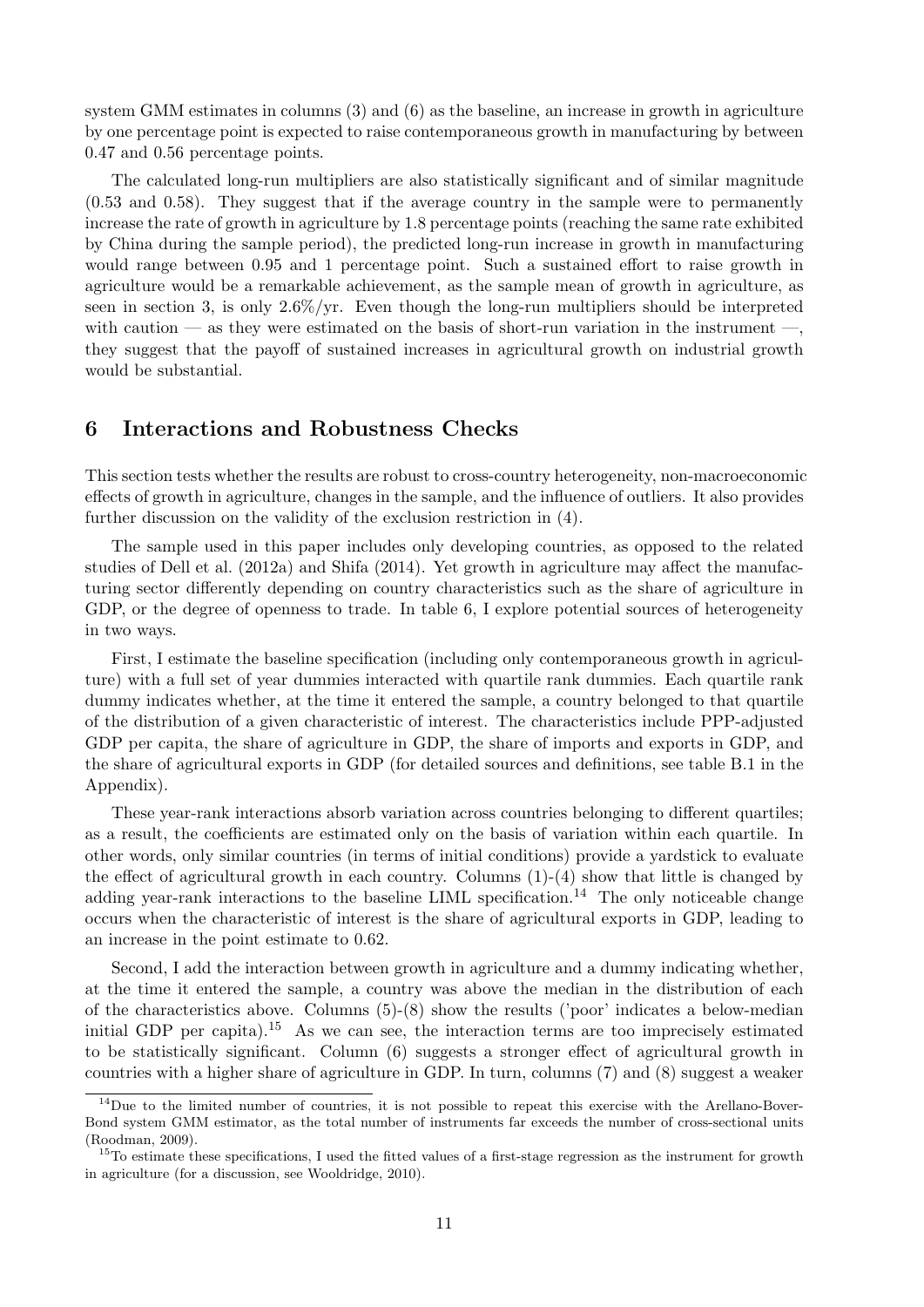system GMM estimates in columns (3) and (6) as the baseline, an increase in growth in agriculture by one percentage point is expected to raise contemporaneous growth in manufacturing by between 0.47 and 0.56 percentage points.

The calculated long-run multipliers are also statistically significant and of similar magnitude (0.53 and 0.58). They suggest that if the average country in the sample were to permanently increase the rate of growth in agriculture by 1.8 percentage points (reaching the same rate exhibited by China during the sample period), the predicted long-run increase in growth in manufacturing would range between 0.95 and 1 percentage point. Such a sustained effort to raise growth in agriculture would be a remarkable achievement, as the sample mean of growth in agriculture, as seen in section 3, is only 2.6%/yr. Even though the long-run multipliers should be interpreted with caution — as they were estimated on the basis of short-run variation in the instrument —, they suggest that the payoff of sustained increases in agricultural growth on industrial growth would be substantial.

## 6 Interactions and Robustness Checks

This section tests whether the results are robust to cross-country heterogeneity, non-macroeconomic effects of growth in agriculture, changes in the sample, and the influence of outliers. It also provides further discussion on the validity of the exclusion restriction in (4).

The sample used in this paper includes only developing countries, as opposed to the related studies of Dell et al. (2012a) and Shifa (2014). Yet growth in agriculture may affect the manufacturing sector differently depending on country characteristics such as the share of agriculture in GDP, or the degree of openness to trade. In table 6, I explore potential sources of heterogeneity in two ways.

First, I estimate the baseline specification (including only contemporaneous growth in agriculture) with a full set of year dummies interacted with quartile rank dummies. Each quartile rank dummy indicates whether, at the time it entered the sample, a country belonged to that quartile of the distribution of a given characteristic of interest. The characteristics include PPP-adjusted GDP per capita, the share of agriculture in GDP, the share of imports and exports in GDP, and the share of agricultural exports in GDP (for detailed sources and definitions, see table B.1 in the Appendix).

These year-rank interactions absorb variation across countries belonging to different quartiles; as a result, the coefficients are estimated only on the basis of variation within each quartile. In other words, only similar countries (in terms of initial conditions) provide a yardstick to evaluate the effect of agricultural growth in each country. Columns (1)-(4) show that little is changed by adding year-rank interactions to the baseline LIML specification.[14] The only noticeable change occurs when the characteristic of interest is the share of agricultural exports in GDP, leading to an increase in the point estimate to 0.62.

Second, I add the interaction between growth in agriculture and a dummy indicating whether, at the time it entered the sample, a country was above the median in the distribution of each of the characteristics above. Columns (5)-(8) show the results ('poor' indicates a below-median initial GDP per capita).[15] As we can see, the interaction terms are too imprecisely estimated to be statistically significant. Column (6) suggests a stronger effect of agricultural growth in countries with a higher share of agriculture in GDP. In turn, columns (7) and (8) suggest a weaker

[14] Due to the limited number of countries, it is not possible to repeat this exercise with the Arellano-Bover-Bond system GMM estimator, as the total number of instruments far exceeds the number of cross-sectional units (Roodman, 2009).

[15] To estimate these specifications, I used the fitted values of a first-stage regression as the instrument for growth in agriculture (for a discussion, see Wooldridge, 2010).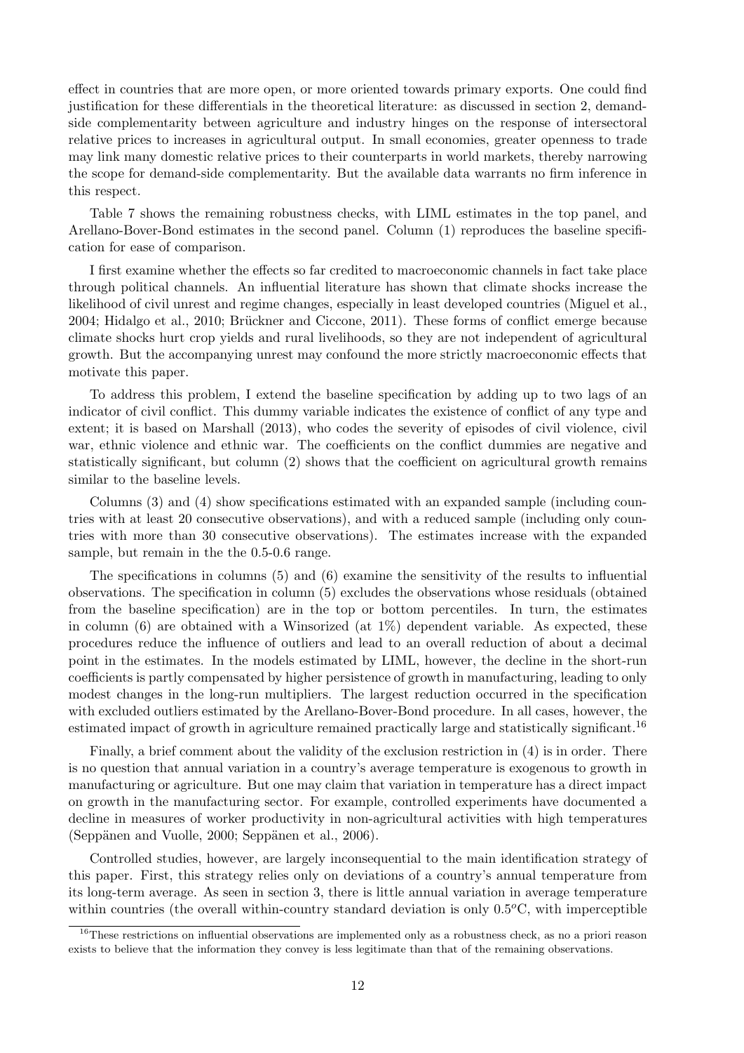effect in countries that are more open, or more oriented towards primary exports. One could find justification for these differentials in the theoretical literature: as discussed in section 2, demand-side complementarity between agriculture and industry hinges on the response of intersectoral relative prices to increases in agricultural output. In small economies, greater openness to trade may link many domestic relative prices to their counterparts in world markets, thereby narrowing the scope for demand-side complementarity. But the available data warrants no firm inference in this respect.

Table 7 shows the remaining robustness checks, with LIML estimates in the top panel, and Arellano-Bover-Bond estimates in the second panel. Column (1) reproduces the baseline specification for ease of comparison.

I first examine whether the effects so far credited to macroeconomic channels in fact take place through political channels. An influential literature has shown that climate shocks increase the likelihood of civil unrest and regime changes, especially in least developed countries (Miguel et al., 2004; Hidalgo et al., 2010; Brückner and Ciccone, 2011). These forms of conflict emerge because climate shocks hurt crop yields and rural livelihoods, so they are not independent of agricultural growth. But the accompanying unrest may confound the more strictly macroeconomic effects that motivate this paper.

To address this problem, I extend the baseline specification by adding up to two lags of an indicator of civil conflict. This dummy variable indicates the existence of conflict of any type and extent; it is based on Marshall (2013), who codes the severity of episodes of civil violence, civil war, ethnic violence and ethnic war. The coefficients on the conflict dummies are negative and statistically significant, but column (2) shows that the coefficient on agricultural growth remains similar to the baseline levels.

Columns (3) and (4) show specifications estimated with an expanded sample (including countries with at least 20 consecutive observations), and with a reduced sample (including only countries with more than 30 consecutive observations). The estimates increase with the expanded sample, but remain in the the 0.5-0.6 range.

The specifications in columns (5) and (6) examine the sensitivity of the results to influential observations. The specification in column (5) excludes the observations whose residuals (obtained from the baseline specification) are in the top or bottom percentiles. In turn, the estimates in column (6) are obtained with a Winsorized (at 1%) dependent variable. As expected, these procedures reduce the influence of outliers and lead to an overall reduction of about a decimal point in the estimates. In the models estimated by LIML, however, the decline in the short-run coefficients is partly compensated by higher persistence of growth in manufacturing, leading to only modest changes in the long-run multipliers. The largest reduction occurred in the specification with excluded outliers estimated by the Arellano-Bover-Bond procedure. In all cases, however, the estimated impact of growth in agriculture remained practically large and statistically significant.[16]

Finally, a brief comment about the validity of the exclusion restriction in (4) is in order. There is no question that annual variation in a country's average temperature is exogenous to growth in manufacturing or agriculture. But one may claim that variation in temperature has a direct impact on growth in the manufacturing sector. For example, controlled experiments have documented a decline in measures of worker productivity in non-agricultural activities with high temperatures (Seppänen and Vuolle, 2000; Seppänen et al., 2006).

Controlled studies, however, are largely inconsequential to the main identification strategy of this paper. First, this strategy relies only on deviations of a country's annual temperature from its long-term average. As seen in section 3, there is little annual variation in average temperature within countries (the overall within-country standard deviation is only $0.5^o$C, with imperceptible

[16] These restrictions on influential observations are implemented only as a robustness check, as no a priori reason exists to believe that the information they convey is less legitimate than that of the remaining observations.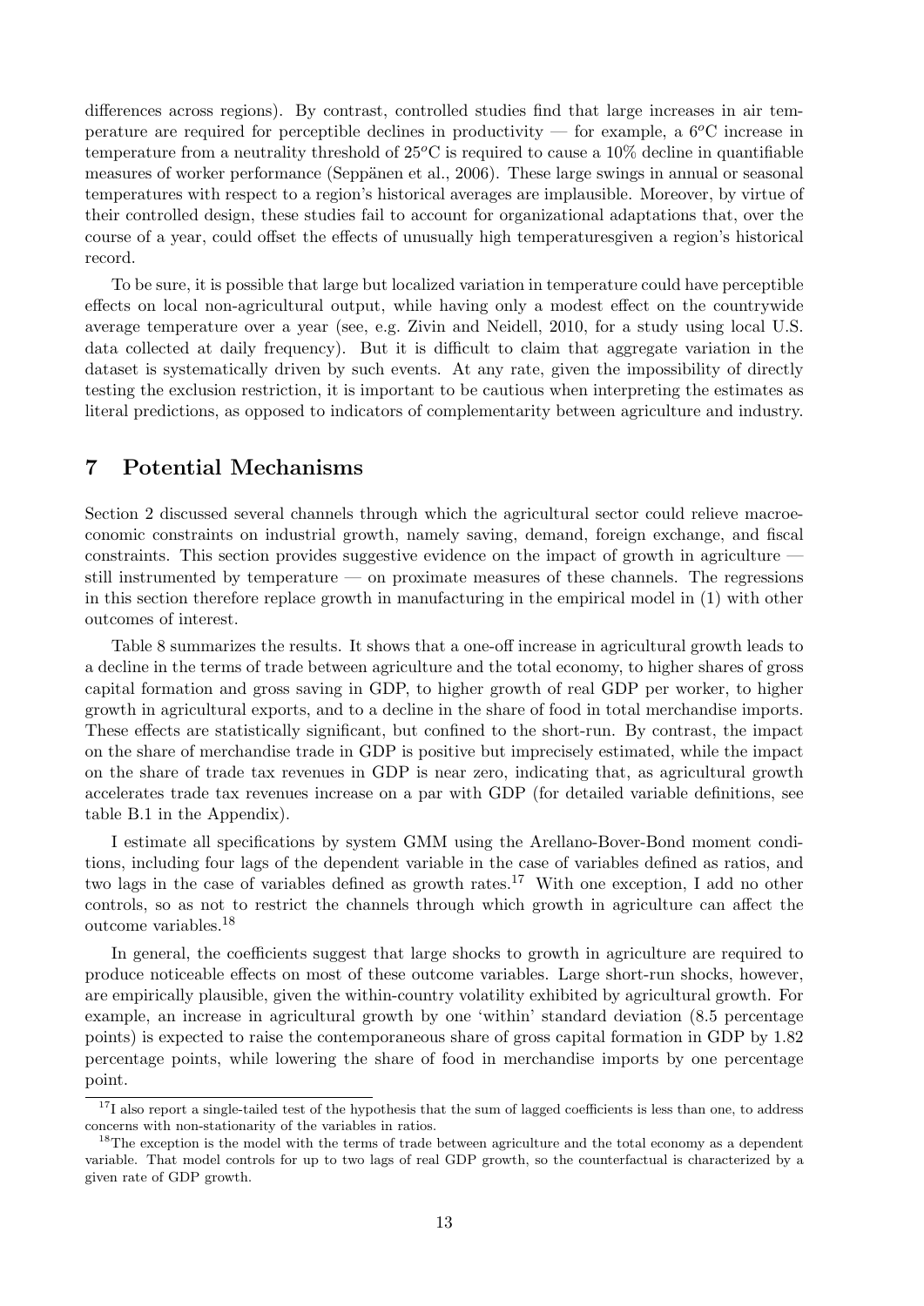differences across regions). By contrast, controlled studies find that large increases in air temperature are required for perceptible declines in productivity — for example, a $6^o$C increase in temperature from a neutrality threshold of $25^o$C is required to cause a 10% decline in quantifiable measures of worker performance (Seppänen et al., 2006). These large swings in annual or seasonal temperatures with respect to a region's historical averages are implausible. Moreover, by virtue of their controlled design, these studies fail to account for organizational adaptations that, over the course of a year, could offset the effects of unusually high temperaturesgiven a region's historical record.

To be sure, it is possible that large but localized variation in temperature could have perceptible effects on local non-agricultural output, while having only a modest effect on the countrywide average temperature over a year (see, e.g. Zivin and Neidell, 2010, for a study using local U.S. data collected at daily frequency). But it is difficult to claim that aggregate variation in the dataset is systematically driven by such events. At any rate, given the impossibility of directly testing the exclusion restriction, it is important to be cautious when interpreting the estimates as literal predictions, as opposed to indicators of complementarity between agriculture and industry.

## 7 Potential Mechanisms

Section 2 discussed several channels through which the agricultural sector could relieve macroeconomic constraints on industrial growth, namely saving, demand, foreign exchange, and fiscal constraints. This section provides suggestive evidence on the impact of growth in agriculture — still instrumented by temperature — on proximate measures of these channels. The regressions in this section therefore replace growth in manufacturing in the empirical model in (1) with other outcomes of interest.

Table 8 summarizes the results. It shows that a one-off increase in agricultural growth leads to a decline in the terms of trade between agriculture and the total economy, to higher shares of gross capital formation and gross saving in GDP, to higher growth of real GDP per worker, to higher growth in agricultural exports, and to a decline in the share of food in total merchandise imports. These effects are statistically significant, but confined to the short-run. By contrast, the impact on the share of merchandise trade in GDP is positive but imprecisely estimated, while the impact on the share of trade tax revenues in GDP is near zero, indicating that, as agricultural growth accelerates trade tax revenues increase on a par with GDP (for detailed variable definitions, see table B.1 in the Appendix).

I estimate all specifications by system GMM using the Arellano-Bover-Bond moment conditions, including four lags of the dependent variable in the case of variables defined as ratios, and two lags in the case of variables defined as growth rates.[17] With one exception, I add no other controls, so as not to restrict the channels through which growth in agriculture can affect the outcome variables.[18]

In general, the coefficients suggest that large shocks to growth in agriculture are required to produce noticeable effects on most of these outcome variables. Large short-run shocks, however, are empirically plausible, given the within-country volatility exhibited by agricultural growth. For example, an increase in agricultural growth by one 'within' standard deviation (8.5 percentage points) is expected to raise the contemporaneous share of gross capital formation in GDP by 1.82 percentage points, while lowering the share of food in merchandise imports by one percentage point.

[17] I also report a single-tailed test of the hypothesis that the sum of lagged coefficients is less than one, to address concerns with non-stationarity of the variables in ratios.

[18] The exception is the model with the terms of trade between agriculture and the total economy as a dependent variable. That model controls for up to two lags of real GDP growth, so the counterfactual is characterized by a given rate of GDP growth.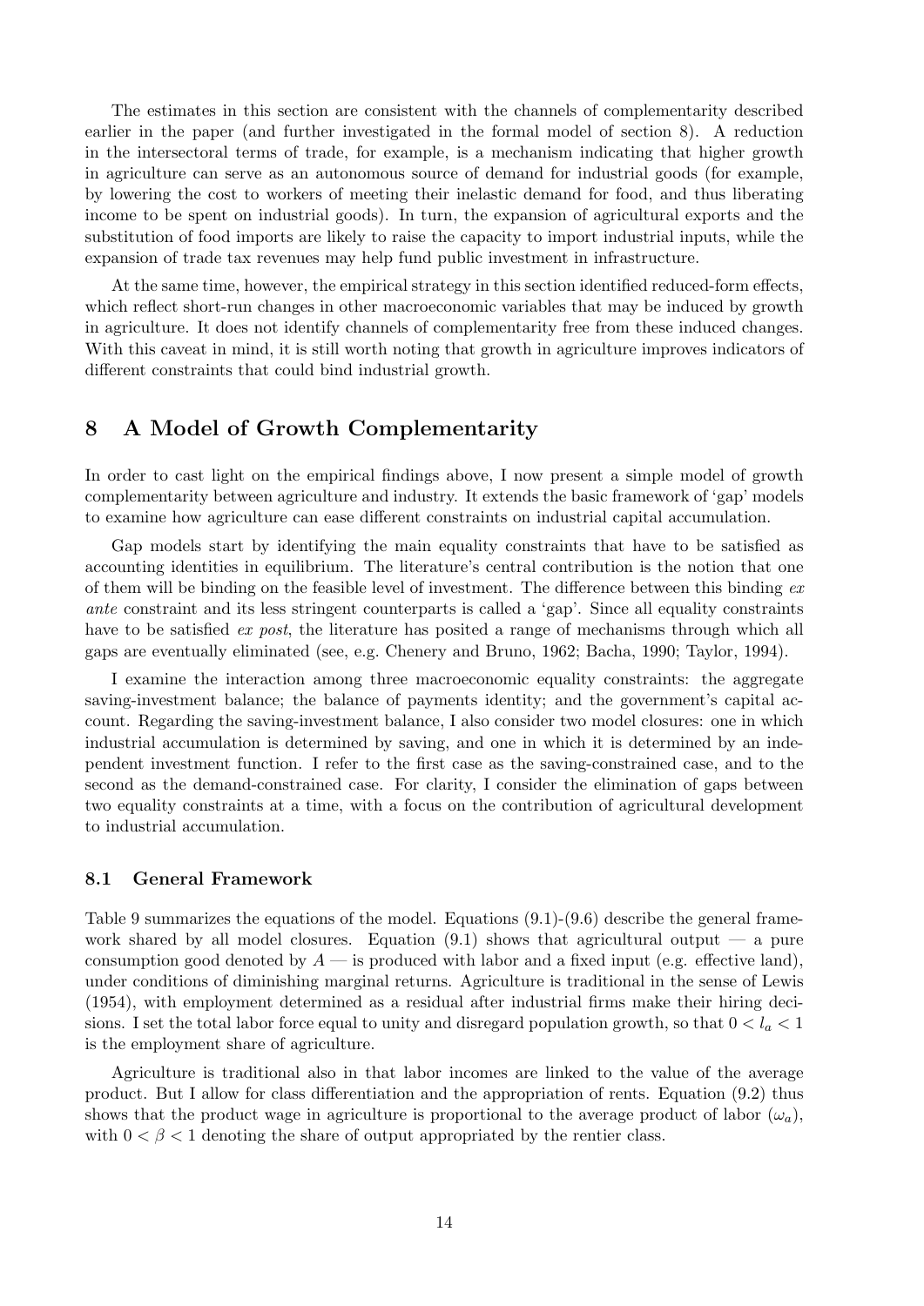The estimates in this section are consistent with the channels of complementarity described earlier in the paper (and further investigated in the formal model of section 8). A reduction in the intersectoral terms of trade, for example, is a mechanism indicating that higher growth in agriculture can serve as an autonomous source of demand for industrial goods (for example, by lowering the cost to workers of meeting their inelastic demand for food, and thus liberating income to be spent on industrial goods). In turn, the expansion of agricultural exports and the substitution of food imports are likely to raise the capacity to import industrial inputs, while the expansion of trade tax revenues may help fund public investment in infrastructure.

At the same time, however, the empirical strategy in this section identified reduced-form effects, which reflect short-run changes in other macroeconomic variables that may be induced by growth in agriculture. It does not identify channels of complementarity free from these induced changes. With this caveat in mind, it is still worth noting that growth in agriculture improves indicators of different constraints that could bind industrial growth.

## 8 A Model of Growth Complementarity

In order to cast light on the empirical findings above, I now present a simple model of growth complementarity between agriculture and industry. It extends the basic framework of 'gap' models to examine how agriculture can ease different constraints on industrial capital accumulation.

Gap models start by identifying the main equality constraints that have to be satisfied as accounting identities in equilibrium. The literature's central contribution is the notion that one of them will be binding on the feasible level of investment. The difference between this binding *ex ante* constraint and its less stringent counterparts is called a 'gap'. Since all equality constraints have to be satisfied *ex post*, the literature has posited a range of mechanisms through which all gaps are eventually eliminated (see, e.g. Chenery and Bruno, 1962; Bacha, 1990; Taylor, 1994).

I examine the interaction among three macroeconomic equality constraints: the aggregate saving-investment balance; the balance of payments identity; and the government's capital account. Regarding the saving-investment balance, I also consider two model closures: one in which industrial accumulation is determined by saving, and one in which it is determined by an independent investment function. I refer to the first case as the saving-constrained case, and to the second as the demand-constrained case. For clarity, I consider the elimination of gaps between two equality constraints at a time, with a focus on the contribution of agricultural development to industrial accumulation.

### 8.1 General Framework

Table 9 summarizes the equations of the model. Equations (9.1)-(9.6) describe the general framework shared by all model closures. Equation (9.1) shows that agricultural output — a pure consumption good denoted by $A$ — is produced with labor and a fixed input (e.g. effective land), under conditions of diminishing marginal returns. Agriculture is traditional in the sense of Lewis (1954), with employment determined as a residual after industrial firms make their hiring decisions. I set the total labor force equal to unity and disregard population growth, so that $0 < l_a < 1$ is the employment share of agriculture.

Agriculture is traditional also in that labor incomes are linked to the value of the average product. But I allow for class differentiation and the appropriation of rents. Equation (9.2) thus shows that the product wage in agriculture is proportional to the average product of labor ($\omega_a$), with $0 < \beta < 1$ denoting the share of output appropriated by the rentier class.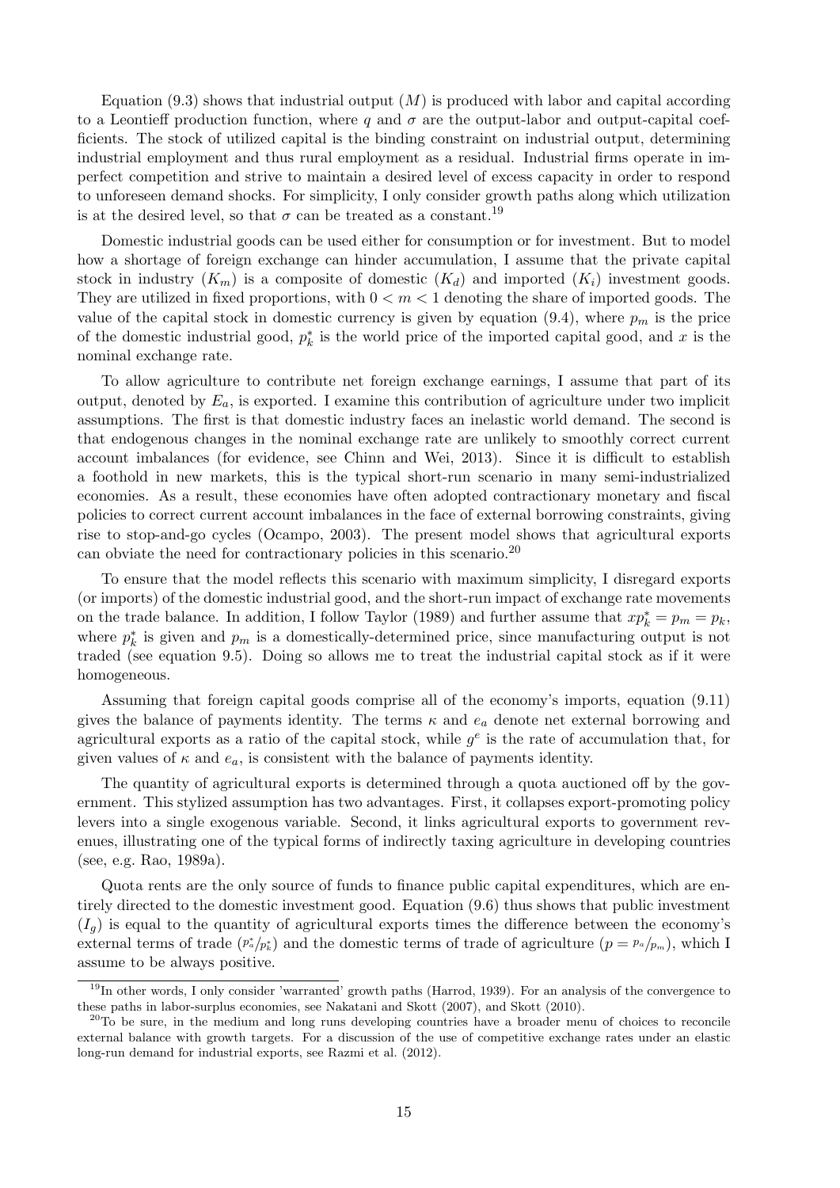Equation (9.3) shows that industrial output ($M$) is produced with labor and capital according to a Leontieff production function, where $q$ and $\sigma$ are the output-labor and output-capital coefficients. The stock of utilized capital is the binding constraint on industrial output, determining industrial employment and thus rural employment as a residual. Industrial firms operate in imperfect competition and strive to maintain a desired level of excess capacity in order to respond to unforeseen demand shocks. For simplicity, I only consider growth paths along which utilization is at the desired level, so that $\sigma$ can be treated as a constant.[19]

Domestic industrial goods can be used either for consumption or for investment. But to model how a shortage of foreign exchange can hinder accumulation, I assume that the private capital stock in industry ($K_m$) is a composite of domestic ($K_d$) and imported ($K_i$) investment goods. They are utilized in fixed proportions, with $0 < m < 1$ denoting the share of imported goods. The value of the capital stock in domestic currency is given by equation (9.4), where $p_m$ is the price of the domestic industrial good, $p_k^*$ is the world price of the imported capital good, and $x$ is the nominal exchange rate.

To allow agriculture to contribute net foreign exchange earnings, I assume that part of its output, denoted by $E_a$, is exported. I examine this contribution of agriculture under two implicit assumptions. The first is that domestic industry faces an inelastic world demand. The second is that endogenous changes in the nominal exchange rate are unlikely to smoothly correct current account imbalances (for evidence, see Chinn and Wei, 2013). Since it is difficult to establish a foothold in new markets, this is the typical short-run scenario in many semi-industrialized economies. As a result, these economies have often adopted contractionary monetary and fiscal policies to correct current account imbalances in the face of external borrowing constraints, giving rise to stop-and-go cycles (Ocampo, 2003). The present model shows that agricultural exports can obviate the need for contractionary policies in this scenario.[20]

To ensure that the model reflects this scenario with maximum simplicity, I disregard exports (or imports) of the domestic industrial good, and the short-run impact of exchange rate movements on the trade balance. In addition, I follow Taylor (1989) and further assume that $xp_k^* = p_m = p_k$, where $p_k^*$ is given and $p_m$ is a domestically-determined price, since manufacturing output is not traded (see equation 9.5). Doing so allows me to treat the industrial capital stock as if it were homogeneous.

Assuming that foreign capital goods comprise all of the economy's imports, equation (9.11) gives the balance of payments identity. The terms $\kappa$ and $e_a$ denote net external borrowing and agricultural exports as a ratio of the capital stock, while $g^e$ is the rate of accumulation that, for given values of $\kappa$ and $e_a$, is consistent with the balance of payments identity.

The quantity of agricultural exports is determined through a quota auctioned off by the government. This stylized assumption has two advantages. First, it collapses export-promoting policy levers into a single exogenous variable. Second, it links agricultural exports to government revenues, illustrating one of the typical forms of indirectly taxing agriculture in developing countries (see, e.g. Rao, 1989a).

Quota rents are the only source of funds to finance public capital expenditures, which are entirely directed to the domestic investment good. Equation (9.6) thus shows that public investment ($I_g$) is equal to the quantity of agricultural exports times the difference between the economy's external terms of trade ($p_a^*/p_k^*$) and the domestic terms of trade of agriculture ($p = p_a/p_m$), which I assume to be always positive.

[19] In other words, I only consider 'warranted' growth paths (Harrod, 1939). For an analysis of the convergence to these paths in labor-surplus economies, see Nakatani and Skott (2007), and Skott (2010).

[20] To be sure, in the medium and long runs developing countries have a broader menu of choices to reconcile external balance with growth targets. For a discussion of the use of competitive exchange rates under an elastic long-run demand for industrial exports, see Razmi et al. (2012).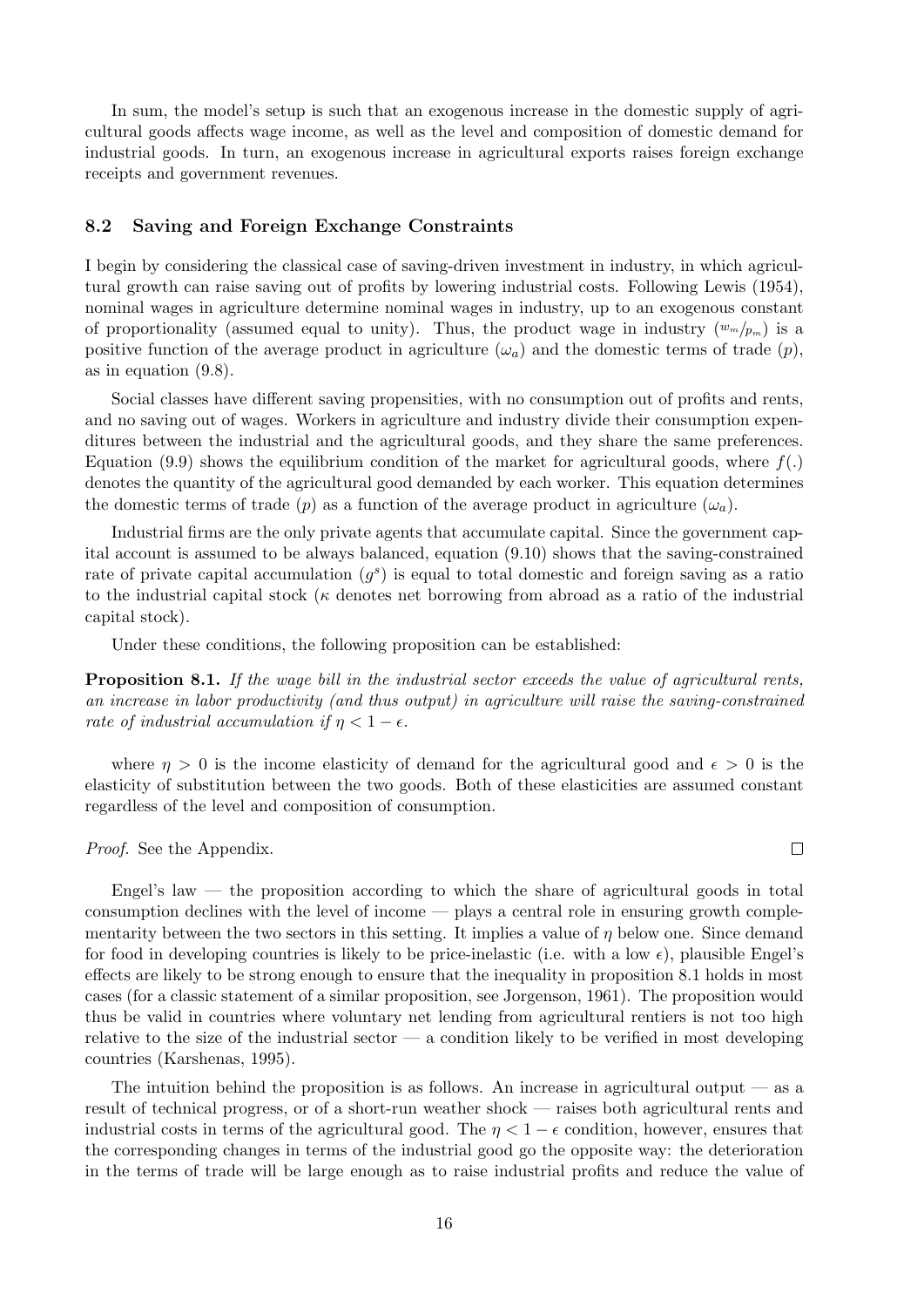In sum, the model's setup is such that an exogenous increase in the domestic supply of agricultural goods affects wage income, as well as the level and composition of domestic demand for industrial goods. In turn, an exogenous increase in agricultural exports raises foreign exchange receipts and government revenues.

### 8.2 Saving and Foreign Exchange Constraints

I begin by considering the classical case of saving-driven investment in industry, in which agricultural growth can raise saving out of profits by lowering industrial costs. Following Lewis (1954), nominal wages in agriculture determine nominal wages in industry, up to an exogenous constant of proportionality (assumed equal to unity). Thus, the product wage in industry ($^{w_m}/_{p_m}$) is a positive function of the average product in agriculture ($\omega_a$) and the domestic terms of trade ($p$), as in equation (9.8).

Social classes have different saving propensities, with no consumption out of profits and rents, and no saving out of wages. Workers in agriculture and industry divide their consumption expenditures between the industrial and the agricultural goods, and they share the same preferences. Equation (9.9) shows the equilibrium condition of the market for agricultural goods, where $f(.)$ denotes the quantity of the agricultural good demanded by each worker. This equation determines the domestic terms of trade ($p$) as a function of the average product in agriculture ($\omega_a$).

Industrial firms are the only private agents that accumulate capital. Since the government capital account is assumed to be always balanced, equation (9.10) shows that the saving-constrained rate of private capital accumulation ($g^s$) is equal to total domestic and foreign saving as a ratio to the industrial capital stock ($\kappa$ denotes net borrowing from abroad as a ratio of the industrial capital stock).

Under these conditions, the following proposition can be established:

**Proposition 8.1.** *If the wage bill in the industrial sector exceeds the value of agricultural rents, an increase in labor productivity (and thus output) in agriculture will raise the saving-constrained rate of industrial accumulation if $\eta < 1 - \epsilon$.*

where $\eta > 0$ is the income elasticity of demand for the agricultural good and $\epsilon > 0$ is the elasticity of substitution between the two goods. Both of these elasticities are assumed constant regardless of the level and composition of consumption.

*Proof.* See the Appendix. □

Engel's law — the proposition according to which the share of agricultural goods in total consumption declines with the level of income — plays a central role in ensuring growth complementarity between the two sectors in this setting. It implies a value of $\eta$ below one. Since demand for food in developing countries is likely to be price-inelastic (i.e. with a low $\epsilon$), plausible Engel's effects are likely to be strong enough to ensure that the inequality in proposition 8.1 holds in most cases (for a classic statement of a similar proposition, see Jorgenson, 1961). The proposition would thus be valid in countries where voluntary net lending from agricultural rentiers is not too high relative to the size of the industrial sector — a condition likely to be verified in most developing countries (Karshenas, 1995).

The intuition behind the proposition is as follows. An increase in agricultural output — as a result of technical progress, or of a short-run weather shock — raises both agricultural rents and industrial costs in terms of the agricultural good. The $\eta < 1 - \epsilon$ condition, however, ensures that the corresponding changes in terms of the industrial good go the opposite way: the deterioration in the terms of trade will be large enough as to raise industrial profits and reduce the value of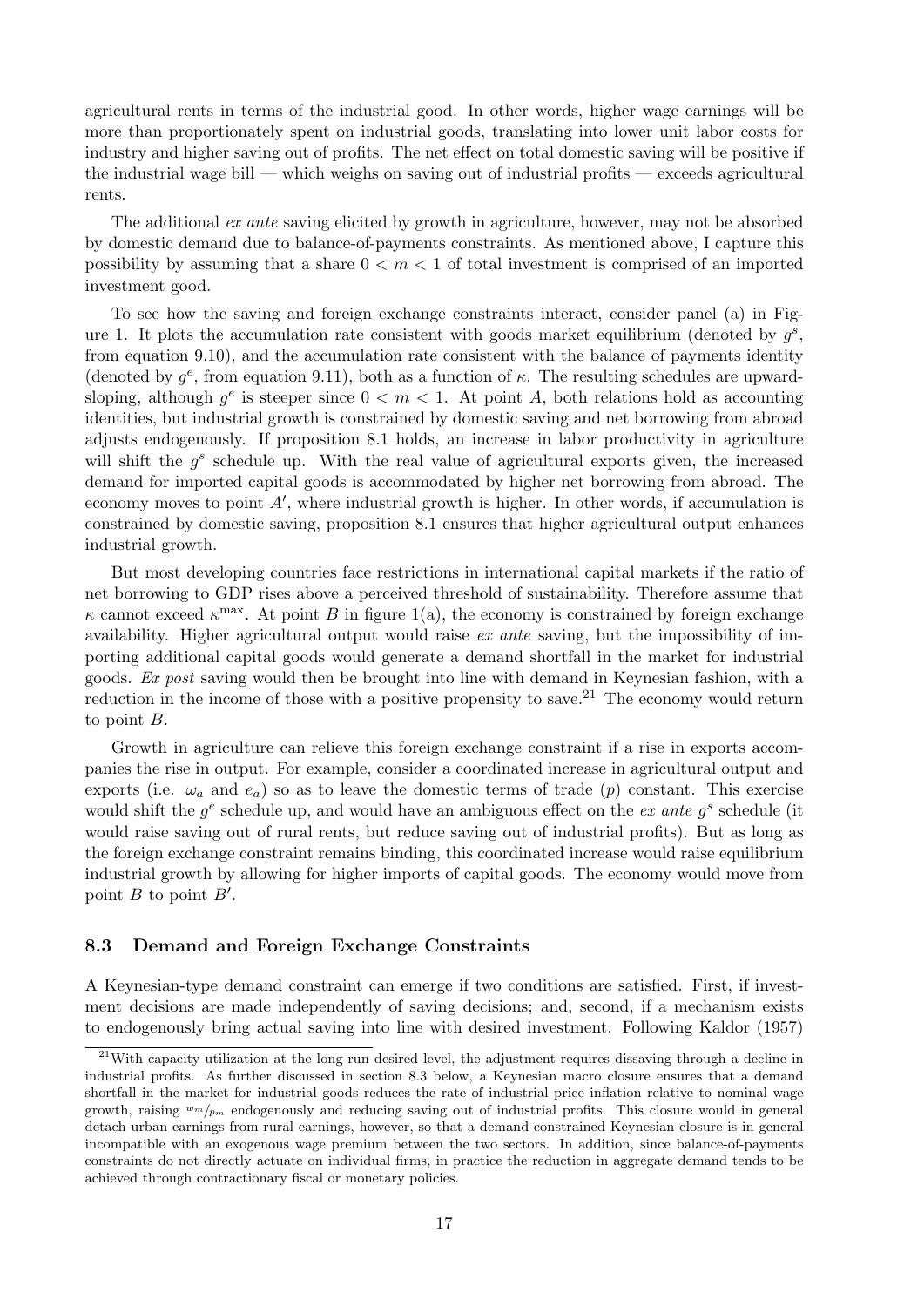agricultural rents in terms of the industrial good. In other words, higher wage earnings will be more than proportionately spent on industrial goods, translating into lower unit labor costs for industry and higher saving out of profits. The net effect on total domestic saving will be positive if the industrial wage bill — which weighs on saving out of industrial profits — exceeds agricultural rents.

The additional *ex ante* saving elicited by growth in agriculture, however, may not be absorbed by domestic demand due to balance-of-payments constraints. As mentioned above, I capture this possibility by assuming that a share $0 < m < 1$ of total investment is comprised of an imported investment good.

To see how the saving and foreign exchange constraints interact, consider panel (a) in Figure 1. It plots the accumulation rate consistent with goods market equilibrium (denoted by $g^s$, from equation 9.10), and the accumulation rate consistent with the balance of payments identity (denoted by $g^e$, from equation 9.11), both as a function of $\kappa$. The resulting schedules are upward-sloping, although $g^e$ is steeper since $0 < m < 1$. At point $A$, both relations hold as accounting identities, but industrial growth is constrained by domestic saving and net borrowing from abroad adjusts endogenously. If proposition 8.1 holds, an increase in labor productivity in agriculture will shift the $g^s$ schedule up. With the real value of agricultural exports given, the increased demand for imported capital goods is accommodated by higher net borrowing from abroad. The economy moves to point $A'$, where industrial growth is higher. In other words, if accumulation is constrained by domestic saving, proposition 8.1 ensures that higher agricultural output enhances industrial growth.

But most developing countries face restrictions in international capital markets if the ratio of net borrowing to GDP rises above a perceived threshold of sustainability. Therefore assume that $\kappa$ cannot exceed $\kappa^{\max}$. At point $B$ in figure 1(a), the economy is constrained by foreign exchange availability. Higher agricultural output would raise *ex ante* saving, but the impossibility of importing additional capital goods would generate a demand shortfall in the market for industrial goods. *Ex post* saving would then be brought into line with demand in Keynesian fashion, with a reduction in the income of those with a positive propensity to save.[21] The economy would return to point $B$.

Growth in agriculture can relieve this foreign exchange constraint if a rise in exports accompanies the rise in output. For example, consider a coordinated increase in agricultural output and exports (i.e. $\omega_a$ and $e_a$) so as to leave the domestic terms of trade ($p$) constant. This exercise would shift the $g^e$ schedule up, and would have an ambiguous effect on the *ex ante* $g^s$ schedule (it would raise saving out of rural rents, but reduce saving out of industrial profits). But as long as the foreign exchange constraint remains binding, this coordinated increase would raise equilibrium industrial growth by allowing for higher imports of capital goods. The economy would move from point $B$ to point $B'$.

### 8.3 Demand and Foreign Exchange Constraints

A Keynesian-type demand constraint can emerge if two conditions are satisfied. First, if investment decisions are made independently of saving decisions; and, second, if a mechanism exists to endogenously bring actual saving into line with desired investment. Following Kaldor (1957)

[21] With capacity utilization at the long-run desired level, the adjustment requires dissaving through a decline in industrial profits. As further discussed in section 8.3 below, a Keynesian macro closure ensures that a demand shortfall in the market for industrial goods reduces the rate of industrial price inflation relative to nominal wage growth, raising $w_m/p_m$ endogenously and reducing saving out of industrial profits. This closure would in general detach urban earnings from rural earnings, however, so that a demand-constrained Keynesian closure is in general incompatible with an exogenous wage premium between the two sectors. In addition, since balance-of-payments constraints do not directly actuate on individual firms, in practice the reduction in aggregate demand tends to be achieved through contractionary fiscal or monetary policies.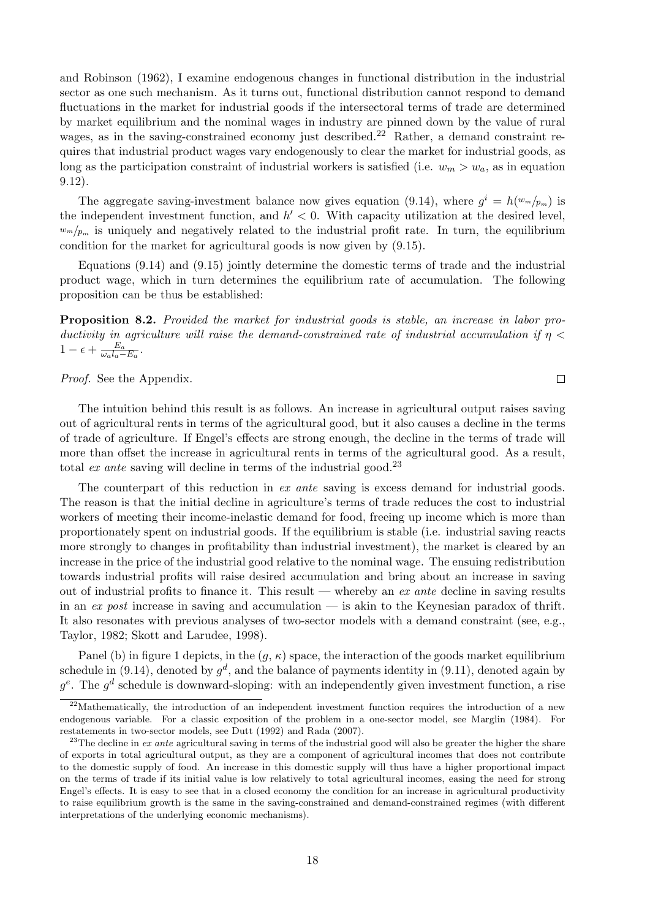and Robinson (1962), I examine endogenous changes in functional distribution in the industrial sector as one such mechanism. As it turns out, functional distribution cannot respond to demand fluctuations in the market for industrial goods if the intersectoral terms of trade are determined by market equilibrium and the nominal wages in industry are pinned down by the value of rural wages, as in the saving-constrained economy just described.[22] Rather, a demand constraint requires that industrial product wages vary endogenously to clear the market for industrial goods, as long as the participation constraint of industrial workers is satisfied (i.e. $w_m > w_a$, as in equation 9.12).

The aggregate saving-investment balance now gives equation (9.14), where $g^i = h(^{w_m}/_{p_m})$ is the independent investment function, and $h' < 0$. With capacity utilization at the desired level, $^{w_m}/_{p_m}$ is uniquely and negatively related to the industrial profit rate. In turn, the equilibrium condition for the market for agricultural goods is now given by (9.15).

Equations (9.14) and (9.15) jointly determine the domestic terms of trade and the industrial product wage, which in turn determines the equilibrium rate of accumulation. The following proposition can be thus be established:

**Proposition 8.2.** *Provided the market for industrial goods is stable, an increase in labor productivity in agriculture will raise the demand-constrained rate of industrial accumulation if* $\eta < 1 - \epsilon + \frac{E_a}{\omega_a l_a - E_a}$.

*Proof.* See the Appendix. □

The intuition behind this result is as follows. An increase in agricultural output raises saving out of agricultural rents in terms of the agricultural good, but it also causes a decline in the terms of trade of agriculture. If Engel's effects are strong enough, the decline in the terms of trade will more than offset the increase in agricultural rents in terms of the agricultural good. As a result, total *ex ante* saving will decline in terms of the industrial good.[23]

The counterpart of this reduction in *ex ante* saving is excess demand for industrial goods. The reason is that the initial decline in agriculture's terms of trade reduces the cost to industrial workers of meeting their income-inelastic demand for food, freeing up income which is more than proportionately spent on industrial goods. If the equilibrium is stable (i.e. industrial saving reacts more strongly to changes in profitability than industrial investment), the market is cleared by an increase in the price of the industrial good relative to the nominal wage. The ensuing redistribution towards industrial profits will raise desired accumulation and bring about an increase in saving out of industrial profits to finance it. This result — whereby an *ex ante* decline in saving results in an *ex post* increase in saving and accumulation — is akin to the Keynesian paradox of thrift. It also resonates with previous analyses of two-sector models with a demand constraint (see, e.g., Taylor, 1982; Skott and Larudee, 1998).

Panel (b) in figure 1 depicts, in the $(g, \kappa)$ space, the interaction of the goods market equilibrium schedule in (9.14), denoted by $g^d$, and the balance of payments identity in (9.11), denoted again by $g^e$. The $g^d$ schedule is downward-sloping: with an independently given investment function, a rise

[22] Mathematically, the introduction of an independent investment function requires the introduction of a new endogenous variable. For a classic exposition of the problem in a one-sector model, see Marglin (1984). For restatements in two-sector models, see Dutt (1992) and Rada (2007).

[23] The decline in *ex ante* agricultural saving in terms of the industrial good will also be greater the higher the share of exports in total agricultural output, as they are a component of agricultural incomes that does not contribute to the domestic supply of food. An increase in this domestic supply will thus have a higher proportional impact on the terms of trade if its initial value is low relatively to total agricultural incomes, easing the need for strong Engel's effects. It is easy to see that in a closed economy the condition for an increase in agricultural productivity to raise equilibrium growth is the same in the saving-constrained and demand-constrained regimes (with different interpretations of the underlying economic mechanisms).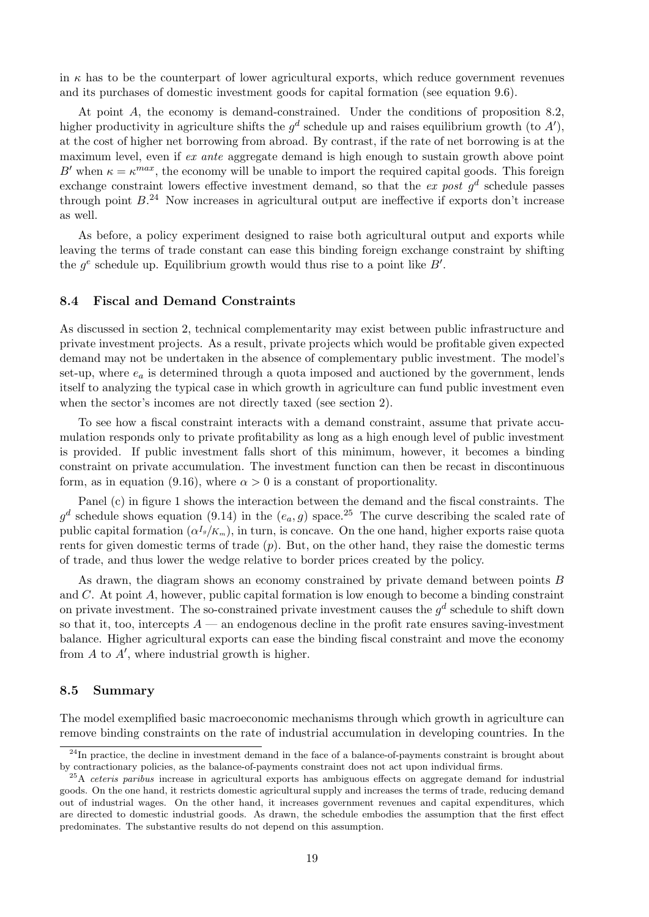in $\kappa$ has to be the counterpart of lower agricultural exports, which reduce government revenues and its purchases of domestic investment goods for capital formation (see equation 9.6).

At point $A$, the economy is demand-constrained. Under the conditions of proposition 8.2, higher productivity in agriculture shifts the $g^d$ schedule up and raises equilibrium growth (to $A'$), at the cost of higher net borrowing from abroad. By contrast, if the rate of net borrowing is at the maximum level, even if *ex ante* aggregate demand is high enough to sustain growth above point $B'$ when $\kappa = \kappa^{max}$, the economy will be unable to import the required capital goods. This foreign exchange constraint lowers effective investment demand, so that the *ex post* $g^d$ schedule passes through point $B$.[24] Now increases in agricultural output are ineffective if exports don't increase as well.

As before, a policy experiment designed to raise both agricultural output and exports while leaving the terms of trade constant can ease this binding foreign exchange constraint by shifting the $g^e$ schedule up. Equilibrium growth would thus rise to a point like $B'$.

### 8.4 Fiscal and Demand Constraints

As discussed in section 2, technical complementarity may exist between public infrastructure and private investment projects. As a result, private projects which would be profitable given expected demand may not be undertaken in the absence of complementary public investment. The model's set-up, where $e_a$ is determined through a quota imposed and auctioned by the government, lends itself to analyzing the typical case in which growth in agriculture can fund public investment even when the sector's incomes are not directly taxed (see section 2).

To see how a fiscal constraint interacts with a demand constraint, assume that private accumulation responds only to private profitability as long as a high enough level of public investment is provided. If public investment falls short of this minimum, however, it becomes a binding constraint on private accumulation. The investment function can then be recast in discontinuous form, as in equation (9.16), where $\alpha > 0$ is a constant of proportionality.

Panel (c) in figure 1 shows the interaction between the demand and the fiscal constraints. The $g^d$ schedule shows equation (9.14) in the $(e_a, g)$ space.[25] The curve describing the scaled rate of public capital formation ($\alpha I_g/K_m$), in turn, is concave. On the one hand, higher exports raise quota rents for given domestic terms of trade ($p$). But, on the other hand, they raise the domestic terms of trade, and thus lower the wedge relative to border prices created by the policy.

As drawn, the diagram shows an economy constrained by private demand between points $B$ and $C$. At point $A$, however, public capital formation is low enough to become a binding constraint on private investment. The so-constrained private investment causes the $g^d$ schedule to shift down so that it, too, intercepts $A$ — an endogenous decline in the profit rate ensures saving-investment balance. Higher agricultural exports can ease the binding fiscal constraint and move the economy from $A$ to $A'$, where industrial growth is higher.

### 8.5 Summary

The model exemplified basic macroeconomic mechanisms through which growth in agriculture can remove binding constraints on the rate of industrial accumulation in developing countries. In the

[24] In practice, the decline in investment demand in the face of a balance-of-payments constraint is brought about by contractionary policies, as the balance-of-payments constraint does not act upon individual firms.

[25] A *ceteris paribus* increase in agricultural exports has ambiguous effects on aggregate demand for industrial goods. On the one hand, it restricts domestic agricultural supply and increases the terms of trade, reducing demand out of industrial wages. On the other hand, it increases government revenues and capital expenditures, which are directed to domestic industrial goods. As drawn, the schedule embodies the assumption that the first effect predominates. The substantive results do not depend on this assumption.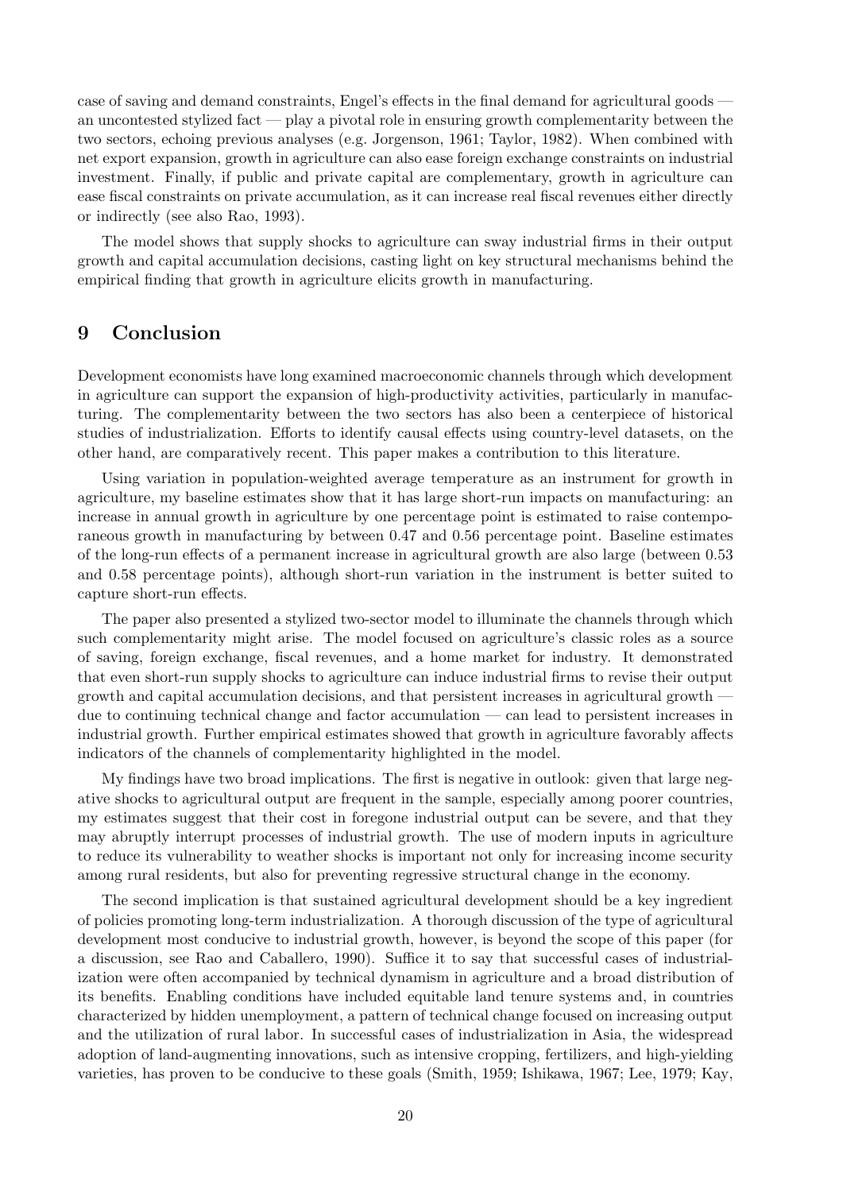case of saving and demand constraints, Engel's effects in the final demand for agricultural goods — an uncontested stylized fact — play a pivotal role in ensuring growth complementarity between the two sectors, echoing previous analyses (e.g. Jorgenson, 1961; Taylor, 1982). When combined with net export expansion, growth in agriculture can also ease foreign exchange constraints on industrial investment. Finally, if public and private capital are complementary, growth in agriculture can ease fiscal constraints on private accumulation, as it can increase real fiscal revenues either directly or indirectly (see also Rao, 1993).

The model shows that supply shocks to agriculture can sway industrial firms in their output growth and capital accumulation decisions, casting light on key structural mechanisms behind the empirical finding that growth in agriculture elicits growth in manufacturing.

# 9 Conclusion

Development economists have long examined macroeconomic channels through which development in agriculture can support the expansion of high-productivity activities, particularly in manufacturing. The complementarity between the two sectors has also been a centerpiece of historical studies of industrialization. Efforts to identify causal effects using country-level datasets, on the other hand, are comparatively recent. This paper makes a contribution to this literature.

Using variation in population-weighted average temperature as an instrument for growth in agriculture, my baseline estimates show that it has large short-run impacts on manufacturing: an increase in annual growth in agriculture by one percentage point is estimated to raise contemporaneous growth in manufacturing by between 0.47 and 0.56 percentage point. Baseline estimates of the long-run effects of a permanent increase in agricultural growth are also large (between 0.53 and 0.58 percentage points), although short-run variation in the instrument is better suited to capture short-run effects.

The paper also presented a stylized two-sector model to illuminate the channels through which such complementarity might arise. The model focused on agriculture's classic roles as a source of saving, foreign exchange, fiscal revenues, and a home market for industry. It demonstrated that even short-run supply shocks to agriculture can induce industrial firms to revise their output growth and capital accumulation decisions, and that persistent increases in agricultural growth — due to continuing technical change and factor accumulation — can lead to persistent increases in industrial growth. Further empirical estimates showed that growth in agriculture favorably affects indicators of the channels of complementarity highlighted in the model.

My findings have two broad implications. The first is negative in outlook: given that large negative shocks to agricultural output are frequent in the sample, especially among poorer countries, my estimates suggest that their cost in foregone industrial output can be severe, and that they may abruptly interrupt processes of industrial growth. The use of modern inputs in agriculture to reduce its vulnerability to weather shocks is important not only for increasing income security among rural residents, but also for preventing regressive structural change in the economy.

The second implication is that sustained agricultural development should be a key ingredient of policies promoting long-term industrialization. A thorough discussion of the type of agricultural development most conducive to industrial growth, however, is beyond the scope of this paper (for a discussion, see Rao and Caballero, 1990). Suffice it to say that successful cases of industrialization were often accompanied by technical dynamism in agriculture and a broad distribution of its benefits. Enabling conditions have included equitable land tenure systems and, in countries characterized by hidden unemployment, a pattern of technical change focused on increasing output and the utilization of rural labor. In successful cases of industrialization in Asia, the widespread adoption of land-augmenting innovations, such as intensive cropping, fertilizers, and high-yielding varieties, has proven to be conducive to these goals (Smith, 1959; Ishikawa, 1967; Lee, 1979; Kay,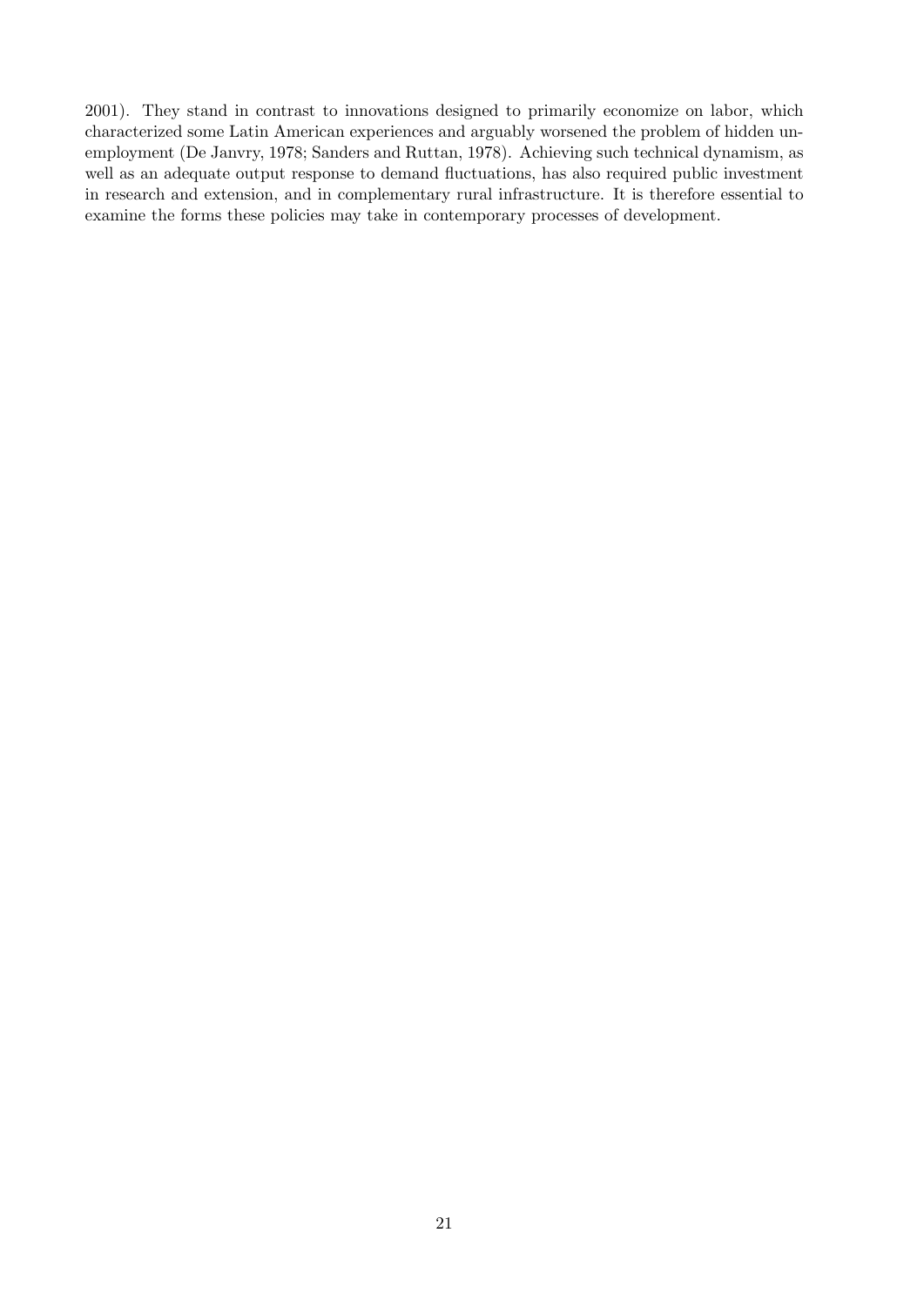2001). They stand in contrast to innovations designed to primarily economize on labor, which characterized some Latin American experiences and arguably worsened the problem of hidden unemployment (De Janvry, 1978; Sanders and Ruttan, 1978). Achieving such technical dynamism, as well as an adequate output response to demand fluctuations, has also required public investment in research and extension, and in complementary rural infrastructure. It is therefore essential to examine the forms these policies may take in contemporary processes of development.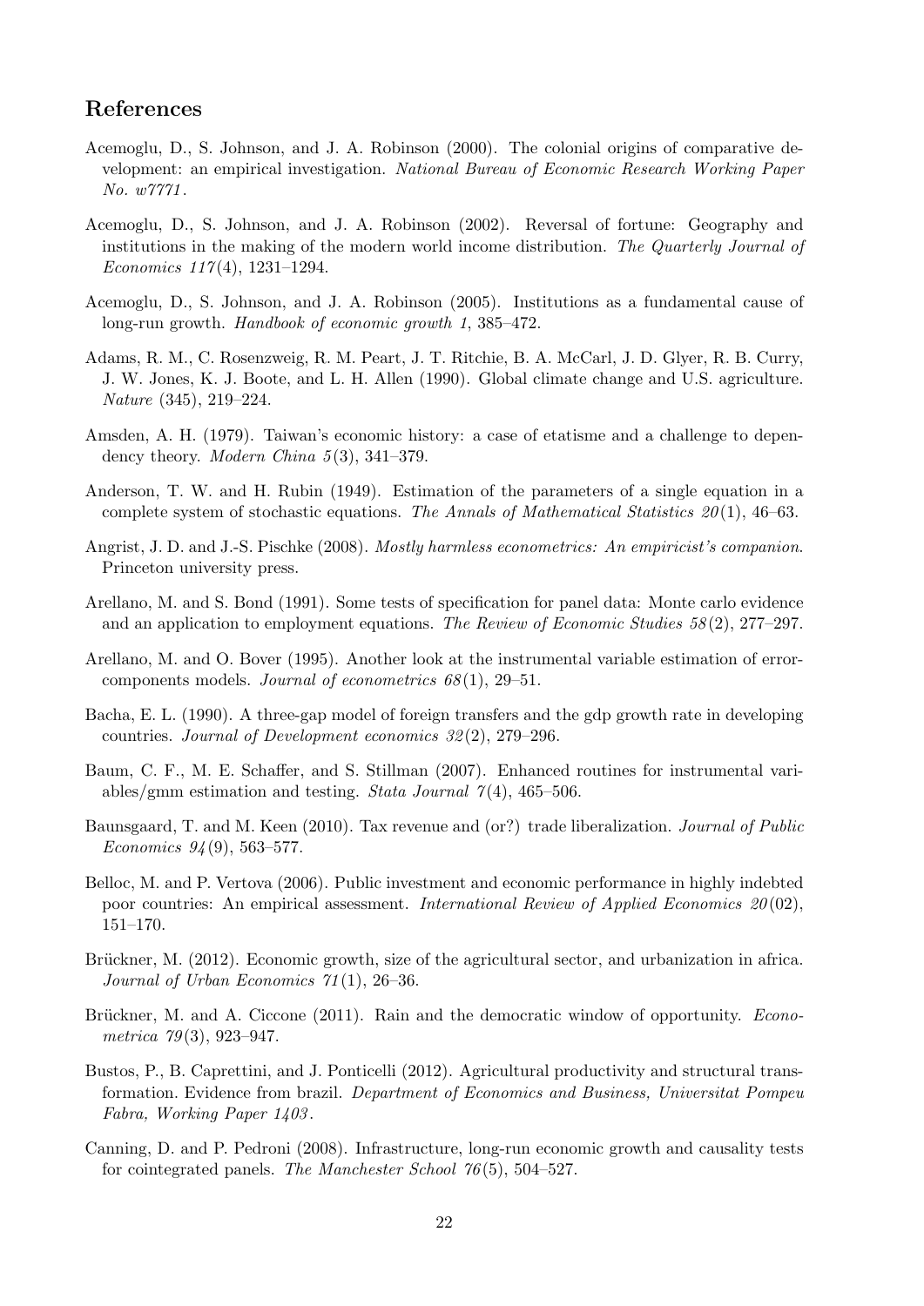## References

Acemoglu, D., S. Johnson, and J. A. Robinson (2000). The colonial origins of comparative development: an empirical investigation. *National Bureau of Economic Research Working Paper No. w7771*.

Acemoglu, D., S. Johnson, and J. A. Robinson (2002). Reversal of fortune: Geography and institutions in the making of the modern world income distribution. *The Quarterly Journal of Economics 117*(4), 1231–1294.

Acemoglu, D., S. Johnson, and J. A. Robinson (2005). Institutions as a fundamental cause of long-run growth. *Handbook of economic growth 1*, 385–472.

Adams, R. M., C. Rosenzweig, R. M. Peart, J. T. Ritchie, B. A. McCarl, J. D. Glyer, R. B. Curry, J. W. Jones, K. J. Boote, and L. H. Allen (1990). Global climate change and U.S. agriculture. *Nature* (345), 219–224.

Amsden, A. H. (1979). Taiwan's economic history: a case of etatisme and a challenge to dependency theory. *Modern China 5*(3), 341–379.

Anderson, T. W. and H. Rubin (1949). Estimation of the parameters of a single equation in a complete system of stochastic equations. *The Annals of Mathematical Statistics 20*(1), 46–63.

Angrist, J. D. and J.-S. Pischke (2008). *Mostly harmless econometrics: An empiricist's companion*. Princeton university press.

Arellano, M. and S. Bond (1991). Some tests of specification for panel data: Monte carlo evidence and an application to employment equations. *The Review of Economic Studies 58*(2), 277–297.

Arellano, M. and O. Bover (1995). Another look at the instrumental variable estimation of error-components models. *Journal of econometrics 68*(1), 29–51.

Bacha, E. L. (1990). A three-gap model of foreign transfers and the gdp growth rate in developing countries. *Journal of Development economics 32*(2), 279–296.

Baum, C. F., M. E. Schaffer, and S. Stillman (2007). Enhanced routines for instrumental variables/gmm estimation and testing. *Stata Journal 7*(4), 465–506.

Baunsgaard, T. and M. Keen (2010). Tax revenue and (or?) trade liberalization. *Journal of Public Economics 94*(9), 563–577.

Belloc, M. and P. Vertova (2006). Public investment and economic performance in highly indebted poor countries: An empirical assessment. *International Review of Applied Economics 20*(02), 151–170.

Brückner, M. (2012). Economic growth, size of the agricultural sector, and urbanization in africa. *Journal of Urban Economics 71*(1), 26–36.

Brückner, M. and A. Ciccone (2011). Rain and the democratic window of opportunity. *Econometrica 79*(3), 923–947.

Bustos, P., B. Caprettini, and J. Ponticelli (2012). Agricultural productivity and structural transformation. Evidence from brazil. *Department of Economics and Business, Universitat Pompeu Fabra, Working Paper 1403*.

Canning, D. and P. Pedroni (2008). Infrastructure, long-run economic growth and causality tests for cointegrated panels. *The Manchester School 76*(5), 504–527.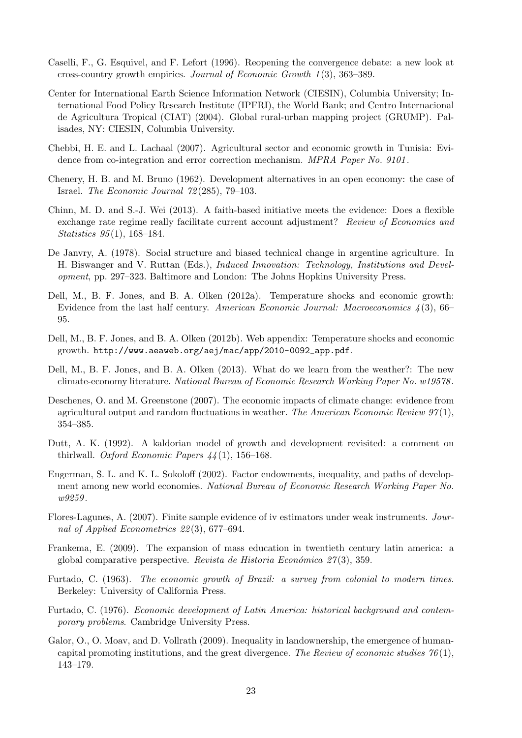Caselli, F., G. Esquivel, and F. Lefort (1996). Reopening the convergence debate: a new look at cross-country growth empirics. *Journal of Economic Growth 1*(3), 363–389.

Center for International Earth Science Information Network (CIESIN), Columbia University; International Food Policy Research Institute (IPFRI), the World Bank; and Centro Internacional de Agricultura Tropical (CIAT) (2004). Global rural-urban mapping project (GRUMP). Palisades, NY: CIESIN, Columbia University.

Chebbi, H. E. and L. Lachaal (2007). Agricultural sector and economic growth in Tunisia: Evidence from co-integration and error correction mechanism. *MPRA Paper No. 9101*.

Chenery, H. B. and M. Bruno (1962). Development alternatives in an open economy: the case of Israel. *The Economic Journal 72*(285), 79–103.

Chinn, M. D. and S.-J. Wei (2013). A faith-based initiative meets the evidence: Does a flexible exchange rate regime really facilitate current account adjustment? *Review of Economics and Statistics 95*(1), 168–184.

De Janvry, A. (1978). Social structure and biased technical change in argentine agriculture. In H. Biswanger and V. Ruttan (Eds.), *Induced Innovation: Technology, Institutions and Development*, pp. 297–323. Baltimore and London: The Johns Hopkins University Press.

Dell, M., B. F. Jones, and B. A. Olken (2012a). Temperature shocks and economic growth: Evidence from the last half century. *American Economic Journal: Macroeconomics 4*(3), 66–95.

Dell, M., B. F. Jones, and B. A. Olken (2012b). Web appendix: Temperature shocks and economic growth. `http://www.aeaweb.org/aej/mac/app/2010-0092_app.pdf`.

Dell, M., B. F. Jones, and B. A. Olken (2013). What do we learn from the weather?: The new climate-economy literature. *National Bureau of Economic Research Working Paper No. w19578*.

Deschenes, O. and M. Greenstone (2007). The economic impacts of climate change: evidence from agricultural output and random fluctuations in weather. *The American Economic Review 97*(1), 354–385.

Dutt, A. K. (1992). A kaldorian model of growth and development revisited: a comment on thirlwall. *Oxford Economic Papers 44*(1), 156–168.

Engerman, S. L. and K. L. Sokoloff (2002). Factor endowments, inequality, and paths of development among new world economies. *National Bureau of Economic Research Working Paper No. w9259*.

Flores-Lagunes, A. (2007). Finite sample evidence of iv estimators under weak instruments. *Journal of Applied Econometrics 22*(3), 677–694.

Frankema, E. (2009). The expansion of mass education in twentieth century latin america: a global comparative perspective. *Revista de Historia Económica 27*(3), 359.

Furtado, C. (1963). *The economic growth of Brazil: a survey from colonial to modern times*. Berkeley: University of California Press.

Furtado, C. (1976). *Economic development of Latin America: historical background and contemporary problems*. Cambridge University Press.

Galor, O., O. Moav, and D. Vollrath (2009). Inequality in landownership, the emergence of human-capital promoting institutions, and the great divergence. *The Review of economic studies 76*(1), 143–179.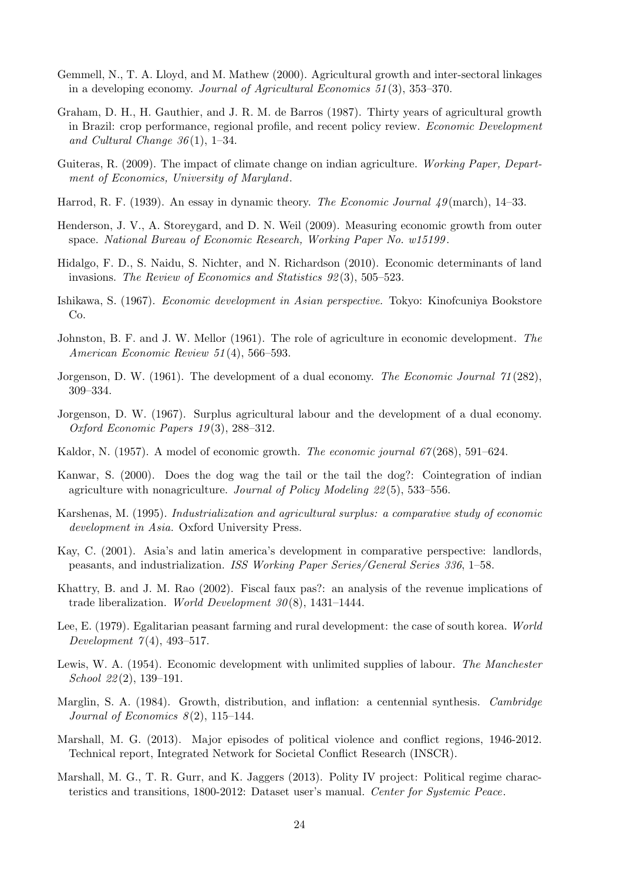Gemmell, N., T. A. Lloyd, and M. Mathew (2000). Agricultural growth and inter-sectoral linkages in a developing economy. *Journal of Agricultural Economics 51*(3), 353–370.

Graham, D. H., H. Gauthier, and J. R. M. de Barros (1987). Thirty years of agricultural growth in Brazil: crop performance, regional profile, and recent policy review. *Economic Development and Cultural Change 36*(1), 1–34.

Guiteras, R. (2009). The impact of climate change on indian agriculture. *Working Paper, Department of Economics, University of Maryland*.

Harrod, R. F. (1939). An essay in dynamic theory. *The Economic Journal 49*(march), 14–33.

Henderson, J. V., A. Storeygard, and D. N. Weil (2009). Measuring economic growth from outer space. *National Bureau of Economic Research, Working Paper No. w15199*.

Hidalgo, F. D., S. Naidu, S. Nichter, and N. Richardson (2010). Economic determinants of land invasions. *The Review of Economics and Statistics 92*(3), 505–523.

Ishikawa, S. (1967). *Economic development in Asian perspective.* Tokyo: Kinofcuniya Bookstore Co.

Johnston, B. F. and J. W. Mellor (1961). The role of agriculture in economic development. *The American Economic Review 51*(4), 566–593.

Jorgenson, D. W. (1961). The development of a dual economy. *The Economic Journal 71*(282), 309–334.

Jorgenson, D. W. (1967). Surplus agricultural labour and the development of a dual economy. *Oxford Economic Papers 19*(3), 288–312.

Kaldor, N. (1957). A model of economic growth. *The economic journal 67*(268), 591–624.

Kanwar, S. (2000). Does the dog wag the tail or the tail the dog?: Cointegration of indian agriculture with nonagriculture. *Journal of Policy Modeling 22*(5), 533–556.

Karshenas, M. (1995). *Industrialization and agricultural surplus: a comparative study of economic development in Asia.* Oxford University Press.

Kay, C. (2001). Asia's and latin america's development in comparative perspective: landlords, peasants, and industrialization. *ISS Working Paper Series/General Series 336*, 1–58.

Khattry, B. and J. M. Rao (2002). Fiscal faux pas?: an analysis of the revenue implications of trade liberalization. *World Development 30*(8), 1431–1444.

Lee, E. (1979). Egalitarian peasant farming and rural development: the case of south korea. *World Development 7*(4), 493–517.

Lewis, W. A. (1954). Economic development with unlimited supplies of labour. *The Manchester School 22*(2), 139–191.

Marglin, S. A. (1984). Growth, distribution, and inflation: a centennial synthesis. *Cambridge Journal of Economics 8*(2), 115–144.

Marshall, M. G. (2013). Major episodes of political violence and conflict regions, 1946-2012. Technical report, Integrated Network for Societal Conflict Research (INSCR).

Marshall, M. G., T. R. Gurr, and K. Jaggers (2013). Polity IV project: Political regime characteristics and transitions, 1800-2012: Dataset user's manual. *Center for Systemic Peace*.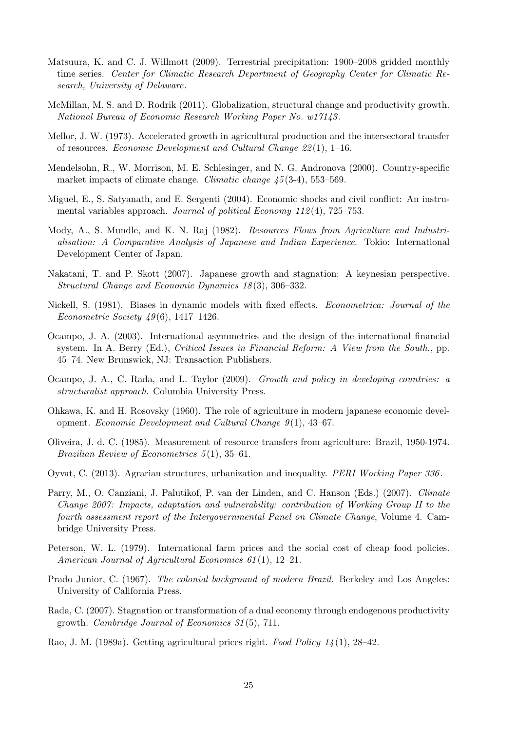Matsuura, K. and C. J. Willmott (2009). Terrestrial precipitation: 1900–2008 gridded monthly time series. *Center for Climatic Research Department of Geography Center for Climatic Research, University of Delaware*.

McMillan, M. S. and D. Rodrik (2011). Globalization, structural change and productivity growth. *National Bureau of Economic Research Working Paper No. w17143*.

Mellor, J. W. (1973). Accelerated growth in agricultural production and the intersectoral transfer of resources. *Economic Development and Cultural Change 22*(1), 1–16.

Mendelsohn, R., W. Morrison, M. E. Schlesinger, and N. G. Andronova (2000). Country-specific market impacts of climate change. *Climatic change 45*(3-4), 553–569.

Miguel, E., S. Satyanath, and E. Sergenti (2004). Economic shocks and civil conflict: An instrumental variables approach. *Journal of political Economy 112*(4), 725–753.

Mody, A., S. Mundle, and K. N. Raj (1982). *Resources Flows from Agriculture and Industrialisation: A Comparative Analysis of Japanese and Indian Experience*. Tokio: International Development Center of Japan.

Nakatani, T. and P. Skott (2007). Japanese growth and stagnation: A keynesian perspective. *Structural Change and Economic Dynamics 18*(3), 306–332.

Nickell, S. (1981). Biases in dynamic models with fixed effects. *Econometrica: Journal of the Econometric Society 49*(6), 1417–1426.

Ocampo, J. A. (2003). International asymmetries and the design of the international financial system. In A. Berry (Ed.), *Critical Issues in Financial Reform: A View from the South.*, pp. 45–74. New Brunswick, NJ: Transaction Publishers.

Ocampo, J. A., C. Rada, and L. Taylor (2009). *Growth and policy in developing countries: a structuralist approach*. Columbia University Press.

Ohkawa, K. and H. Rosovsky (1960). The role of agriculture in modern japanese economic development. *Economic Development and Cultural Change 9*(1), 43–67.

Oliveira, J. d. C. (1985). Measurement of resource transfers from agriculture: Brazil, 1950-1974. *Brazilian Review of Econometrics 5*(1), 35–61.

Oyvat, C. (2013). Agrarian structures, urbanization and inequality. *PERI Working Paper 336*.

Parry, M., O. Canziani, J. Palutikof, P. van der Linden, and C. Hanson (Eds.) (2007). *Climate Change 2007: Impacts, adaptation and vulnerability: contribution of Working Group II to the fourth assessment report of the Intergovernmental Panel on Climate Change*, Volume 4. Cambridge University Press.

Peterson, W. L. (1979). International farm prices and the social cost of cheap food policies. *American Journal of Agricultural Economics 61*(1), 12–21.

Prado Junior, C. (1967). *The colonial background of modern Brazil*. Berkeley and Los Angeles: University of California Press.

Rada, C. (2007). Stagnation or transformation of a dual economy through endogenous productivity growth. *Cambridge Journal of Economics 31*(5), 711.

Rao, J. M. (1989a). Getting agricultural prices right. *Food Policy 14*(1), 28–42.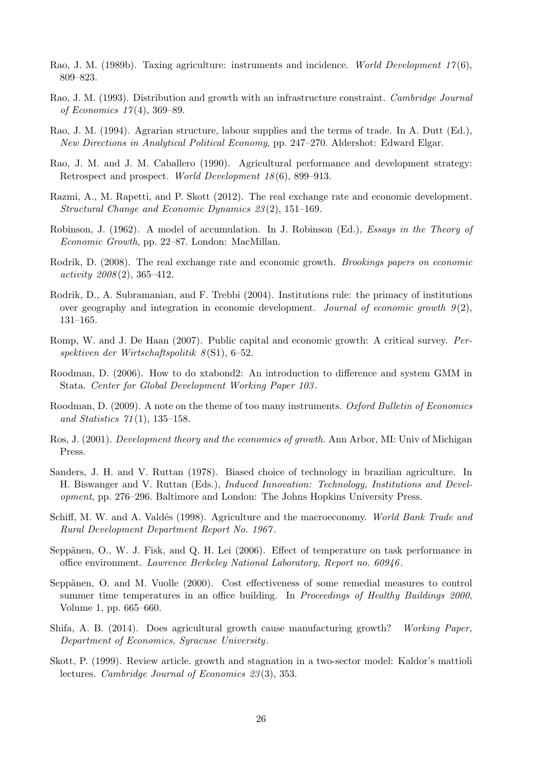Rao, J. M. (1989b). Taxing agriculture: instruments and incidence. *World Development 17*(6), 809–823.

Rao, J. M. (1993). Distribution and growth with an infrastructure constraint. *Cambridge Journal of Economics 17*(4), 369–89.

Rao, J. M. (1994). Agrarian structure, labour supplies and the terms of trade. In A. Dutt (Ed.), *New Directions in Analytical Political Economy*, pp. 247–270. Aldershot: Edward Elgar.

Rao, J. M. and J. M. Caballero (1990). Agricultural performance and development strategy: Retrospect and prospect. *World Development 18*(6), 899–913.

Razmi, A., M. Rapetti, and P. Skott (2012). The real exchange rate and economic development. *Structural Change and Economic Dynamics 23*(2), 151–169.

Robinson, J. (1962). A model of accumulation. In J. Robinson (Ed.), *Essays in the Theory of Economic Growth*, pp. 22–87. London: MacMillan.

Rodrik, D. (2008). The real exchange rate and economic growth. *Brookings papers on economic activity 2008*(2), 365–412.

Rodrik, D., A. Subramanian, and F. Trebbi (2004). Institutions rule: the primacy of institutions over geography and integration in economic development. *Journal of economic growth 9*(2), 131–165.

Romp, W. and J. De Haan (2007). Public capital and economic growth: A critical survey. *Perspektiven der Wirtschaftspolitik 8*(S1), 6–52.

Roodman, D. (2006). How to do xtabond2: An introduction to difference and system GMM in Stata. *Center for Global Development Working Paper 103*.

Roodman, D. (2009). A note on the theme of too many instruments. *Oxford Bulletin of Economics and Statistics 71*(1), 135–158.

Ros, J. (2001). *Development theory and the economics of growth*. Ann Arbor, MI: Univ of Michigan Press.

Sanders, J. H. and V. Ruttan (1978). Biased choice of technology in brazilian agriculture. In H. Biswanger and V. Ruttan (Eds.), *Induced Innovation: Technology, Institutions and Development*, pp. 276–296. Baltimore and London: The Johns Hopkins University Press.

Schiff, M. W. and A. Valdés (1998). Agriculture and the macroeconomy. *World Bank Trade and Rural Development Department Report No. 1967*.

Seppänen, O., W. J. Fisk, and Q. H. Lei (2006). Effect of temperature on task performance in office environment. *Lawrence Berkeley National Laboratory, Report no. 60946*.

Seppänen, O. and M. Vuolle (2000). Cost effectiveness of some remedial measures to control summer time temperatures in an office building. In *Proceedings of Healthy Buildings 2000*, Volume 1, pp. 665–660.

Shifa, A. B. (2014). Does agricultural growth cause manufacturing growth? *Working Paper, Department of Economics, Syracuse University*.

Skott, P. (1999). Review article. growth and stagnation in a two-sector model: Kaldor's mattioli lectures. *Cambridge Journal of Economics 23*(3), 353.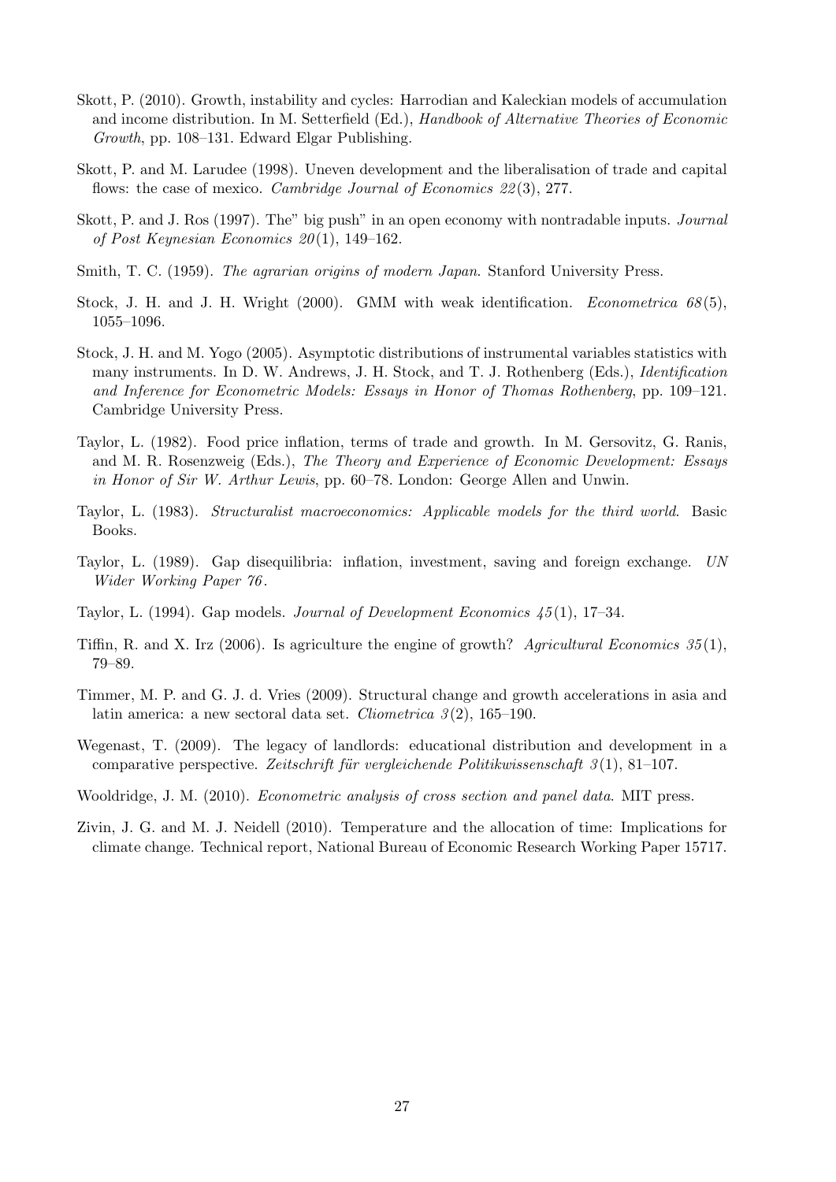Skott, P. (2010). Growth, instability and cycles: Harrodian and Kaleckian models of accumulation and income distribution. In M. Setterfield (Ed.), *Handbook of Alternative Theories of Economic Growth*, pp. 108–131. Edward Elgar Publishing.

Skott, P. and M. Larudee (1998). Uneven development and the liberalisation of trade and capital flows: the case of mexico. *Cambridge Journal of Economics 22*(3), 277.

Skott, P. and J. Ros (1997). The" big push" in an open economy with nontradable inputs. *Journal of Post Keynesian Economics 20*(1), 149–162.

Smith, T. C. (1959). *The agrarian origins of modern Japan*. Stanford University Press.

Stock, J. H. and J. H. Wright (2000). GMM with weak identification. *Econometrica 68*(5), 1055–1096.

Stock, J. H. and M. Yogo (2005). Asymptotic distributions of instrumental variables statistics with many instruments. In D. W. Andrews, J. H. Stock, and T. J. Rothenberg (Eds.), *Identification and Inference for Econometric Models: Essays in Honor of Thomas Rothenberg*, pp. 109–121. Cambridge University Press.

Taylor, L. (1982). Food price inflation, terms of trade and growth. In M. Gersovitz, G. Ranis, and M. R. Rosenzweig (Eds.), *The Theory and Experience of Economic Development: Essays in Honor of Sir W. Arthur Lewis*, pp. 60–78. London: George Allen and Unwin.

Taylor, L. (1983). *Structuralist macroeconomics: Applicable models for the third world*. Basic Books.

Taylor, L. (1989). Gap disequilibria: inflation, investment, saving and foreign exchange. *UN Wider Working Paper 76*.

Taylor, L. (1994). Gap models. *Journal of Development Economics 45*(1), 17–34.

Tiffin, R. and X. Irz (2006). Is agriculture the engine of growth? *Agricultural Economics 35*(1), 79–89.

Timmer, M. P. and G. J. d. Vries (2009). Structural change and growth accelerations in asia and latin america: a new sectoral data set. *Cliometrica 3*(2), 165–190.

Wegenast, T. (2009). The legacy of landlords: educational distribution and development in a comparative perspective. *Zeitschrift für vergleichende Politikwissenschaft 3*(1), 81–107.

Wooldridge, J. M. (2010). *Econometric analysis of cross section and panel data*. MIT press.

Zivin, J. G. and M. J. Neidell (2010). Temperature and the allocation of time: Implications for climate change. Technical report, National Bureau of Economic Research Working Paper 15717.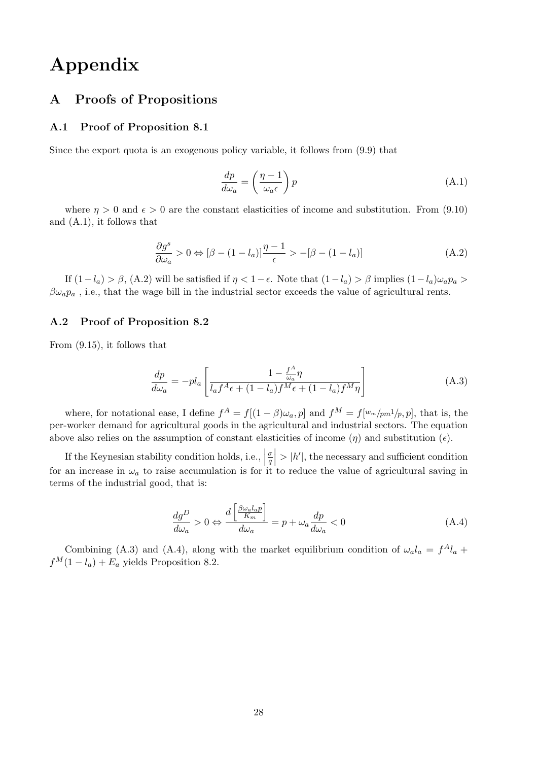# Appendix

## A Proofs of Propositions

### A.1 Proof of Proposition 8.1

Since the export quota is an exogenous policy variable, it follows from (9.9) that

$$\frac{dp}{d\omega_a} = \left(\frac{\eta - 1}{\omega_a \epsilon}\right) p \tag{A.1}$$

where $\eta > 0$ and $\epsilon > 0$ are the constant elasticities of income and substitution. From (9.10) and (A.1), it follows that

$$\frac{\partial g^s}{\partial \omega_a} > 0 \Leftrightarrow [\beta - (1 - l_a)]\frac{\eta - 1}{\epsilon} > -[\beta - (1 - l_a)] \tag{A.2}$$

If $(1 - l_a) > \beta$, (A.2) will be satisfied if $\eta < 1 - \epsilon$. Note that $(1 - l_a) > \beta$ implies $(1 - l_a)\omega_a p_a > \beta \omega_a p_a$ , i.e., that the wage bill in the industrial sector exceeds the value of agricultural rents.

### A.2 Proof of Proposition 8.2

From (9.15), it follows that

$$\frac{dp}{d\omega_a} = -pl_a \left[\frac{1 - \frac{f^A}{\omega_a}\eta}{l_a f^A \epsilon + (1 - l_a) f^M \epsilon + (1 - l_a) f^M \eta}\right] \tag{A.3}$$

where, for notational ease, I define $f^A = f[(1 - \beta)\omega_a, p]$ and $f^M = f[w_m/pm 1/p, p]$, that is, the per-worker demand for agricultural goods in the agricultural and industrial sectors. The equation above also relies on the assumption of constant elasticities of income ($\eta$) and substitution ($\epsilon$).

If the Keynesian stability condition holds, i.e., $\left|\frac{\sigma}{q}\right| > |h'|$, the necessary and sufficient condition for an increase in $\omega_a$ to raise accumulation is for it to reduce the value of agricultural saving in terms of the industrial good, that is:

$$\frac{dg^D}{d\omega_a} > 0 \Leftrightarrow \frac{d\left[\frac{\beta \omega_a l_a p}{K_m}\right]}{d\omega_a} = p + \omega_a \frac{dp}{d\omega_a} < 0 \tag{A.4}$$

Combining (A.3) and (A.4), along with the market equilibrium condition of $\omega_a l_a = f^A l_a + f^M(1 - l_a) + E_a$ yields Proposition 8.2.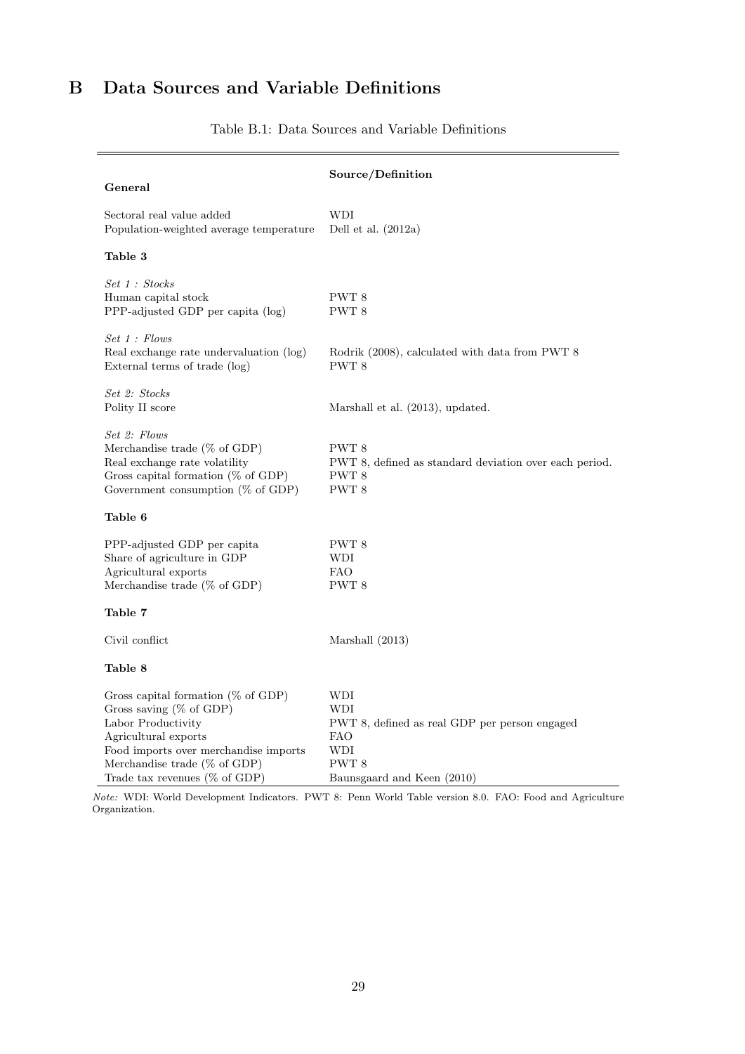# B Data Sources and Variable Definitions

Table B.1: Data Sources and Variable Definitions

| | Source/Definition |
|---|---|
| **General** | |
| Sectoral real value added | WDI |
| Population-weighted average temperature | Dell et al. (2012a) |
| **Table 3** | |
| *Set 1 : Stocks* | |
| Human capital stock | PWT 8 |
| PPP-adjusted GDP per capita (log) | PWT 8 |
| *Set 1 : Flows* | |
| Real exchange rate undervaluation (log) | Rodrik (2008), calculated with data from PWT 8 |
| External terms of trade (log) | PWT 8 |
| *Set 2: Stocks* | |
| Polity II score | Marshall et al. (2013), updated. |
| *Set 2: Flows* | |
| Merchandise trade (% of GDP) | PWT 8 |
| Real exchange rate volatility | PWT 8, defined as standard deviation over each period. |
| Gross capital formation (% of GDP) | PWT 8 |
| Government consumption (% of GDP) | PWT 8 |
| **Table 6** | |
| PPP-adjusted GDP per capita | PWT 8 |
| Share of agriculture in GDP | WDI |
| Agricultural exports | FAO |
| Merchandise trade (% of GDP) | PWT 8 |
| **Table 7** | |
| Civil conflict | Marshall (2013) |
| **Table 8** | |
| Gross capital formation (% of GDP) | WDI |
| Gross saving (% of GDP) | WDI |
| Labor Productivity | PWT 8, defined as real GDP per person engaged |
| Agricultural exports | FAO |
| Food imports over merchandise imports | WDI |
| Merchandise trade (% of GDP) | PWT 8 |
| Trade tax revenues (% of GDP) | Baunsgaard and Keen (2010) |

*Note:* WDI: World Development Indicators. PWT 8: Penn World Table version 8.0. FAO: Food and Agriculture Organization.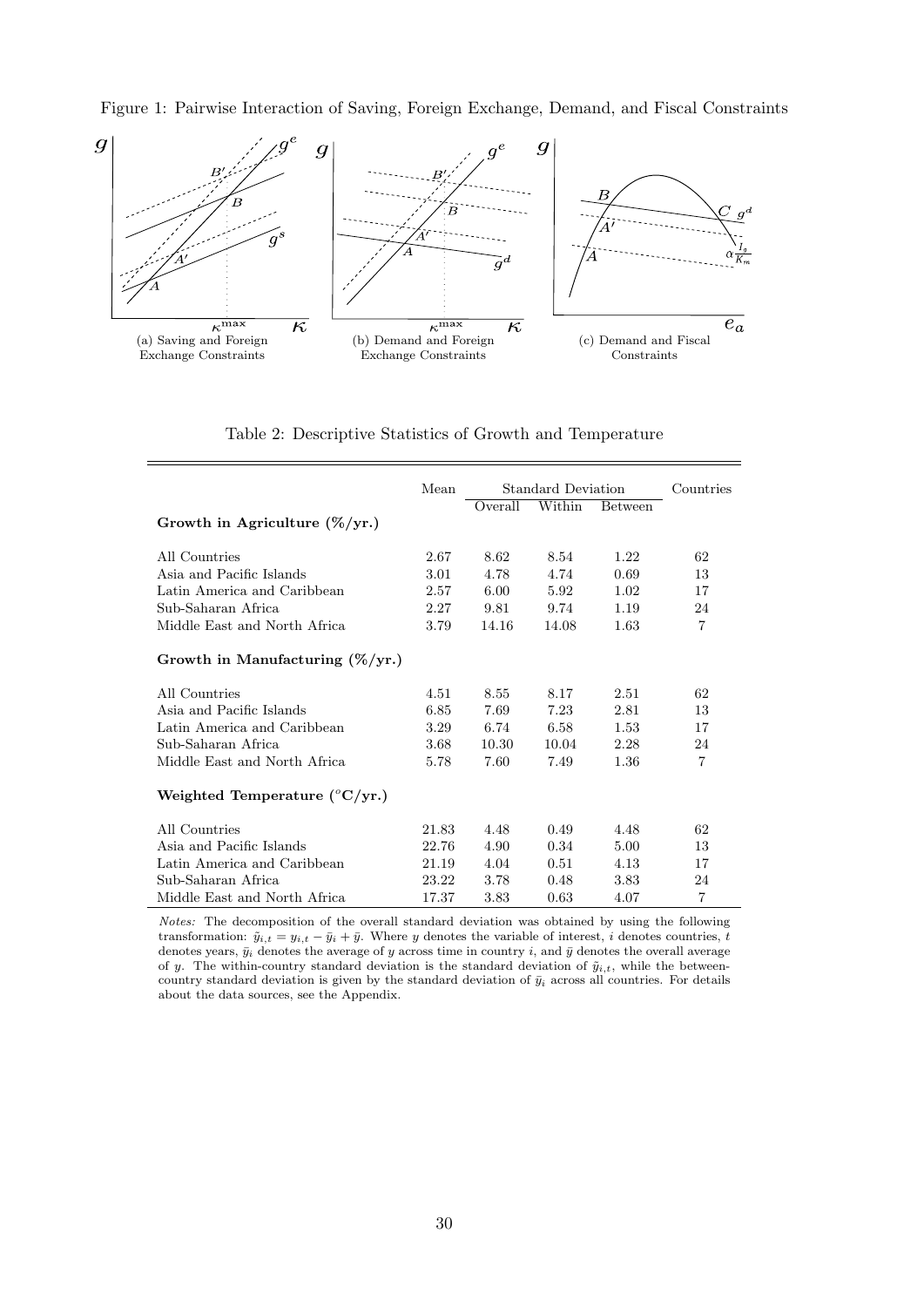Figure 1: Pairwise Interaction of Saving, Foreign Exchange, Demand, and Fiscal Constraints

(a) Saving and Foreign Exchange Constraints

(b) Demand and Foreign Exchange Constraints

(c) Demand and Fiscal Constraints

Table 2: Descriptive Statistics of Growth and Temperature

| | Mean | Standard Deviation | | | Countries |
|---|---|---|---|---|---|
| | | Overall | Within | Between | |
| **Growth in Agriculture (%/yr.)** | | | | | |
| All Countries | 2.67 | 8.62 | 8.54 | 1.22 | 62 |
| Asia and Pacific Islands | 3.01 | 4.78 | 4.74 | 0.69 | 13 |
| Latin America and Caribbean | 2.57 | 6.00 | 5.92 | 1.02 | 17 |
| Sub-Saharan Africa | 2.27 | 9.81 | 9.74 | 1.19 | 24 |
| Middle East and North Africa | 3.79 | 14.16 | 14.08 | 1.63 | 7 |
| **Growth in Manufacturing (%/yr.)** | | | | | |
| All Countries | 4.51 | 8.55 | 8.17 | 2.51 | 62 |
| Asia and Pacific Islands | 6.85 | 7.69 | 7.23 | 2.81 | 13 |
| Latin America and Caribbean | 3.29 | 6.74 | 6.58 | 1.53 | 17 |
| Sub-Saharan Africa | 3.68 | 10.30 | 10.04 | 2.28 | 24 |
| Middle East and North Africa | 5.78 | 7.60 | 7.49 | 1.36 | 7 |
| **Weighted Temperature (°C/yr.)** | | | | | |
| All Countries | 21.83 | 4.48 | 0.49 | 4.48 | 62 |
| Asia and Pacific Islands | 22.76 | 4.90 | 0.34 | 5.00 | 13 |
| Latin America and Caribbean | 21.19 | 4.04 | 0.51 | 4.13 | 17 |
| Sub-Saharan Africa | 23.22 | 3.78 | 0.48 | 3.83 | 24 |
| Middle East and North Africa | 17.37 | 3.83 | 0.63 | 4.07 | 7 |

*Notes:* The decomposition of the overall standard deviation was obtained by using the following transformation: $\tilde{y}_{i,t} = y_{i,t} - \bar{y}_i + \bar{y}$. Where $y$ denotes the variable of interest, $i$ denotes countries, $t$ denotes years, $\bar{y}_i$ denotes the average of $y$ across time in country $i$, and $\bar{y}$ denotes the overall average of $y$. The within-country standard deviation is the standard deviation of $\tilde{y}_{i,t}$, while the between-country standard deviation is given by the standard deviation of $\bar{y}_i$ across all countries. For details about the data sources, see the Appendix.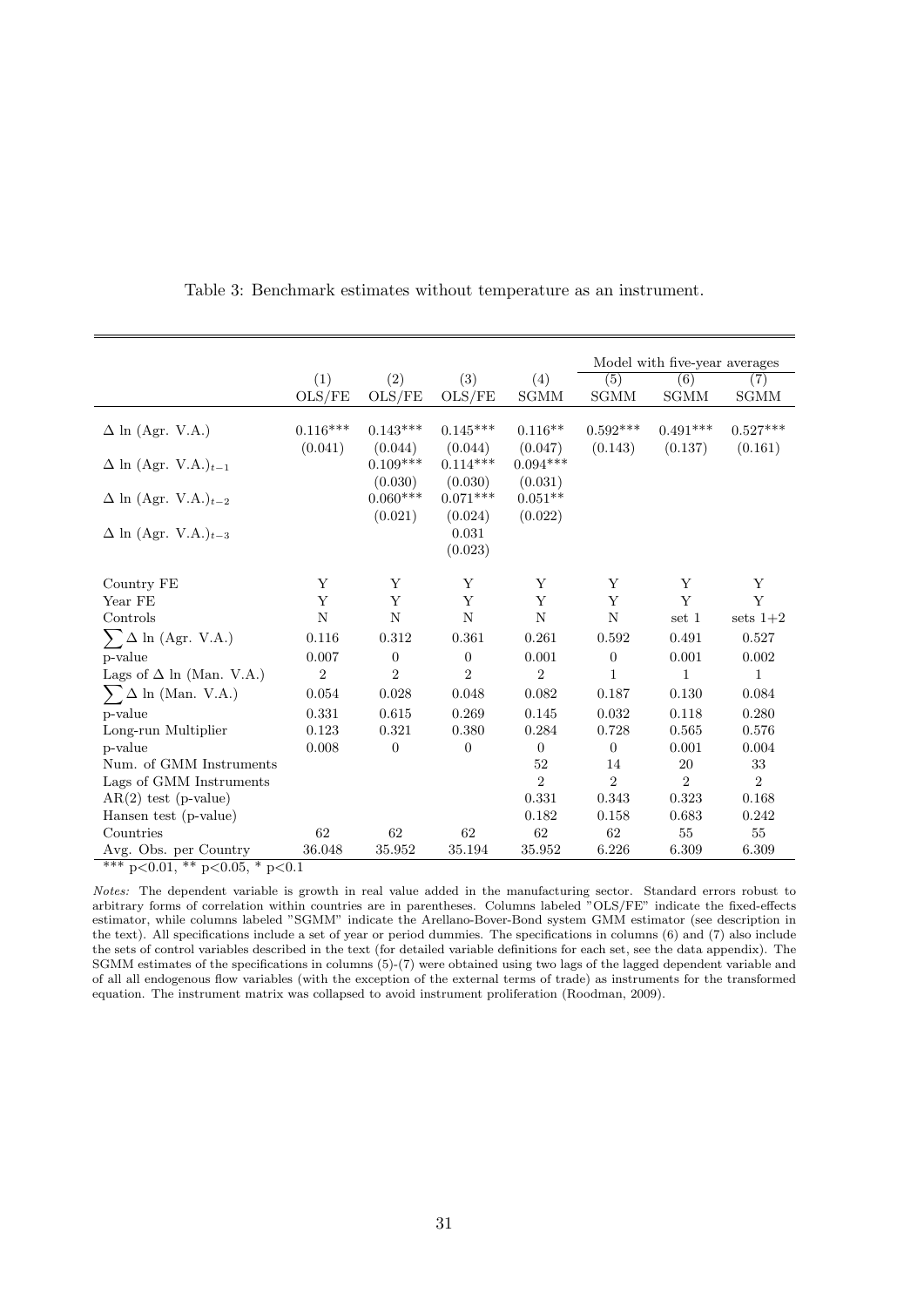Table 3: Benchmark estimates without temperature as an instrument.

| | | | | | Model with five-year averages | | |
|---|---|---|---|---|---|---|---|
| | (1) | (2) | (3) | (4) | (5) | (6) | (7) |
| | OLS/FE | OLS/FE | OLS/FE | SGMM | SGMM | SGMM | SGMM |
| $\Delta$ ln (Agr. V.A.) | 0.116*** | 0.143*** | 0.145*** | 0.116** | 0.592*** | 0.491*** | 0.527*** |
| | (0.041) | (0.044) | (0.044) | (0.047) | (0.143) | (0.137) | (0.161) |
| $\Delta$ ln (Agr. V.A.)$_{t-1}$ | | 0.109*** | 0.114*** | 0.094*** | | | |
| | | (0.030) | (0.030) | (0.031) | | | |
| $\Delta$ ln (Agr. V.A.)$_{t-2}$ | | 0.060*** | 0.071*** | 0.051** | | | |
| | | (0.021) | (0.024) | (0.022) | | | |
| $\Delta$ ln (Agr. V.A.)$_{t-3}$ | | | 0.031 | | | | |
| | | | (0.023) | | | | |
| Country FE | Y | Y | Y | Y | Y | Y | Y |
| Year FE | Y | Y | Y | Y | Y | Y | Y |
| Controls | N | N | N | N | N | set 1 | sets 1+2 |
| $\sum \Delta$ ln (Agr. V.A.) | 0.116 | 0.312 | 0.361 | 0.261 | 0.592 | 0.491 | 0.527 |
| p-value | 0.007 | 0 | 0 | 0.001 | 0 | 0.001 | 0.002 |
| Lags of $\Delta$ ln (Man. V.A.) | 2 | 2 | 2 | 2 | 1 | 1 | 1 |
| $\sum \Delta$ ln (Man. V.A.) | 0.054 | 0.028 | 0.048 | 0.082 | 0.187 | 0.130 | 0.084 |
| p-value | 0.331 | 0.615 | 0.269 | 0.145 | 0.032 | 0.118 | 0.280 |
| Long-run Multiplier | 0.123 | 0.321 | 0.380 | 0.284 | 0.728 | 0.565 | 0.576 |
| p-value | 0.008 | 0 | 0 | 0 | 0 | 0.001 | 0.004 |
| Num. of GMM Instruments | | | | 52 | 14 | 20 | 33 |
| Lags of GMM Instruments | | | | 2 | 2 | 2 | 2 |
| AR(2) test (p-value) | | | | 0.331 | 0.343 | 0.323 | 0.168 |
| Hansen test (p-value) | | | | 0.182 | 0.158 | 0.683 | 0.242 |
| Countries | 62 | 62 | 62 | 62 | 62 | 55 | 55 |
| Avg. Obs. per Country | 36.048 | 35.952 | 35.194 | 35.952 | 6.226 | 6.309 | 6.309 |

*** p<0.01, ** p<0.05, * p<0.1

*Notes:* The dependent variable is growth in real value added in the manufacturing sector. Standard errors robust to arbitrary forms of correlation within countries are in parentheses. Columns labeled "OLS/FE" indicate the fixed-effects estimator, while columns labeled "SGMM" indicate the Arellano-Bover-Bond system GMM estimator (see description in the text). All specifications include a set of year or period dummies. The specifications in columns (6) and (7) also include the sets of control variables described in the text (for detailed variable definitions for each set, see the data appendix). The SGMM estimates of the specifications in columns (5)-(7) were obtained using two lags of the lagged dependent variable and of all all endogenous flow variables (with the exception of the external terms of trade) as instruments for the transformed equation. The instrument matrix was collapsed to avoid instrument proliferation (Roodman, 2009).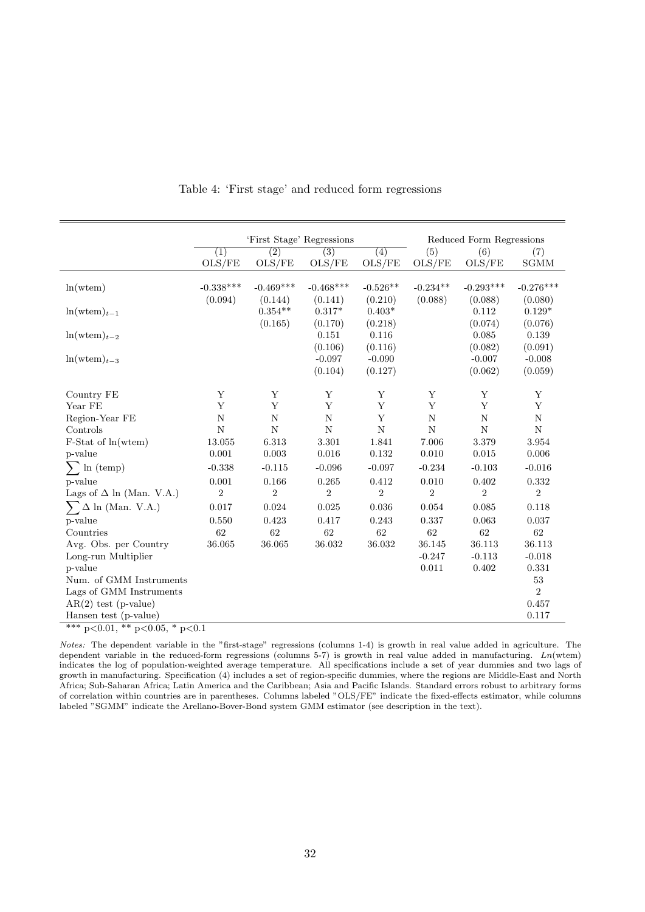Table 4: 'First stage' and reduced form regressions

| | 'First Stage' Regressions | | | | Reduced Form Regressions | | |
|---|---|---|---|---|---|---|---|
| | (1) | (2) | (3) | (4) | (5) | (6) | (7) |
| | OLS/FE | OLS/FE | OLS/FE | OLS/FE | OLS/FE | OLS/FE | SGMM |
| ln(wtem) | -0.338*** | -0.469*** | -0.468*** | -0.526** | -0.234** | -0.293*** | -0.276*** |
| | (0.094) | (0.144) | (0.141) | (0.210) | (0.088) | (0.088) | (0.080) |
| $\ln(\text{wtem})_{t-1}$ | | 0.354** | 0.317* | 0.403* | | 0.112 | 0.129* |
| | | (0.165) | (0.170) | (0.218) | | (0.074) | (0.076) |
| $\ln(\text{wtem})_{t-2}$ | | | 0.151 | 0.116 | | 0.085 | 0.139 |
| | | | (0.106) | (0.116) | | (0.082) | (0.091) |
| $\ln(\text{wtem})_{t-3}$ | | | -0.097 | -0.090 | | -0.007 | -0.008 |
| | | | (0.104) | (0.127) | | (0.062) | (0.059) |
| Country FE | Y | Y | Y | Y | Y | Y | Y |
| Year FE | Y | Y | Y | Y | Y | Y | Y |
| Region-Year FE | N | N | N | Y | N | N | N |
| Controls | N | N | N | N | N | N | N |
| F-Stat of ln(wtem) | 13.055 | 6.313 | 3.301 | 1.841 | 7.006 | 3.379 | 3.954 |
| p-value | 0.001 | 0.003 | 0.016 | 0.132 | 0.010 | 0.015 | 0.006 |
| $\sum$ ln (temp) | -0.338 | -0.115 | -0.096 | -0.097 | -0.234 | -0.103 | -0.016 |
| p-value | 0.001 | 0.166 | 0.265 | 0.412 | 0.010 | 0.402 | 0.332 |
| Lags of $\Delta$ ln (Man. V.A.) | 2 | 2 | 2 | 2 | 2 | 2 | 2 |
| $\sum \Delta$ ln (Man. V.A.) | 0.017 | 0.024 | 0.025 | 0.036 | 0.054 | 0.085 | 0.118 |
| p-value | 0.550 | 0.423 | 0.417 | 0.243 | 0.337 | 0.063 | 0.037 |
| Countries | 62 | 62 | 62 | 62 | 62 | 62 | 62 |
| Avg. Obs. per Country | 36.065 | 36.065 | 36.032 | 36.032 | 36.145 | 36.113 | 36.113 |
| Long-run Multiplier | | | | | -0.247 | -0.113 | -0.018 |
| p-value | | | | | 0.011 | 0.402 | 0.331 |
| Num. of GMM Instruments | | | | | | | 53 |
| Lags of GMM Instruments | | | | | | | 2 |
| AR(2) test (p-value) | | | | | | | 0.457 |
| Hansen test (p-value) | | | | | | | 0.117 |

*** p<0.01, ** p<0.05, * p<0.1

*Notes:* The dependent variable in the "first-stage" regressions (columns 1-4) is growth in real value added in agriculture. The dependent variable in the reduced-form regressions (columns 5-7) is growth in real value added in manufacturing. *Ln*(wtem) indicates the log of population-weighted average temperature. All specifications include a set of year dummies and two lags of growth in manufacturing. Specification (4) includes a set of region-specific dummies, where the regions are Middle-East and North Africa; Sub-Saharan Africa; Latin America and the Caribbean; Asia and Pacific Islands. Standard errors robust to arbitrary forms of correlation within countries are in parentheses. Columns labeled "OLS/FE" indicate the fixed-effects estimator, while columns labeled "SGMM" indicate the Arellano-Bover-Bond system GMM estimator (see description in the text).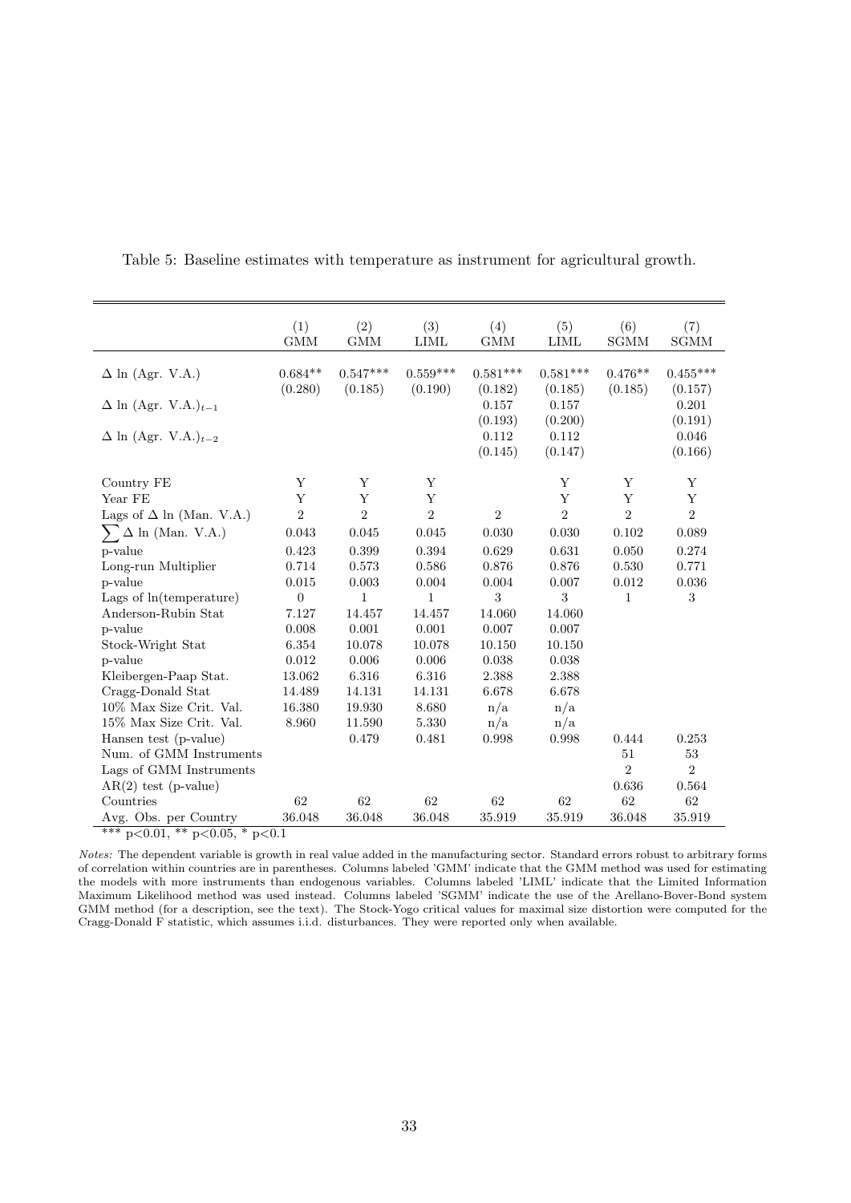Table 5: Baseline estimates with temperature as instrument for agricultural growth.

| | (1) GMM | (2) GMM | (3) LIML | (4) GMM | (5) LIML | (6) SGMM | (7) SGMM |
|---|---|---|---|---|---|---|---|
| $\Delta$ ln (Agr. V.A.) | 0.684** | 0.547*** | 0.559*** | 0.581*** | 0.581*** | 0.476** | 0.455*** |
| | (0.280) | (0.185) | (0.190) | (0.182) | (0.185) | (0.185) | (0.157) |
| $\Delta$ ln (Agr. V.A.)$_{t-1}$ | | | | 0.157 | 0.157 | | 0.201 |
| | | | | (0.193) | (0.200) | | (0.191) |
| $\Delta$ ln (Agr. V.A.)$_{t-2}$ | | | | 0.112 | 0.112 | | 0.046 |
| | | | | (0.145) | (0.147) | | (0.166) |
| Country FE | Y | Y | Y | | Y | Y | Y |
| Year FE | Y | Y | Y | | Y | Y | Y |
| Lags of $\Delta$ ln (Man. V.A.) | 2 | 2 | 2 | 2 | 2 | 2 | 2 |
| $\sum \Delta$ ln (Man. V.A.) | 0.043 | 0.045 | 0.045 | 0.030 | 0.030 | 0.102 | 0.089 |
| p-value | 0.423 | 0.399 | 0.394 | 0.629 | 0.631 | 0.050 | 0.274 |
| Long-run Multiplier | 0.714 | 0.573 | 0.586 | 0.876 | 0.876 | 0.530 | 0.771 |
| p-value | 0.015 | 0.003 | 0.004 | 0.004 | 0.007 | 0.012 | 0.036 |
| Lags of ln(temperature) | 0 | 1 | 1 | 3 | 3 | 1 | 3 |
| Anderson-Rubin Stat | 7.127 | 14.457 | 14.457 | 14.060 | 14.060 | | |
| p-value | 0.008 | 0.001 | 0.001 | 0.007 | 0.007 | | |
| Stock-Wright Stat | 6.354 | 10.078 | 10.078 | 10.150 | 10.150 | | |
| p-value | 0.012 | 0.006 | 0.006 | 0.038 | 0.038 | | |
| Kleibergen-Paap Stat. | 13.062 | 6.316 | 6.316 | 2.388 | 2.388 | | |
| Cragg-Donald Stat | 14.489 | 14.131 | 14.131 | 6.678 | 6.678 | | |
| 10% Max Size Crit. Val. | 16.380 | 19.930 | 8.680 | n/a | n/a | | |
| 15% Max Size Crit. Val. | 8.960 | 11.590 | 5.330 | n/a | n/a | | |
| Hansen test (p-value) | | 0.479 | 0.481 | 0.998 | 0.998 | 0.444 | 0.253 |
| Num. of GMM Instruments | | | | | | 51 | 53 |
| Lags of GMM Instruments | | | | | | 2 | 2 |
| AR(2) test (p-value) | | | | | | 0.636 | 0.564 |
| Countries | 62 | 62 | 62 | 62 | 62 | 62 | 62 |
| Avg. Obs. per Country | 36.048 | 36.048 | 36.048 | 35.919 | 35.919 | 36.048 | 35.919 |

*** p<0.01, ** p<0.05, * p<0.1

*Notes:* The dependent variable is growth in real value added in the manufacturing sector. Standard errors robust to arbitrary forms of correlation within countries are in parentheses. Columns labeled 'GMM' indicate that the GMM method was used for estimating the models with more instruments than endogenous variables. Columns labeled 'LIML' indicate that the Limited Information Maximum Likelihood method was used instead. Columns labeled 'SGMM' indicate the use of the Arellano-Bover-Bond system GMM method (for a description, see the text). The Stock-Yogo critical values for maximal size distortion were computed for the Cragg-Donald F statistic, which assumes i.i.d. disturbances. They were reported only when available.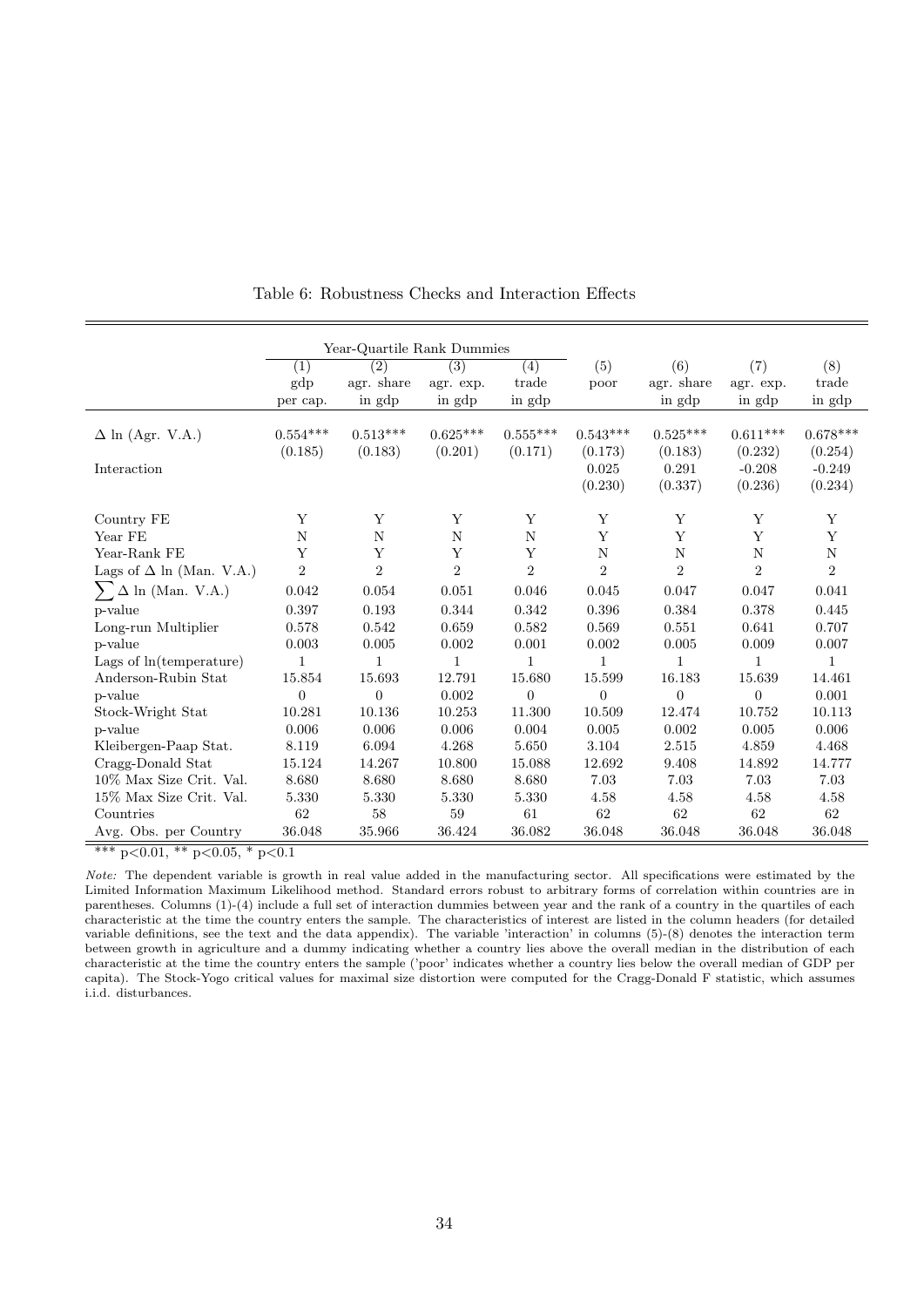Table 6: Robustness Checks and Interaction Effects

| | Year-Quartile Rank Dummies | | | | | | | |
|---|---|---|---|---|---|---|---|---|
| | (1) | (2) | (3) | (4) | (5) | (6) | (7) | (8) |
| | gdp per cap. | agr. share in gdp | agr. exp. in gdp | trade in gdp | poor | agr. share in gdp | agr. exp. in gdp | trade in gdp |
| $\Delta$ ln (Agr. V.A.) | 0.554*** | 0.513*** | 0.625*** | 0.555*** | 0.543*** | 0.525*** | 0.611*** | 0.678*** |
| | (0.185) | (0.183) | (0.201) | (0.171) | (0.173) | (0.183) | (0.232) | (0.254) |
| Interaction | | | | | 0.025 | 0.291 | -0.208 | -0.249 |
| | | | | | (0.230) | (0.337) | (0.236) | (0.234) |
| Country FE | Y | Y | Y | Y | Y | Y | Y | Y |
| Year FE | N | N | N | N | Y | Y | Y | Y |
| Year-Rank FE | Y | Y | Y | Y | N | N | N | N |
| Lags of $\Delta$ ln (Man. V.A.) | 2 | 2 | 2 | 2 | 2 | 2 | 2 | 2 |
| $\sum \Delta$ ln (Man. V.A.) | 0.042 | 0.054 | 0.051 | 0.046 | 0.045 | 0.047 | 0.047 | 0.041 |
| p-value | 0.397 | 0.193 | 0.344 | 0.342 | 0.396 | 0.384 | 0.378 | 0.445 |
| Long-run Multiplier | 0.578 | 0.542 | 0.659 | 0.582 | 0.569 | 0.551 | 0.641 | 0.707 |
| p-value | 0.003 | 0.005 | 0.002 | 0.001 | 0.002 | 0.005 | 0.009 | 0.007 |
| Lags of ln(temperature) | 1 | 1 | 1 | 1 | 1 | 1 | 1 | 1 |
| Anderson-Rubin Stat | 15.854 | 15.693 | 12.791 | 15.680 | 15.599 | 16.183 | 15.639 | 14.461 |
| p-value | 0 | 0 | 0.002 | 0 | 0 | 0 | 0 | 0.001 |
| Stock-Wright Stat | 10.281 | 10.136 | 10.253 | 11.300 | 10.509 | 12.474 | 10.752 | 10.113 |
| p-value | 0.006 | 0.006 | 0.006 | 0.004 | 0.005 | 0.002 | 0.005 | 0.006 |
| Kleibergen-Paap Stat. | 8.119 | 6.094 | 4.268 | 5.650 | 3.104 | 2.515 | 4.859 | 4.468 |
| Cragg-Donald Stat | 15.124 | 14.267 | 10.800 | 15.088 | 12.692 | 9.408 | 14.892 | 14.777 |
| 10% Max Size Crit. Val. | 8.680 | 8.680 | 8.680 | 8.680 | 7.03 | 7.03 | 7.03 | 7.03 |
| 15% Max Size Crit. Val. | 5.330 | 5.330 | 5.330 | 5.330 | 4.58 | 4.58 | 4.58 | 4.58 |
| Countries | 62 | 58 | 59 | 61 | 62 | 62 | 62 | 62 |
| Avg. Obs. per Country | 36.048 | 35.966 | 36.424 | 36.082 | 36.048 | 36.048 | 36.048 | 36.048 |

*** p<0.01, ** p<0.05, * p<0.1

*Note:* The dependent variable is growth in real value added in the manufacturing sector. All specifications were estimated by the Limited Information Maximum Likelihood method. Standard errors robust to arbitrary forms of correlation within countries are in parentheses. Columns (1)-(4) include a full set of interaction dummies between year and the rank of a country in the quartiles of each characteristic at the time the country enters the sample. The characteristics of interest are listed in the column headers (for detailed variable definitions, see the text and the data appendix). The variable 'interaction' in columns (5)-(8) denotes the interaction term between growth in agriculture and a dummy indicating whether a country lies above the overall median in the distribution of each characteristic at the time the country enters the sample ('poor' indicates whether a country lies below the overall median of GDP per capita). The Stock-Yogo critical values for maximal size distortion were computed for the Cragg-Donald F statistic, which assumes i.i.d. disturbances.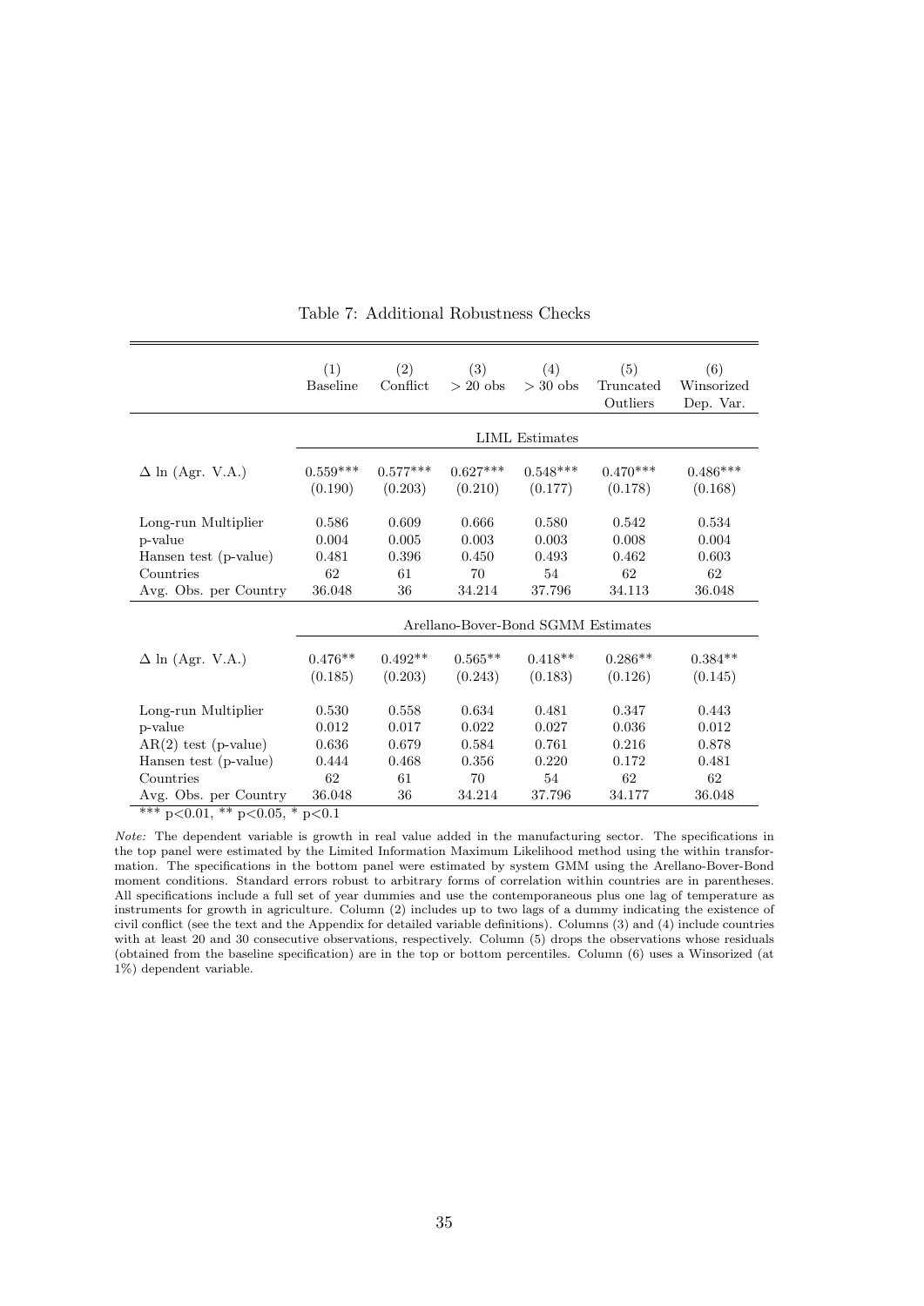Table 7: Additional Robustness Checks

| | (1) Baseline | (2) Conflict | (3) > 20 obs | (4) > 30 obs | (5) Truncated Outliers | (6) Winsorized Dep. Var. |
|---|---|---|---|---|---|---|
| | LIML Estimates | | | | | |
| $\Delta$ ln (Agr. V.A.) | 0.559*** | 0.577*** | 0.627*** | 0.548*** | 0.470*** | 0.486*** |
| | (0.190) | (0.203) | (0.210) | (0.177) | (0.178) | (0.168) |
| Long-run Multiplier | 0.586 | 0.609 | 0.666 | 0.580 | 0.542 | 0.534 |
| p-value | 0.004 | 0.005 | 0.003 | 0.003 | 0.008 | 0.004 |
| Hansen test (p-value) | 0.481 | 0.396 | 0.450 | 0.493 | 0.462 | 0.603 |
| Countries | 62 | 61 | 70 | 54 | 62 | 62 |
| Avg. Obs. per Country | 36.048 | 36 | 34.214 | 37.796 | 34.113 | 36.048 |
| | Arellano-Bover-Bond SGMM Estimates | | | | | |
| $\Delta$ ln (Agr. V.A.) | 0.476** | 0.492** | 0.565** | 0.418** | 0.286** | 0.384** |
| | (0.185) | (0.203) | (0.243) | (0.183) | (0.126) | (0.145) |
| Long-run Multiplier | 0.530 | 0.558 | 0.634 | 0.481 | 0.347 | 0.443 |
| p-value | 0.012 | 0.017 | 0.022 | 0.027 | 0.036 | 0.012 |
| AR(2) test (p-value) | 0.636 | 0.679 | 0.584 | 0.761 | 0.216 | 0.878 |
| Hansen test (p-value) | 0.444 | 0.468 | 0.356 | 0.220 | 0.172 | 0.481 |
| Countries | 62 | 61 | 70 | 54 | 62 | 62 |
| Avg. Obs. per Country | 36.048 | 36 | 34.214 | 37.796 | 34.177 | 36.048 |

*** p<0.01, ** p<0.05, * p<0.1

*Note:* The dependent variable is growth in real value added in the manufacturing sector. The specifications in the top panel were estimated by the Limited Information Maximum Likelihood method using the within transformation. The specifications in the bottom panel were estimated by system GMM using the Arellano-Bover-Bond moment conditions. Standard errors robust to arbitrary forms of correlation within countries are in parentheses. All specifications include a full set of year dummies and use the contemporaneous plus one lag of temperature as instruments for growth in agriculture. Column (2) includes up to two lags of a dummy indicating the existence of civil conflict (see the text and the Appendix for detailed variable definitions). Columns (3) and (4) include countries with at least 20 and 30 consecutive observations, respectively. Column (5) drops the observations whose residuals (obtained from the baseline specification) are in the top or bottom percentiles. Column (6) uses a Winsorized (at 1%) dependent variable.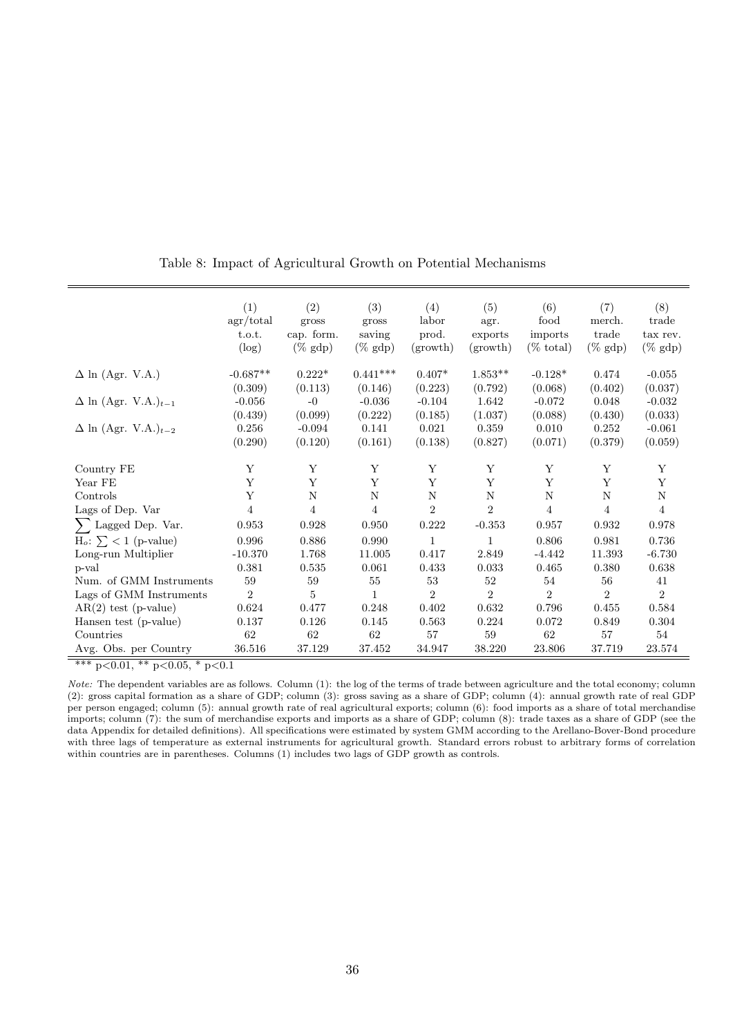Table 8: Impact of Agricultural Growth on Potential Mechanisms

| | (1) agr/total t.o.t. (log) | (2) gross cap. form. (% gdp) | (3) gross saving (% gdp) | (4) labor prod. (growth) | (5) agr. exports (growth) | (6) food imports (% total) | (7) merch. trade (% gdp) | (8) trade tax rev. (% gdp) |
|---|---|---|---|---|---|---|---|---|
| $\Delta$ ln (Agr. V.A.) | -0.687** | 0.222* | 0.441*** | 0.407* | 1.853** | -0.128* | 0.474 | -0.055 |
| | (0.309) | (0.113) | (0.146) | (0.223) | (0.792) | (0.068) | (0.402) | (0.037) |
| $\Delta$ ln (Agr. V.A.)$_{t-1}$ | -0.056 | -0 | -0.036 | -0.104 | 1.642 | -0.072 | 0.048 | -0.032 |
| | (0.439) | (0.099) | (0.222) | (0.185) | (1.037) | (0.088) | (0.430) | (0.033) |
| $\Delta$ ln (Agr. V.A.)$_{t-2}$ | 0.256 | -0.094 | 0.141 | 0.021 | 0.359 | 0.010 | 0.252 | -0.061 |
| | (0.290) | (0.120) | (0.161) | (0.138) | (0.827) | (0.071) | (0.379) | (0.059) |
| Country FE | Y | Y | Y | Y | Y | Y | Y | Y |
| Year FE | Y | Y | Y | Y | Y | Y | Y | Y |
| Controls | Y | N | N | N | N | N | N | N |
| Lags of Dep. Var | 4 | 4 | 4 | 2 | 2 | 4 | 4 | 4 |
| $\sum$ Lagged Dep. Var. | 0.953 | 0.928 | 0.950 | 0.222 | -0.353 | 0.957 | 0.932 | 0.978 |
| H$_o$: $\sum < 1$ (p-value) | 0.996 | 0.886 | 0.990 | 1 | 1 | 0.806 | 0.981 | 0.736 |
| Long-run Multiplier | -10.370 | 1.768 | 11.005 | 0.417 | 2.849 | -4.442 | 11.393 | -6.730 |
| p-val | 0.381 | 0.535 | 0.061 | 0.433 | 0.033 | 0.465 | 0.380 | 0.638 |
| Num. of GMM Instruments | 59 | 59 | 55 | 53 | 52 | 54 | 56 | 41 |
| Lags of GMM Instruments | 2 | 5 | 1 | 2 | 2 | 2 | 2 | 2 |
| AR(2) test (p-value) | 0.624 | 0.477 | 0.248 | 0.402 | 0.632 | 0.796 | 0.455 | 0.584 |
| Hansen test (p-value) | 0.137 | 0.126 | 0.145 | 0.563 | 0.224 | 0.072 | 0.849 | 0.304 |
| Countries | 62 | 62 | 62 | 57 | 59 | 62 | 57 | 54 |
| Avg. Obs. per Country | 36.516 | 37.129 | 37.452 | 34.947 | 38.220 | 23.806 | 37.719 | 23.574 |

*** p<0.01, ** p<0.05, * p<0.1

*Note:* The dependent variables are as follows. Column (1): the log of the terms of trade between agriculture and the total economy; column (2): gross capital formation as a share of GDP; column (3): gross saving as a share of GDP; column (4): annual growth rate of real GDP per person engaged; column (5): annual growth rate of real agricultural exports; column (6): food imports as a share of total merchandise imports; column (7): the sum of merchandise exports and imports as a share of GDP; column (8): trade taxes as a share of GDP (see the data Appendix for detailed definitions). All specifications were estimated by system GMM according to the Arellano-Bover-Bond procedure with three lags of temperature as external instruments for agricultural growth. Standard errors robust to arbitrary forms of correlation within countries are in parentheses. Columns (1) includes two lags of GDP growth as controls.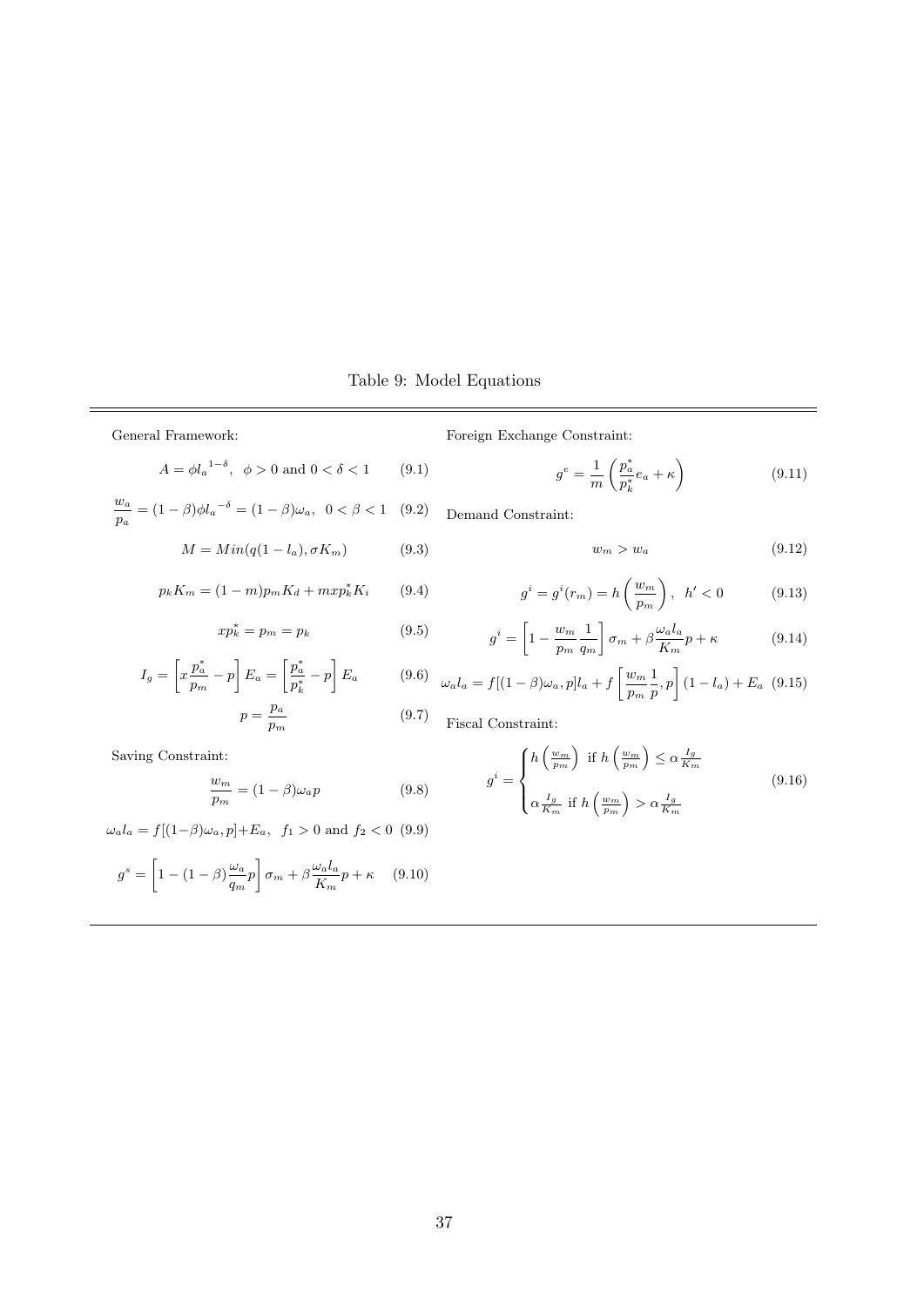Table 9: Model Equations

General Framework:

$$A = \phi {l_a}^{1-\delta}, \ \ \phi > 0 \text{ and } 0 < \delta < 1 \tag{9.1}$$

$$\frac{w_a}{p_a} = (1-\beta)\phi {l_a}^{-\delta} = (1-\beta)\omega_a, \ \ 0 < \beta < 1 \tag{9.2}$$

$$M = Min(q(1-l_a), \sigma K_m) \tag{9.3}$$

$$p_k K_m = (1-m) p_m K_d + m x p_k^* K_i \tag{9.4}$$

$$x p_k^* = p_m = p_k \tag{9.5}$$

$$I_g = \left[ x \frac{p_a^*}{p_m} - p \right] E_a = \left[ \frac{p_a^*}{p_k^*} - p \right] E_a \tag{9.6}$$

$$p = \frac{p_a}{p_m} \tag{9.7}$$

Saving Constraint:

$$\frac{w_m}{p_m} = (1-\beta)\omega_a p \tag{9.8}$$

$$\omega_a l_a = f[(1-\beta)\omega_a, p] + E_a, \ \ f_1 > 0 \text{ and } f_2 < 0 \tag{9.9}$$

$$g^s = \left[ 1 - (1-\beta)\frac{\omega_a}{q_m} p \right] \sigma_m + \beta \frac{\omega_a l_a}{K_m} p + \kappa \tag{9.10}$$

Foreign Exchange Constraint:

$$g^e = \frac{1}{m} \left( \frac{p_a^*}{p_k^*} e_a + \kappa \right) \tag{9.11}$$

Demand Constraint:

$$w_m > w_a \tag{9.12}$$

$$g^i = g^i(r_m) = h\left( \frac{w_m}{p_m} \right), \ \ h' < 0 \tag{9.13}$$

$$g^i = \left[ 1 - \frac{w_m}{p_m} \frac{1}{q_m} \right] \sigma_m + \beta \frac{\omega_a l_a}{K_m} p + \kappa \tag{9.14}$$

$$\omega_a l_a = f[(1-\beta)\omega_a, p] l_a + f\left[ \frac{w_m}{p_m} \frac{1}{p}, p \right] (1-l_a) + E_a \tag{9.15}$$

Fiscal Constraint:

$$g^i = \begin{cases} h\left(\frac{w_m}{p_m}\right) \ \text{ if } h\left(\frac{w_m}{p_m}\right) \leq \alpha \frac{I_g}{K_m} \\ \alpha \frac{I_g}{K_m} \ \text{ if } h\left(\frac{w_m}{p_m}\right) > \alpha \frac{I_g}{K_m} \end{cases} \tag{9.16}$$